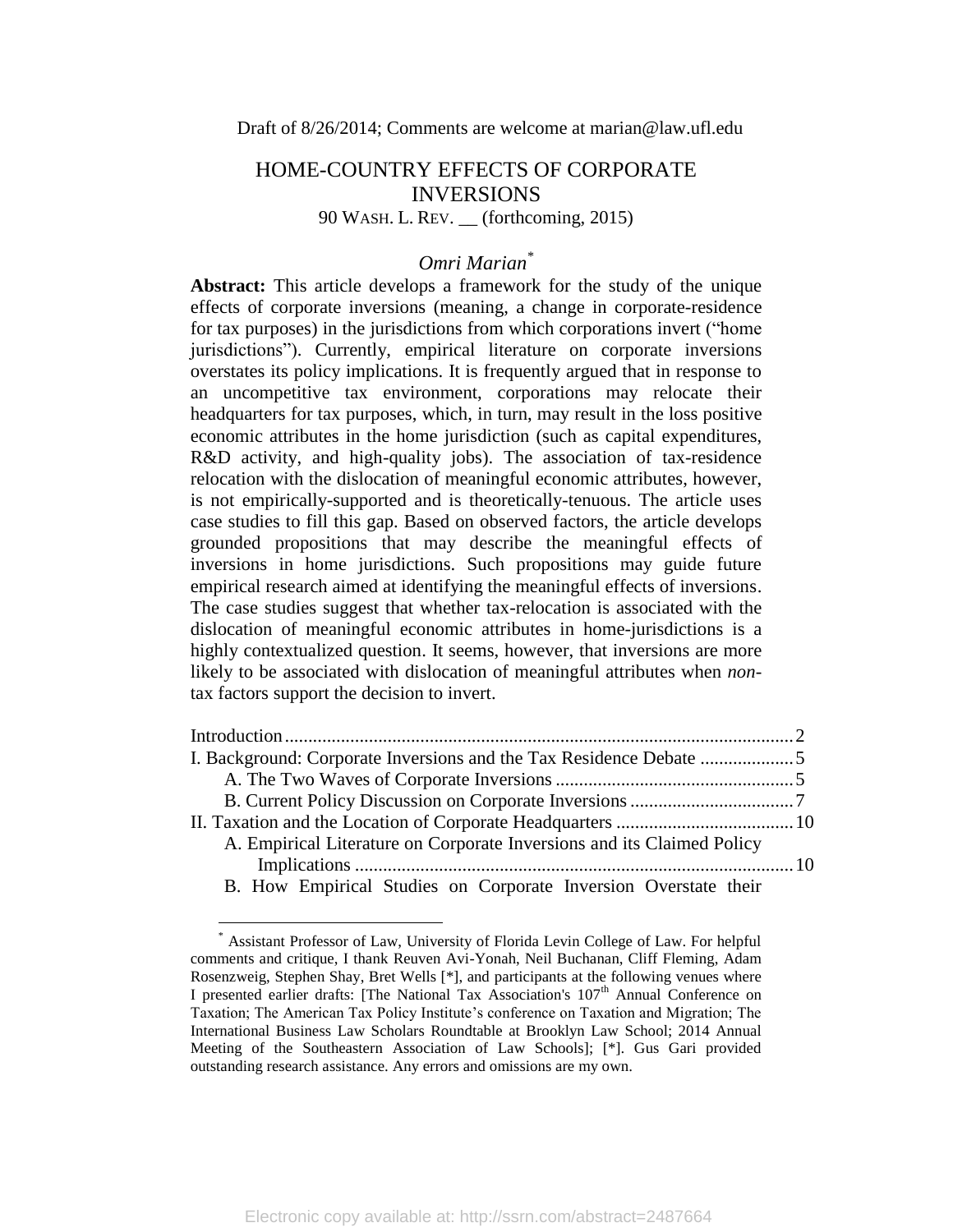Draft of 8/26/2014; Comments are welcome at marian@law.ufl.edu

# HOME-COUNTRY EFFECTS OF CORPORATE INVERSIONS

90 WASH. L. REV. __ (forthcoming, 2015)

*Omri Marian*[*]

**Abstract:** This article develops a framework for the study of the unique effects of corporate inversions (meaning, a change in corporate-residence for tax purposes) in the jurisdictions from which corporations invert ("home jurisdictions"). Currently, empirical literature on corporate inversions overstates its policy implications. It is frequently argued that in response to an uncompetitive tax environment, corporations may relocate their headquarters for tax purposes, which, in turn, may result in the loss positive economic attributes in the home jurisdiction (such as capital expenditures, R&D activity, and high-quality jobs). The association of tax-residence relocation with the dislocation of meaningful economic attributes, however, is not empirically-supported and is theoretically-tenuous. The article uses case studies to fill this gap. Based on observed factors, the article develops grounded propositions that may describe the meaningful effects of inversions in home jurisdictions. Such propositions may guide future empirical research aimed at identifying the meaningful effects of inversions. The case studies suggest that whether tax-relocation is associated with the dislocation of meaningful economic attributes in home-jurisdictions is a highly contextualized question. It seems, however, that inversions are more likely to be associated with dislocation of meaningful attributes when *non*-tax factors support the decision to invert.

Introduction ........................................................................................... 2
I. Background: Corporate Inversions and the Tax Residence Debate .................... 5
    A. The Two Waves of Corporate Inversions .................................................. 5
    B. Current Policy Discussion on Corporate Inversions .................................. 7
II. Taxation and the Location of Corporate Headquarters ..................................... 10
    A. Empirical Literature on Corporate Inversions and its Claimed Policy Implications ............................................................................................ 10
    B. How Empirical Studies on Corporate Inversion Overstate their

---

[*] Assistant Professor of Law, University of Florida Levin College of Law. For helpful comments and critique, I thank Reuven Avi-Yonah, Neil Buchanan, Cliff Fleming, Adam Rosenzweig, Stephen Shay, Bret Wells [*], and participants at the following venues where I presented earlier drafts: [The National Tax Association's 107th Annual Conference on Taxation; The American Tax Policy Institute's conference on Taxation and Migration; The International Business Law Scholars Roundtable at Brooklyn Law School; 2014 Annual Meeting of the Southeastern Association of Law Schools]; [*]. Gus Gari provided outstanding research assistance. Any errors and omissions are my own.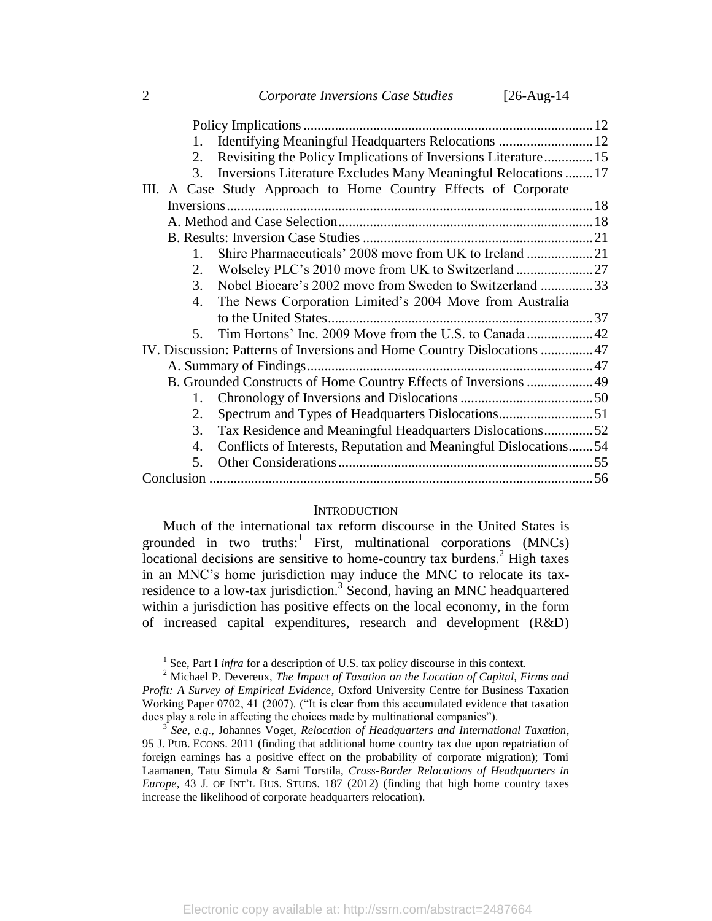Policy Implications .......... 12

1. Identifying Meaningful Headquarters Relocations .......... 12
2. Revisiting the Policy Implications of Inversions Literature .......... 15
3. Inversions Literature Excludes Many Meaningful Relocations .......... 17

III. A Case Study Approach to Home Country Effects of Corporate Inversions .......... 18

A. Method and Case Selection .......... 18

B. Results: Inversion Case Studies .......... 21

1. Shire Pharmaceuticals' 2008 move from UK to Ireland .......... 21
2. Wolseley PLC's 2010 move from UK to Switzerland .......... 27
3. Nobel Biocare's 2002 move from Sweden to Switzerland .......... 33
4. The News Corporation Limited's 2004 Move from Australia to the United States .......... 37
5. Tim Hortons' Inc. 2009 Move from the U.S. to Canada .......... 42

IV. Discussion: Patterns of Inversions and Home Country Dislocations .......... 47

A. Summary of Findings .......... 47

B. Grounded Constructs of Home Country Effects of Inversions .......... 49

1. Chronology of Inversions and Dislocations .......... 50
2. Spectrum and Types of Headquarters Dislocations .......... 51
3. Tax Residence and Meaningful Headquarters Dislocations .......... 52
4. Conflicts of Interests, Reputation and Meaningful Dislocations .......... 54
5. Other Considerations .......... 55

Conclusion .......... 56

## INTRODUCTION

Much of the international tax reform discourse in the United States is grounded in two truths:[1] First, multinational corporations (MNCs) locational decisions are sensitive to home-country tax burdens.[2] High taxes in an MNC's home jurisdiction may induce the MNC to relocate its tax-residence to a low-tax jurisdiction.[3] Second, having an MNC headquartered within a jurisdiction has positive effects on the local economy, in the form of increased capital expenditures, research and development (R&D)

---

[1] See, Part I *infra* for a description of U.S. tax policy discourse in this context.

[2] Michael P. Devereux, *The Impact of Taxation on the Location of Capital, Firms and Profit: A Survey of Empirical Evidence*, Oxford University Centre for Business Taxation Working Paper 0702, 41 (2007). ("It is clear from this accumulated evidence that taxation does play a role in affecting the choices made by multinational companies").

[3] *See, e.g.*, Johannes Voget, *Relocation of Headquarters and International Taxation*, 95 J. PUB. ECONS. 2011 (finding that additional home country tax due upon repatriation of foreign earnings has a positive effect on the probability of corporate migration); Tomi Laamanen, Tatu Simula & Sami Torstila, *Cross-Border Relocations of Headquarters in Europe*, 43 J. OF INT'L BUS. STUDS. 187 (2012) (finding that high home country taxes increase the likelihood of corporate headquarters relocation).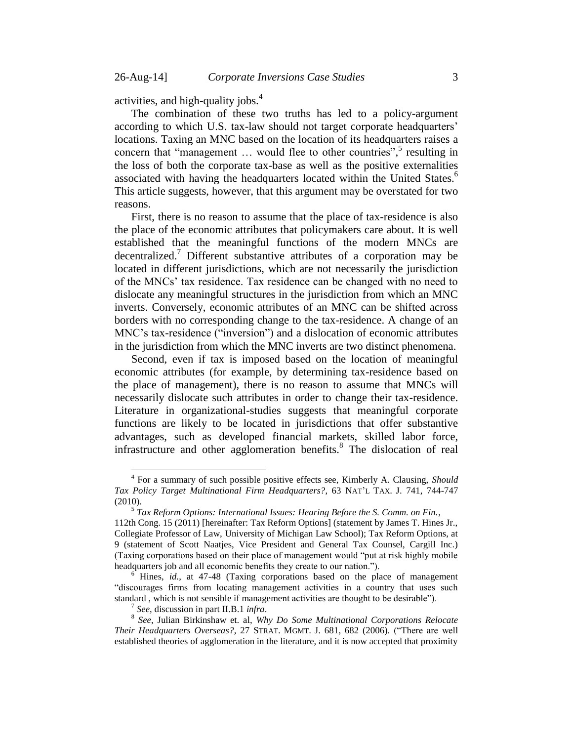activities, and high-quality jobs.[4]

The combination of these two truths has led to a policy-argument according to which U.S. tax-law should not target corporate headquarters' locations. Taxing an MNC based on the location of its headquarters raises a concern that "management … would flee to other countries",[5] resulting in the loss of both the corporate tax-base as well as the positive externalities associated with having the headquarters located within the United States.[6] This article suggests, however, that this argument may be overstated for two reasons.

First, there is no reason to assume that the place of tax-residence is also the place of the economic attributes that policymakers care about. It is well established that the meaningful functions of the modern MNCs are decentralized.[7] Different substantive attributes of a corporation may be located in different jurisdictions, which are not necessarily the jurisdiction of the MNCs' tax residence. Tax residence can be changed with no need to dislocate any meaningful structures in the jurisdiction from which an MNC inverts. Conversely, economic attributes of an MNC can be shifted across borders with no corresponding change to the tax-residence. A change of an MNC's tax-residence ("inversion") and a dislocation of economic attributes in the jurisdiction from which the MNC inverts are two distinct phenomena.

Second, even if tax is imposed based on the location of meaningful economic attributes (for example, by determining tax-residence based on the place of management), there is no reason to assume that MNCs will necessarily dislocate such attributes in order to change their tax-residence. Literature in organizational-studies suggests that meaningful corporate functions are likely to be located in jurisdictions that offer substantive advantages, such as developed financial markets, skilled labor force, infrastructure and other agglomeration benefits.[8] The dislocation of real

---

[4] For a summary of such possible positive effects see, Kimberly A. Clausing, *Should Tax Policy Target Multinational Firm Headquarters?*, 63 NAT'L TAX. J. 741, 744-747 (2010).

[5] *Tax Reform Options: International Issues: Hearing Before the S. Comm. on Fin.*, 112th Cong. 15 (2011) [hereinafter: Tax Reform Options] (statement by James T. Hines Jr., Collegiate Professor of Law, University of Michigan Law School); Tax Reform Options, at 9 (statement of Scott Naatjes, Vice President and General Tax Counsel, Cargill Inc.) (Taxing corporations based on their place of management would "put at risk highly mobile headquarters job and all economic benefits they create to our nation.").

[6] Hines, *id.*, at 47-48 (Taxing corporations based on the place of management "discourages firms from locating management activities in a country that uses such standard , which is not sensible if management activities are thought to be desirable").

[7] *See*, discussion in part II.B.1 *infra*.

[8] *See*, Julian Birkinshaw et. al, *Why Do Some Multinational Corporations Relocate Their Headquarters Overseas?*, 27 STRAT. MGMT. J. 681, 682 (2006). ("There are well established theories of agglomeration in the literature, and it is now accepted that proximity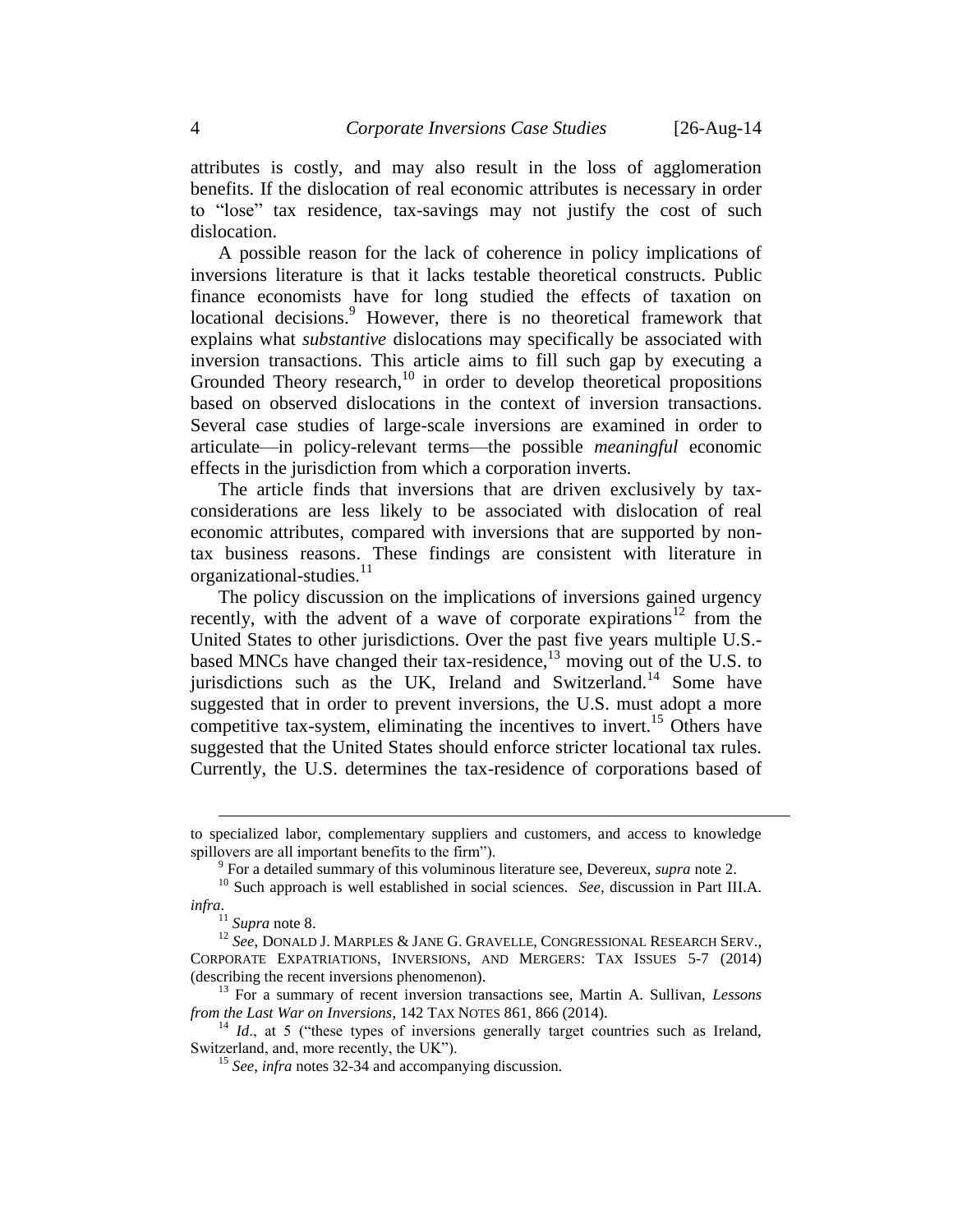attributes is costly, and may also result in the loss of agglomeration benefits. If the dislocation of real economic attributes is necessary in order to "lose" tax residence, tax-savings may not justify the cost of such dislocation.

A possible reason for the lack of coherence in policy implications of inversions literature is that it lacks testable theoretical constructs. Public finance economists have for long studied the effects of taxation on locational decisions.[9] However, there is no theoretical framework that explains what *substantive* dislocations may specifically be associated with inversion transactions. This article aims to fill such gap by executing a Grounded Theory research,[10] in order to develop theoretical propositions based on observed dislocations in the context of inversion transactions. Several case studies of large-scale inversions are examined in order to articulate—in policy-relevant terms—the possible *meaningful* economic effects in the jurisdiction from which a corporation inverts.

The article finds that inversions that are driven exclusively by tax-considerations are less likely to be associated with dislocation of real economic attributes, compared with inversions that are supported by non-tax business reasons. These findings are consistent with literature in organizational-studies.[11]

The policy discussion on the implications of inversions gained urgency recently, with the advent of a wave of corporate expirations[12] from the United States to other jurisdictions. Over the past five years multiple U.S.-based MNCs have changed their tax-residence,[13] moving out of the U.S. to jurisdictions such as the UK, Ireland and Switzerland.[14] Some have suggested that in order to prevent inversions, the U.S. must adopt a more competitive tax-system, eliminating the incentives to invert.[15] Others have suggested that the United States should enforce stricter locational tax rules. Currently, the U.S. determines the tax-residence of corporations based of

---

to specialized labor, complementary suppliers and customers, and access to knowledge spillovers are all important benefits to the firm").

[9] For a detailed summary of this voluminous literature see, Devereux, *supra* note 2.

[10] Such approach is well established in social sciences. *See*, discussion in Part III.A. *infra*.

[11] *Supra* note 8.

[12] *See*, DONALD J. MARPLES & JANE G. GRAVELLE, CONGRESSIONAL RESEARCH SERV., CORPORATE EXPATRIATIONS, INVERSIONS, AND MERGERS: TAX ISSUES 5-7 (2014) (describing the recent inversions phenomenon).

[13] For a summary of recent inversion transactions see, Martin A. Sullivan, *Lessons from the Last War on Inversions*, 142 TAX NOTES 861, 866 (2014).

[14] *Id*., at 5 ("these types of inversions generally target countries such as Ireland, Switzerland, and, more recently, the UK").

[15] *See*, *infra* notes 32-34 and accompanying discussion.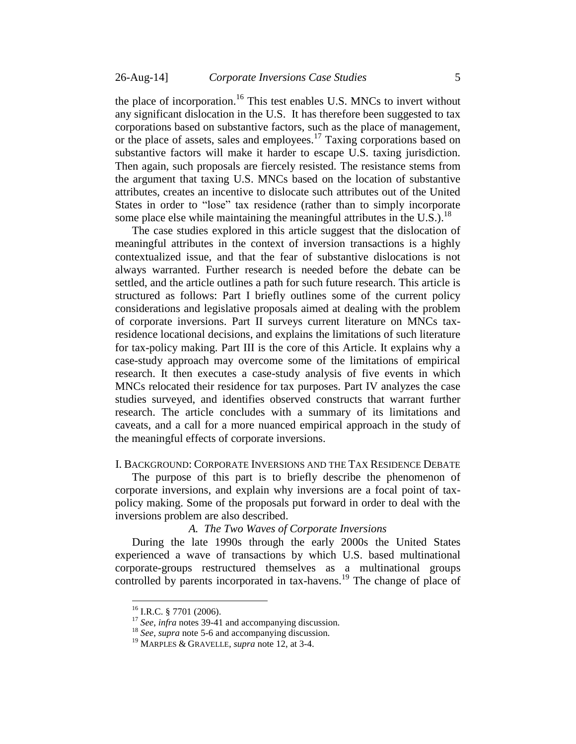the place of incorporation.[16] This test enables U.S. MNCs to invert without any significant dislocation in the U.S. It has therefore been suggested to tax corporations based on substantive factors, such as the place of management, or the place of assets, sales and employees.[17] Taxing corporations based on substantive factors will make it harder to escape U.S. taxing jurisdiction. Then again, such proposals are fiercely resisted. The resistance stems from the argument that taxing U.S. MNCs based on the location of substantive attributes, creates an incentive to dislocate such attributes out of the United States in order to "lose" tax residence (rather than to simply incorporate some place else while maintaining the meaningful attributes in the U.S.).[18]

The case studies explored in this article suggest that the dislocation of meaningful attributes in the context of inversion transactions is a highly contextualized issue, and that the fear of substantive dislocations is not always warranted. Further research is needed before the debate can be settled, and the article outlines a path for such future research. This article is structured as follows: Part I briefly outlines some of the current policy considerations and legislative proposals aimed at dealing with the problem of corporate inversions. Part II surveys current literature on MNCs tax-residence locational decisions, and explains the limitations of such literature for tax-policy making. Part III is the core of this Article. It explains why a case-study approach may overcome some of the limitations of empirical research. It then executes a case-study analysis of five events in which MNCs relocated their residence for tax purposes. Part IV analyzes the case studies surveyed, and identifies observed constructs that warrant further research. The article concludes with a summary of its limitations and caveats, and a call for a more nuanced empirical approach in the study of the meaningful effects of corporate inversions.

## I. BACKGROUND: CORPORATE INVERSIONS AND THE TAX RESIDENCE DEBATE

The purpose of this part is to briefly describe the phenomenon of corporate inversions, and explain why inversions are a focal point of tax-policy making. Some of the proposals put forward in order to deal with the inversions problem are also described.

### *A. The Two Waves of Corporate Inversions*

During the late 1990s through the early 2000s the United States experienced a wave of transactions by which U.S. based multinational corporate-groups restructured themselves as a multinational groups controlled by parents incorporated in tax-havens.[19] The change of place of

---

[16] I.R.C. § 7701 (2006).

[17] *See*, *infra* notes 39-41 and accompanying discussion.

[18] *See*, *supra* note 5-6 and accompanying discussion.

[19] MARPLES & GRAVELLE, *supra* note 12, at 3-4.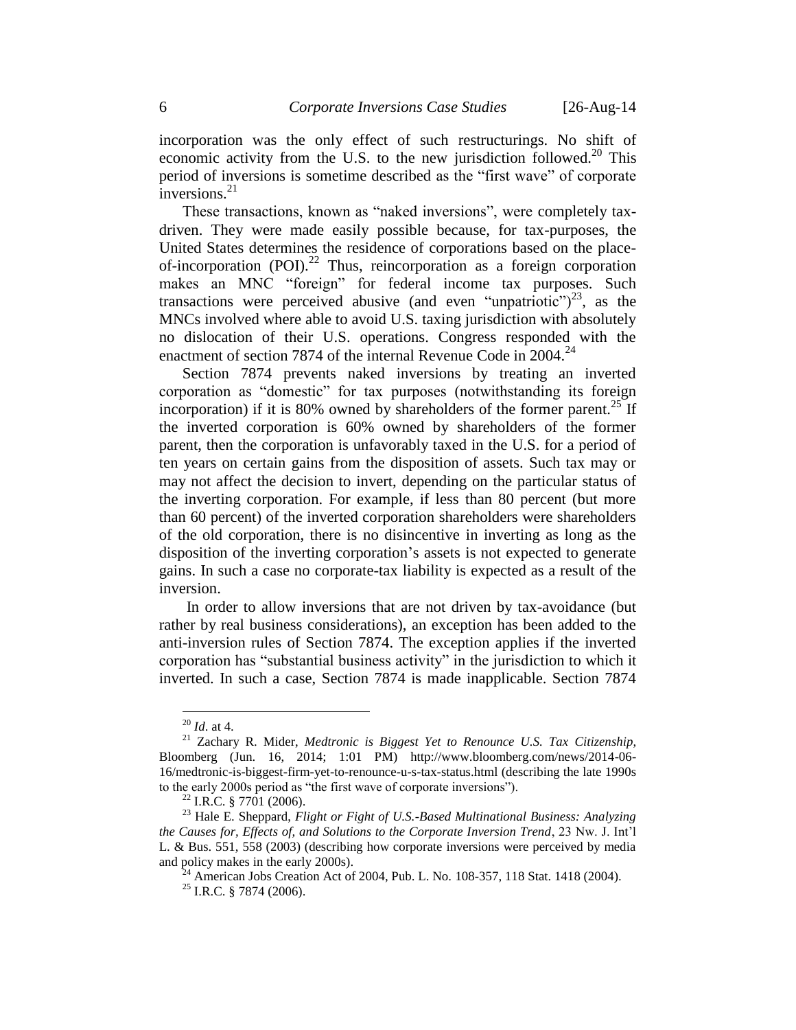incorporation was the only effect of such restructurings. No shift of economic activity from the U.S. to the new jurisdiction followed.[20] This period of inversions is sometime described as the "first wave" of corporate inversions.[21]

These transactions, known as "naked inversions", were completely tax-driven. They were made easily possible because, for tax-purposes, the United States determines the residence of corporations based on the place-of-incorporation (POI).[22] Thus, reincorporation as a foreign corporation makes an MNC "foreign" for federal income tax purposes. Such transactions were perceived abusive (and even "unpatriotic")[23], as the MNCs involved where able to avoid U.S. taxing jurisdiction with absolutely no dislocation of their U.S. operations. Congress responded with the enactment of section 7874 of the internal Revenue Code in 2004.[24]

Section 7874 prevents naked inversions by treating an inverted corporation as "domestic" for tax purposes (notwithstanding its foreign incorporation) if it is 80% owned by shareholders of the former parent.[25] If the inverted corporation is 60% owned by shareholders of the former parent, then the corporation is unfavorably taxed in the U.S. for a period of ten years on certain gains from the disposition of assets. Such tax may or may not affect the decision to invert, depending on the particular status of the inverting corporation. For example, if less than 80 percent (but more than 60 percent) of the inverted corporation shareholders were shareholders of the old corporation, there is no disincentive in inverting as long as the disposition of the inverting corporation's assets is not expected to generate gains. In such a case no corporate-tax liability is expected as a result of the inversion.

In order to allow inversions that are not driven by tax-avoidance (but rather by real business considerations), an exception has been added to the anti-inversion rules of Section 7874. The exception applies if the inverted corporation has "substantial business activity" in the jurisdiction to which it inverted. In such a case, Section 7874 is made inapplicable. Section 7874

---

[20] *Id*. at 4.

[21] Zachary R. Mider, *Medtronic is Biggest Yet to Renounce U.S. Tax Citizenship*, Bloomberg (Jun. 16, 2014; 1:01 PM) http://www.bloomberg.com/news/2014-06-16/medtronic-is-biggest-firm-yet-to-renounce-u-s-tax-status.html (describing the late 1990s to the early 2000s period as "the first wave of corporate inversions").

[22] I.R.C. § 7701 (2006).

[23] Hale E. Sheppard, *Flight or Fight of U.S.-Based Multinational Business: Analyzing the Causes for, Effects of, and Solutions to the Corporate Inversion Trend*, 23 Nw. J. Int'l L. & Bus. 551, 558 (2003) (describing how corporate inversions were perceived by media and policy makes in the early 2000s).

[24] American Jobs Creation Act of 2004, Pub. L. No. 108-357, 118 Stat. 1418 (2004).

[25] I.R.C. § 7874 (2006).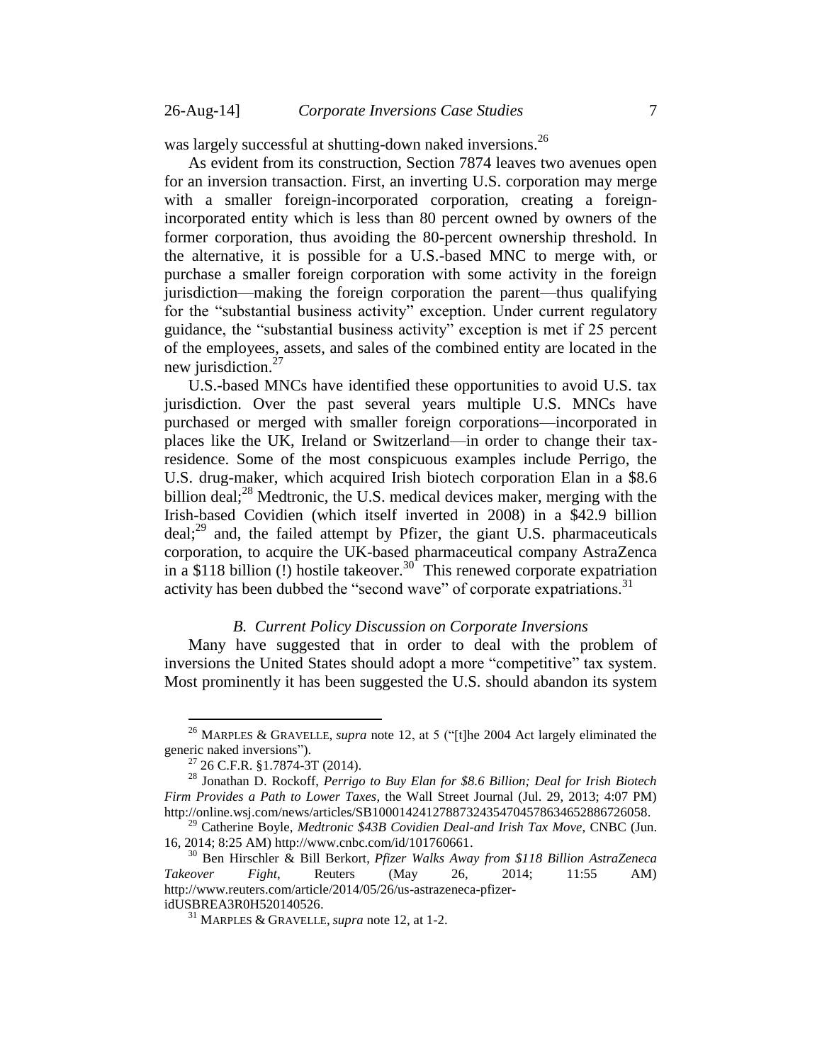was largely successful at shutting-down naked inversions.[26]

As evident from its construction, Section 7874 leaves two avenues open for an inversion transaction. First, an inverting U.S. corporation may merge with a smaller foreign-incorporated corporation, creating a foreign-incorporated entity which is less than 80 percent owned by owners of the former corporation, thus avoiding the 80-percent ownership threshold. In the alternative, it is possible for a U.S.-based MNC to merge with, or purchase a smaller foreign corporation with some activity in the foreign jurisdiction—making the foreign corporation the parent—thus qualifying for the "substantial business activity" exception. Under current regulatory guidance, the "substantial business activity" exception is met if 25 percent of the employees, assets, and sales of the combined entity are located in the new jurisdiction.[27]

U.S.-based MNCs have identified these opportunities to avoid U.S. tax jurisdiction. Over the past several years multiple U.S. MNCs have purchased or merged with smaller foreign corporations—incorporated in places like the UK, Ireland or Switzerland—in order to change their tax-residence. Some of the most conspicuous examples include Perrigo, the U.S. drug-maker, which acquired Irish biotech corporation Elan in a \$8.6 billion deal;[28] Medtronic, the U.S. medical devices maker, merging with the Irish-based Covidien (which itself inverted in 2008) in a \$42.9 billion deal;[29] and, the failed attempt by Pfizer, the giant U.S. pharmaceuticals corporation, to acquire the UK-based pharmaceutical company AstraZenca in a \$118 billion (!) hostile takeover.[30] This renewed corporate expatriation activity has been dubbed the "second wave" of corporate expatriations.[31]

### *B. Current Policy Discussion on Corporate Inversions*

Many have suggested that in order to deal with the problem of inversions the United States should adopt a more "competitive" tax system. Most prominently it has been suggested the U.S. should abandon its system

---

[26] MARPLES & GRAVELLE, *supra* note 12, at 5 ("[t]he 2004 Act largely eliminated the generic naked inversions").

[27] 26 C.F.R. §1.7874-3T (2014).

[28] Jonathan D. Rockoff, *Perrigo to Buy Elan for \$8.6 Billion; Deal for Irish Biotech Firm Provides a Path to Lower Taxes*, the Wall Street Journal (Jul. 29, 2013; 4:07 PM) http://online.wsj.com/news/articles/SB10001424127887324354704578634652886726058.

[29] Catherine Boyle, *Medtronic \$43B Covidien Deal-and Irish Tax Move*, CNBC (Jun. 16, 2014; 8:25 AM) http://www.cnbc.com/id/101760661.

[30] Ben Hirschler & Bill Berkort, *Pfizer Walks Away from \$118 Billion AstraZeneca Takeover Fight*, Reuters (May 26, 2014; 11:55 AM) http://www.reuters.com/article/2014/05/26/us-astrazeneca-pfizer-idUSBREA3R0H520140526.

[31] MARPLES & GRAVELLE, *supra* note 12, at 1-2.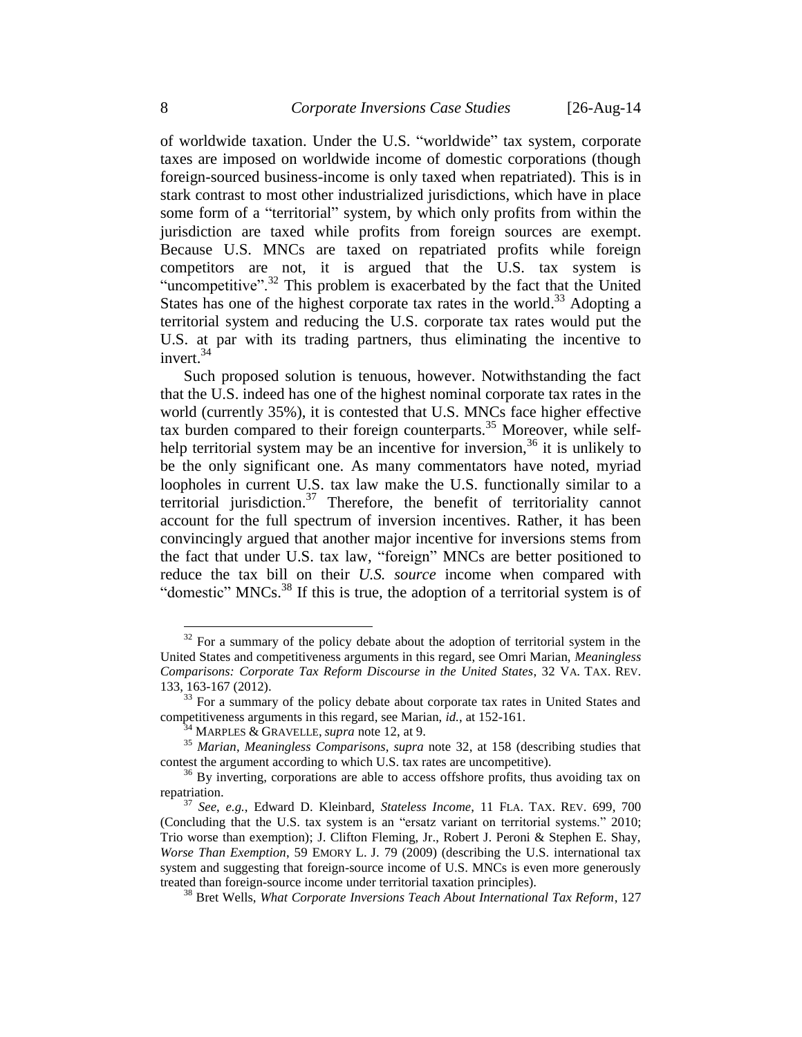of worldwide taxation. Under the U.S. "worldwide" tax system, corporate taxes are imposed on worldwide income of domestic corporations (though foreign-sourced business-income is only taxed when repatriated). This is in stark contrast to most other industrialized jurisdictions, which have in place some form of a "territorial" system, by which only profits from within the jurisdiction are taxed while profits from foreign sources are exempt. Because U.S. MNCs are taxed on repatriated profits while foreign competitors are not, it is argued that the U.S. tax system is "uncompetitive".[32] This problem is exacerbated by the fact that the United States has one of the highest corporate tax rates in the world.[33] Adopting a territorial system and reducing the U.S. corporate tax rates would put the U.S. at par with its trading partners, thus eliminating the incentive to invert.[34]

Such proposed solution is tenuous, however. Notwithstanding the fact that the U.S. indeed has one of the highest nominal corporate tax rates in the world (currently 35%), it is contested that U.S. MNCs face higher effective tax burden compared to their foreign counterparts.[35] Moreover, while self-help territorial system may be an incentive for inversion,[36] it is unlikely to be the only significant one. As many commentators have noted, myriad loopholes in current U.S. tax law make the U.S. functionally similar to a territorial jurisdiction.[37] Therefore, the benefit of territoriality cannot account for the full spectrum of inversion incentives. Rather, it has been convincingly argued that another major incentive for inversions stems from the fact that under U.S. tax law, "foreign" MNCs are better positioned to reduce the tax bill on their *U.S. source* income when compared with "domestic" MNCs.[38] If this is true, the adoption of a territorial system is of

---

[32] For a summary of the policy debate about the adoption of territorial system in the United States and competitiveness arguments in this regard, see Omri Marian, *Meaningless Comparisons: Corporate Tax Reform Discourse in the United States*, 32 VA. TAX. REV. 133, 163-167 (2012).

[33] For a summary of the policy debate about corporate tax rates in United States and competitiveness arguments in this regard, see Marian, *id.*, at 152-161.

[34] MARPLES & GRAVELLE, *supra* note 12, at 9.

[35] *Marian*, *Meaningless Comparisons*, *supra* note 32, at 158 (describing studies that contest the argument according to which U.S. tax rates are uncompetitive).

[36] By inverting, corporations are able to access offshore profits, thus avoiding tax on repatriation.

[37] *See*, *e.g.,* Edward D. Kleinbard, *Stateless Income*, 11 FLA. TAX. REV. 699, 700 (Concluding that the U.S. tax system is an "ersatz variant on territorial systems." 2010; Trio worse than exemption); J. Clifton Fleming, Jr., Robert J. Peroni & Stephen E. Shay, *Worse Than Exemption*, 59 EMORY L. J. 79 (2009) (describing the U.S. international tax system and suggesting that foreign-source income of U.S. MNCs is even more generously treated than foreign-source income under territorial taxation principles).

[38] Bret Wells, *What Corporate Inversions Teach About International Tax Reform*, 127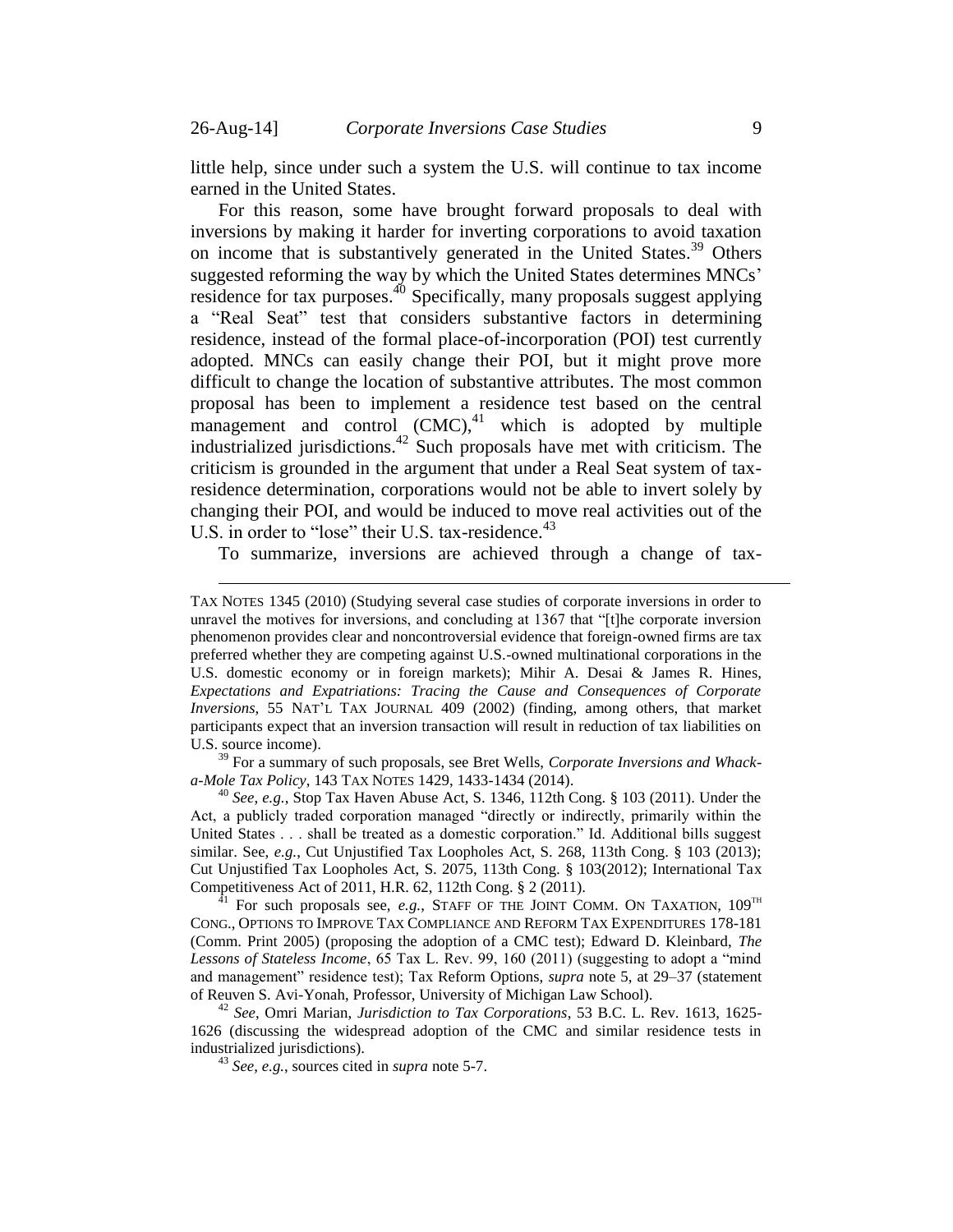little help, since under such a system the U.S. will continue to tax income earned in the United States.

For this reason, some have brought forward proposals to deal with inversions by making it harder for inverting corporations to avoid taxation on income that is substantively generated in the United States.[39] Others suggested reforming the way by which the United States determines MNCs' residence for tax purposes.[40] Specifically, many proposals suggest applying a "Real Seat" test that considers substantive factors in determining residence, instead of the formal place-of-incorporation (POI) test currently adopted. MNCs can easily change their POI, but it might prove more difficult to change the location of substantive attributes. The most common proposal has been to implement a residence test based on the central management and control (CMC),[41] which is adopted by multiple industrialized jurisdictions.[42] Such proposals have met with criticism. The criticism is grounded in the argument that under a Real Seat system of tax-residence determination, corporations would not be able to invert solely by changing their POI, and would be induced to move real activities out of the U.S. in order to "lose" their U.S. tax-residence.[43]

To summarize, inversions are achieved through a change of tax-

---

TAX NOTES 1345 (2010) (Studying several case studies of corporate inversions in order to unravel the motives for inversions, and concluding at 1367 that "[t]he corporate inversion phenomenon provides clear and noncontroversial evidence that foreign-owned firms are tax preferred whether they are competing against U.S.-owned multinational corporations in the U.S. domestic economy or in foreign markets); Mihir A. Desai & James R. Hines, *Expectations and Expatriations: Tracing the Cause and Consequences of Corporate Inversions*, 55 NAT'L TAX JOURNAL 409 (2002) (finding, among others, that market participants expect that an inversion transaction will result in reduction of tax liabilities on U.S. source income).

[39] For a summary of such proposals, see Bret Wells, *Corporate Inversions and Whack-a-Mole Tax Policy*, 143 TAX NOTES 1429, 1433-1434 (2014).

[40] *See*, *e.g.*, Stop Tax Haven Abuse Act, S. 1346, 112th Cong. § 103 (2011). Under the Act, a publicly traded corporation managed "directly or indirectly, primarily within the United States . . . shall be treated as a domestic corporation." Id. Additional bills suggest similar. See, *e.g.*, Cut Unjustified Tax Loopholes Act, S. 268, 113th Cong. § 103 (2013); Cut Unjustified Tax Loopholes Act, S. 2075, 113th Cong. § 103(2012); International Tax Competitiveness Act of 2011, H.R. 62, 112th Cong. § 2 (2011).

[41] For such proposals see, *e.g.*, STAFF OF THE JOINT COMM. ON TAXATION, 109TH CONG., OPTIONS TO IMPROVE TAX COMPLIANCE AND REFORM TAX EXPENDITURES 178-181 (Comm. Print 2005) (proposing the adoption of a CMC test); Edward D. Kleinbard, *The Lessons of Stateless Income*, 65 Tax L. Rev. 99, 160 (2011) (suggesting to adopt a "mind and management" residence test); Tax Reform Options, *supra* note 5, at 29–37 (statement of Reuven S. Avi-Yonah, Professor, University of Michigan Law School).

[42] *See*, Omri Marian, *Jurisdiction to Tax Corporations*, 53 B.C. L. Rev. 1613, 1625-1626 (discussing the widespread adoption of the CMC and similar residence tests in industrialized jurisdictions).

[43] *See*, *e.g.*, sources cited in *supra* note 5-7.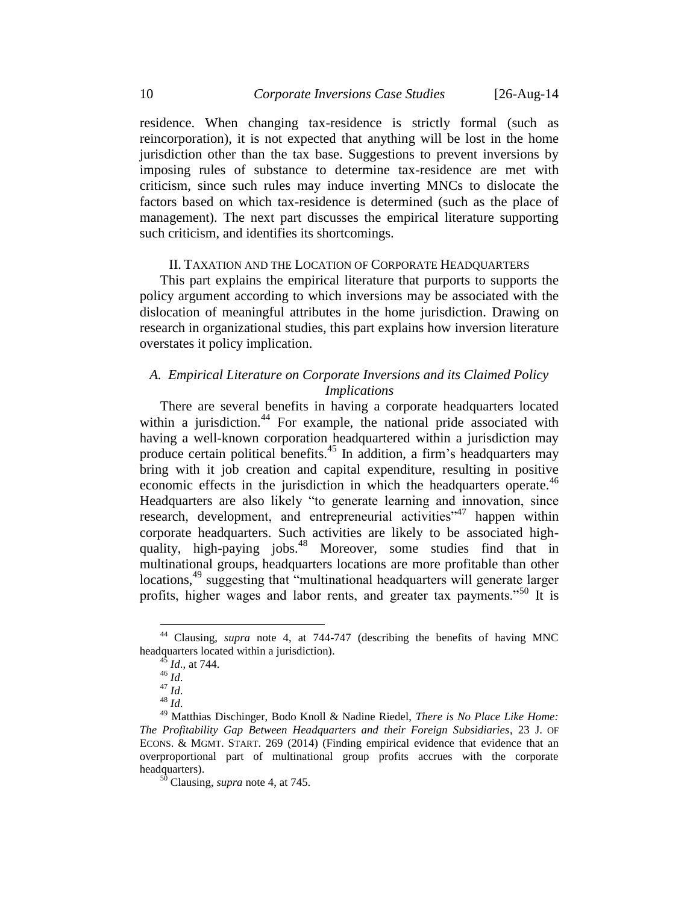residence. When changing tax-residence is strictly formal (such as reincorporation), it is not expected that anything will be lost in the home jurisdiction other than the tax base. Suggestions to prevent inversions by imposing rules of substance to determine tax-residence are met with criticism, since such rules may induce inverting MNCs to dislocate the factors based on which tax-residence is determined (such as the place of management). The next part discusses the empirical literature supporting such criticism, and identifies its shortcomings.

## II. Taxation and the Location of Corporate Headquarters

This part explains the empirical literature that purports to supports the policy argument according to which inversions may be associated with the dislocation of meaningful attributes in the home jurisdiction. Drawing on research in organizational studies, this part explains how inversion literature overstates it policy implication.

### *A. Empirical Literature on Corporate Inversions and its Claimed Policy Implications*

There are several benefits in having a corporate headquarters located within a jurisdiction.[44] For example, the national pride associated with having a well-known corporation headquartered within a jurisdiction may produce certain political benefits.[45] In addition, a firm's headquarters may bring with it job creation and capital expenditure, resulting in positive economic effects in the jurisdiction in which the headquarters operate.[46] Headquarters are also likely "to generate learning and innovation, since research, development, and entrepreneurial activities"[47] happen within corporate headquarters. Such activities are likely to be associated high-quality, high-paying jobs.[48] Moreover, some studies find that in multinational groups, headquarters locations are more profitable than other locations,[49] suggesting that "multinational headquarters will generate larger profits, higher wages and labor rents, and greater tax payments."[50] It is

---

[44] Clausing, *supra* note 4, at 744-747 (describing the benefits of having MNC headquarters located within a jurisdiction).

[45] *Id*., at 744.

[46] *Id*.

[47] *Id*.

[48] *Id*.

[49] Matthias Dischinger, Bodo Knoll & Nadine Riedel, *There is No Place Like Home: The Profitability Gap Between Headquarters and their Foreign Subsidiaries*, 23 J. OF ECONS. & MGMT. START. 269 (2014) (Finding empirical evidence that evidence that an overproportional part of multinational group profits accrues with the corporate headquarters).

[50] Clausing, *supra* note 4, at 745.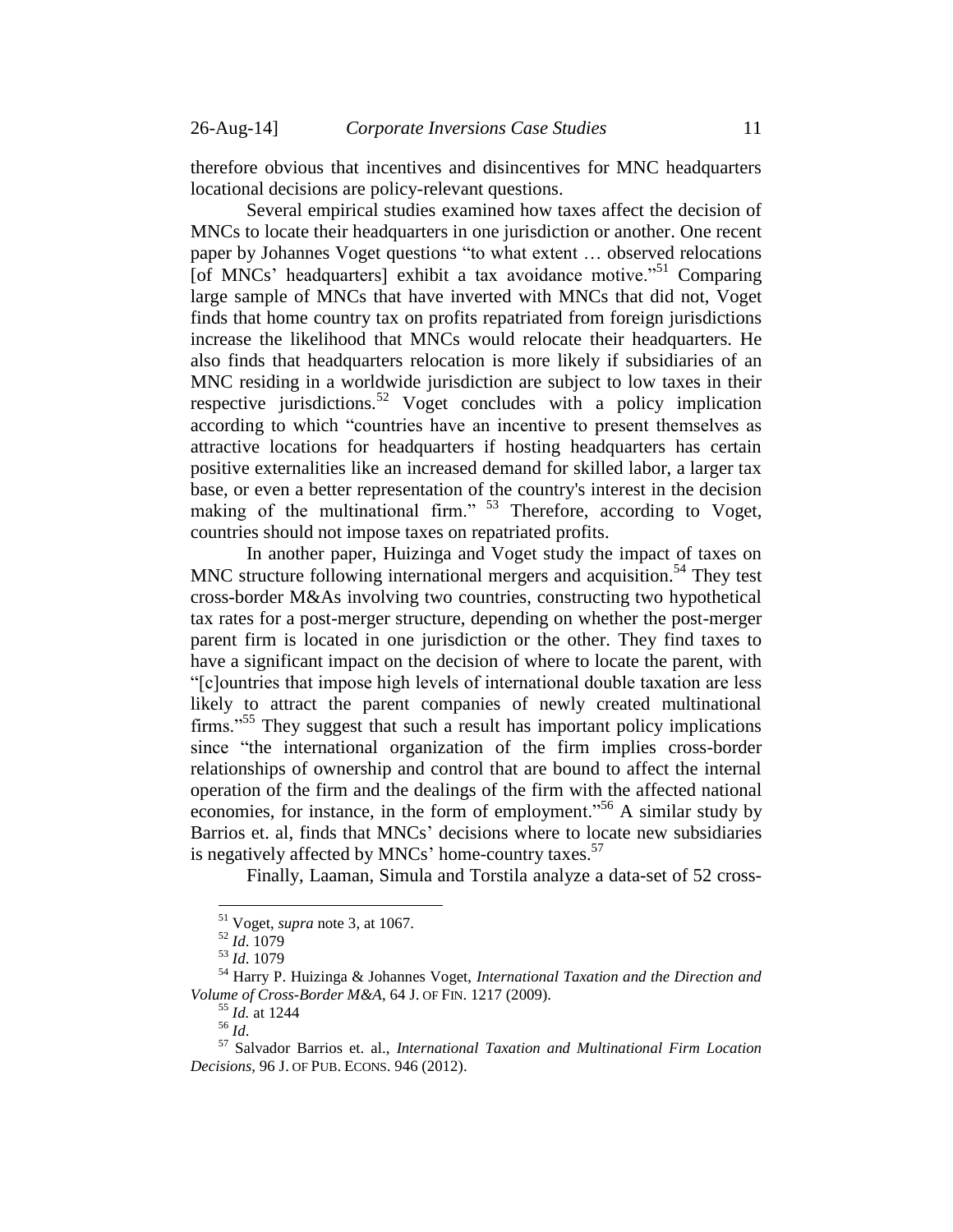therefore obvious that incentives and disincentives for MNC headquarters locational decisions are policy-relevant questions.

Several empirical studies examined how taxes affect the decision of MNCs to locate their headquarters in one jurisdiction or another. One recent paper by Johannes Voget questions "to what extent … observed relocations [of MNCs' headquarters] exhibit a tax avoidance motive."[51] Comparing large sample of MNCs that have inverted with MNCs that did not, Voget finds that home country tax on profits repatriated from foreign jurisdictions increase the likelihood that MNCs would relocate their headquarters. He also finds that headquarters relocation is more likely if subsidiaries of an MNC residing in a worldwide jurisdiction are subject to low taxes in their respective jurisdictions.[52] Voget concludes with a policy implication according to which "countries have an incentive to present themselves as attractive locations for headquarters if hosting headquarters has certain positive externalities like an increased demand for skilled labor, a larger tax base, or even a better representation of the country's interest in the decision making of the multinational firm." [53] Therefore, according to Voget, countries should not impose taxes on repatriated profits.

In another paper, Huizinga and Voget study the impact of taxes on MNC structure following international mergers and acquisition.[54] They test cross-border M&As involving two countries, constructing two hypothetical tax rates for a post-merger structure, depending on whether the post-merger parent firm is located in one jurisdiction or the other. They find taxes to have a significant impact on the decision of where to locate the parent, with "[c]ountries that impose high levels of international double taxation are less likely to attract the parent companies of newly created multinational firms."[55] They suggest that such a result has important policy implications since "the international organization of the firm implies cross-border relationships of ownership and control that are bound to affect the internal operation of the firm and the dealings of the firm with the affected national economies, for instance, in the form of employment."[56] A similar study by Barrios et. al, finds that MNCs' decisions where to locate new subsidiaries is negatively affected by MNCs' home-country taxes.[57]

Finally, Laaman, Simula and Torstila analyze a data-set of 52 cross-

---

[51] Voget, *supra* note 3, at 1067.

[52] *Id*. 1079

[53] *Id*. 1079

[54] Harry P. Huizinga & Johannes Voget, *International Taxation and the Direction and Volume of Cross-Border M&A*, 64 J. OF FIN. 1217 (2009).

[55] *Id.* at 1244

[56] *Id*.

[57] Salvador Barrios et. al., *International Taxation and Multinational Firm Location Decisions*, 96 J. OF PUB. ECONS. 946 (2012).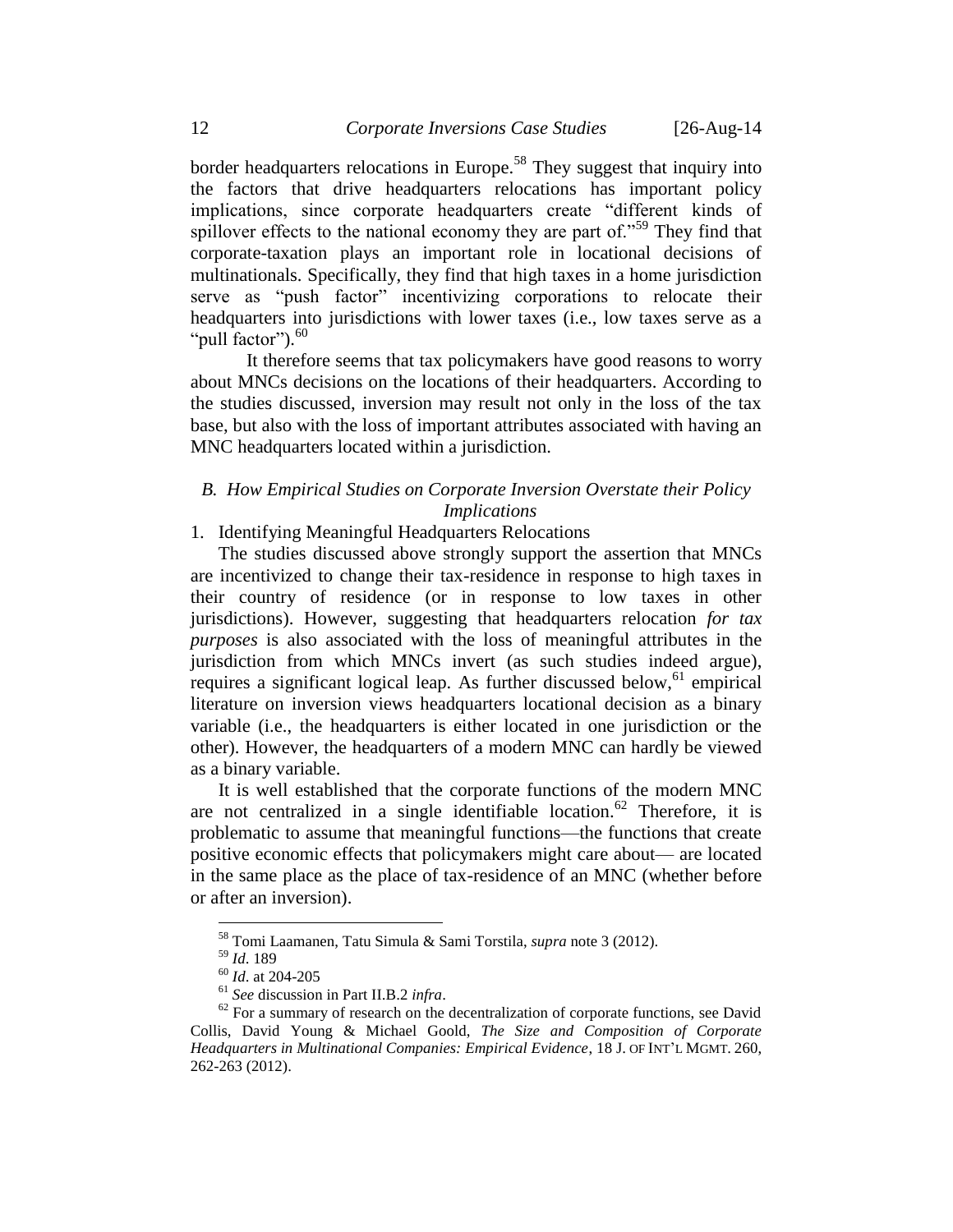border headquarters relocations in Europe.[58] They suggest that inquiry into the factors that drive headquarters relocations has important policy implications, since corporate headquarters create "different kinds of spillover effects to the national economy they are part of."[59] They find that corporate-taxation plays an important role in locational decisions of multinationals. Specifically, they find that high taxes in a home jurisdiction serve as "push factor" incentivizing corporations to relocate their headquarters into jurisdictions with lower taxes (i.e., low taxes serve as a "pull factor").[60]

It therefore seems that tax policymakers have good reasons to worry about MNCs decisions on the locations of their headquarters. According to the studies discussed, inversion may result not only in the loss of the tax base, but also with the loss of important attributes associated with having an MNC headquarters located within a jurisdiction.

### *B. How Empirical Studies on Corporate Inversion Overstate their Policy Implications*

#### 1. Identifying Meaningful Headquarters Relocations

The studies discussed above strongly support the assertion that MNCs are incentivized to change their tax-residence in response to high taxes in their country of residence (or in response to low taxes in other jurisdictions). However, suggesting that headquarters relocation *for tax purposes* is also associated with the loss of meaningful attributes in the jurisdiction from which MNCs invert (as such studies indeed argue), requires a significant logical leap. As further discussed below,[61] empirical literature on inversion views headquarters locational decision as a binary variable (i.e., the headquarters is either located in one jurisdiction or the other). However, the headquarters of a modern MNC can hardly be viewed as a binary variable.

It is well established that the corporate functions of the modern MNC are not centralized in a single identifiable location.[62] Therefore, it is problematic to assume that meaningful functions—the functions that create positive economic effects that policymakers might care about— are located in the same place as the place of tax-residence of an MNC (whether before or after an inversion).

---

[58] Tomi Laamanen, Tatu Simula & Sami Torstila, *supra* note 3 (2012).

[59] *Id*. 189

[60] *Id*. at 204-205

[61] *See* discussion in Part II.B.2 *infra*.

[62] For a summary of research on the decentralization of corporate functions, see David Collis, David Young & Michael Goold, *The Size and Composition of Corporate Headquarters in Multinational Companies: Empirical Evidence*, 18 J. OF INT'L MGMT. 260, 262-263 (2012).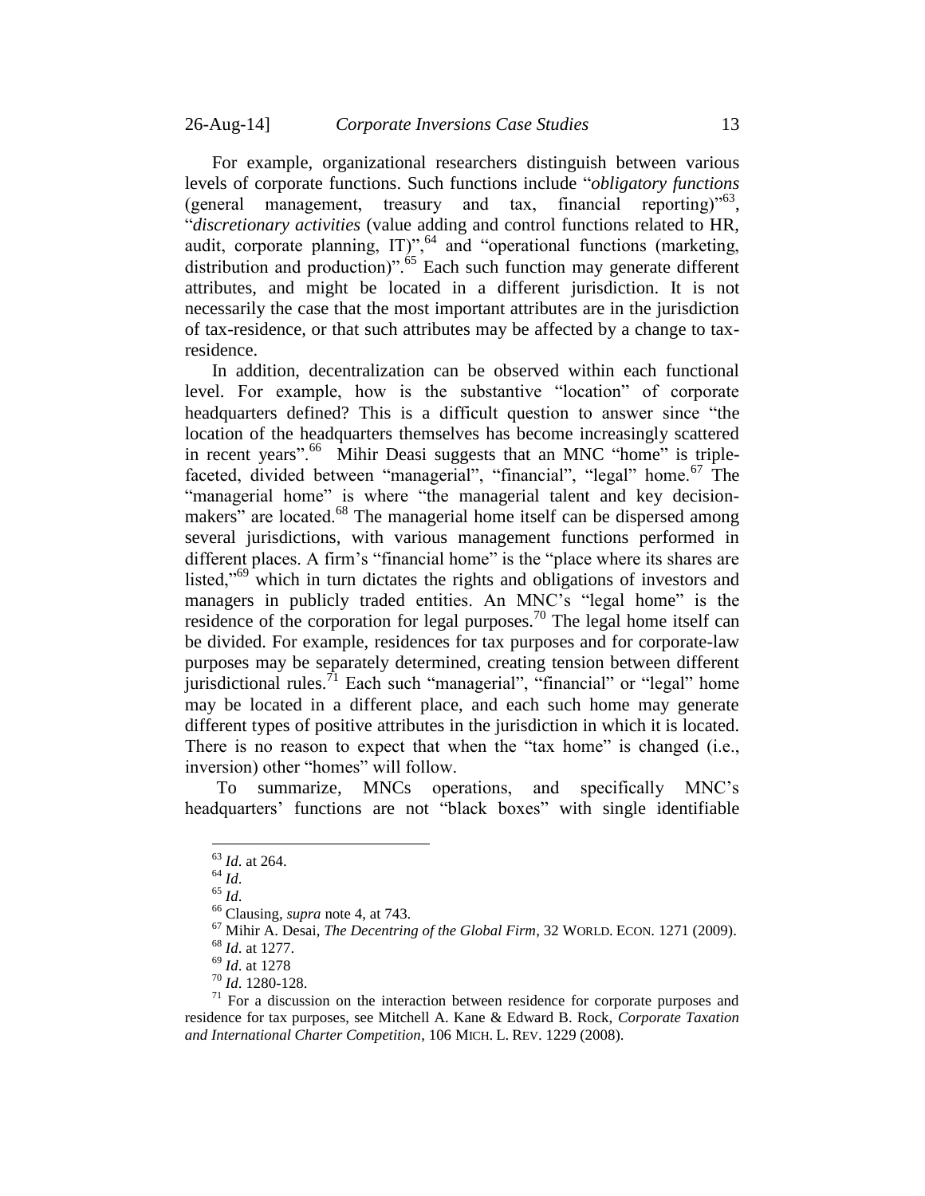For example, organizational researchers distinguish between various levels of corporate functions. Such functions include "*obligatory functions* (general management, treasury and tax, financial reporting)"[63], "*discretionary activities* (value adding and control functions related to HR, audit, corporate planning, IT)",[64] and "operational functions (marketing, distribution and production)".[65] Each such function may generate different attributes, and might be located in a different jurisdiction. It is not necessarily the case that the most important attributes are in the jurisdiction of tax-residence, or that such attributes may be affected by a change to tax-residence.

In addition, decentralization can be observed within each functional level. For example, how is the substantive "location" of corporate headquarters defined? This is a difficult question to answer since "the location of the headquarters themselves has become increasingly scattered in recent years".[66] Mihir Deasi suggests that an MNC "home" is triple-faceted, divided between "managerial", "financial", "legal" home.[67] The "managerial home" is where "the managerial talent and key decision-makers" are located.[68] The managerial home itself can be dispersed among several jurisdictions, with various management functions performed in different places. A firm's "financial home" is the "place where its shares are listed,"[69] which in turn dictates the rights and obligations of investors and managers in publicly traded entities. An MNC's "legal home" is the residence of the corporation for legal purposes.[70] The legal home itself can be divided. For example, residences for tax purposes and for corporate-law purposes may be separately determined, creating tension between different jurisdictional rules.[71] Each such "managerial", "financial" or "legal" home may be located in a different place, and each such home may generate different types of positive attributes in the jurisdiction in which it is located. There is no reason to expect that when the "tax home" is changed (i.e., inversion) other "homes" will follow.

To summarize, MNCs operations, and specifically MNC's headquarters' functions are not "black boxes" with single identifiable

---

[63] *Id*. at 264.

[64] *Id*.

[65] *Id*.

[66] Clausing, *supra* note 4, at 743.

[67] Mihir A. Desai, *The Decentring of the Global Firm*, 32 WORLD. ECON. 1271 (2009).

[68] *Id*. at 1277.

[69] *Id*. at 1278

[70] *Id*. 1280-128.

[71] For a discussion on the interaction between residence for corporate purposes and residence for tax purposes, see Mitchell A. Kane & Edward B. Rock, *Corporate Taxation and International Charter Competition*, 106 MICH. L. REV. 1229 (2008).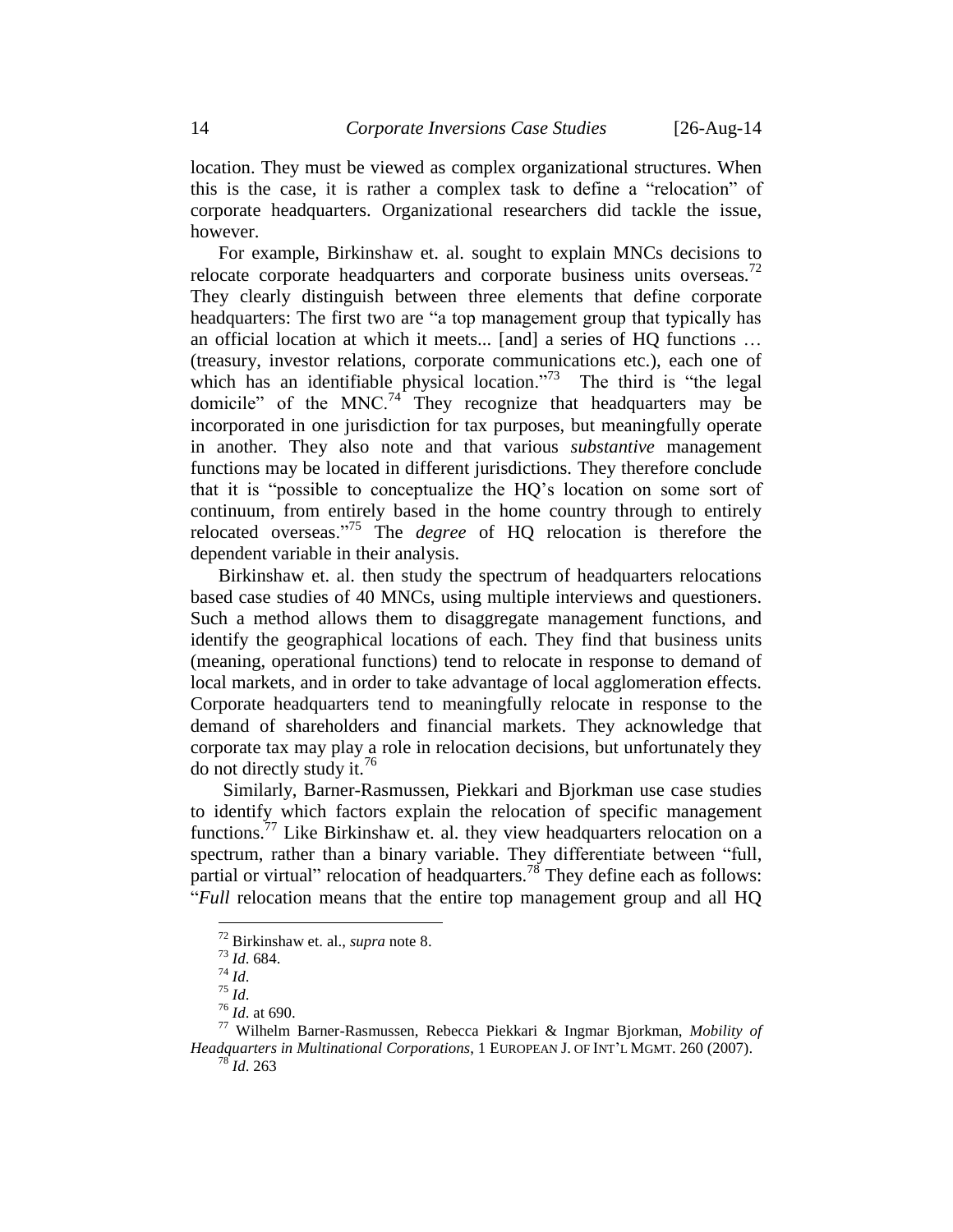location. They must be viewed as complex organizational structures. When this is the case, it is rather a complex task to define a "relocation" of corporate headquarters. Organizational researchers did tackle the issue, however.

For example, Birkinshaw et. al. sought to explain MNCs decisions to relocate corporate headquarters and corporate business units overseas.[72] They clearly distinguish between three elements that define corporate headquarters: The first two are "a top management group that typically has an official location at which it meets... [and] a series of HQ functions … (treasury, investor relations, corporate communications etc.), each one of which has an identifiable physical location."[73] The third is "the legal domicile" of the MNC.[74] They recognize that headquarters may be incorporated in one jurisdiction for tax purposes, but meaningfully operate in another. They also note and that various *substantive* management functions may be located in different jurisdictions. They therefore conclude that it is "possible to conceptualize the HQ's location on some sort of continuum, from entirely based in the home country through to entirely relocated overseas."[75] The *degree* of HQ relocation is therefore the dependent variable in their analysis.

Birkinshaw et. al. then study the spectrum of headquarters relocations based case studies of 40 MNCs, using multiple interviews and questioners. Such a method allows them to disaggregate management functions, and identify the geographical locations of each. They find that business units (meaning, operational functions) tend to relocate in response to demand of local markets, and in order to take advantage of local agglomeration effects. Corporate headquarters tend to meaningfully relocate in response to the demand of shareholders and financial markets. They acknowledge that corporate tax may play a role in relocation decisions, but unfortunately they do not directly study it.[76]

Similarly, Barner-Rasmussen, Piekkari and Bjorkman use case studies to identify which factors explain the relocation of specific management functions.[77] Like Birkinshaw et. al. they view headquarters relocation on a spectrum, rather than a binary variable. They differentiate between "full, partial or virtual" relocation of headquarters.[78] They define each as follows: "*Full* relocation means that the entire top management group and all HQ

---

[72] Birkinshaw et. al., *supra* note 8.

[73] *Id*. 684.

[74] *Id*.

[75] *Id*.

[76] *Id*. at 690.

[77] Wilhelm Barner-Rasmussen, Rebecca Piekkari & Ingmar Bjorkman, *Mobility of Headquarters in Multinational Corporations*, 1 EUROPEAN J. OF INT'L MGMT. 260 (2007).

[78] *Id*. 263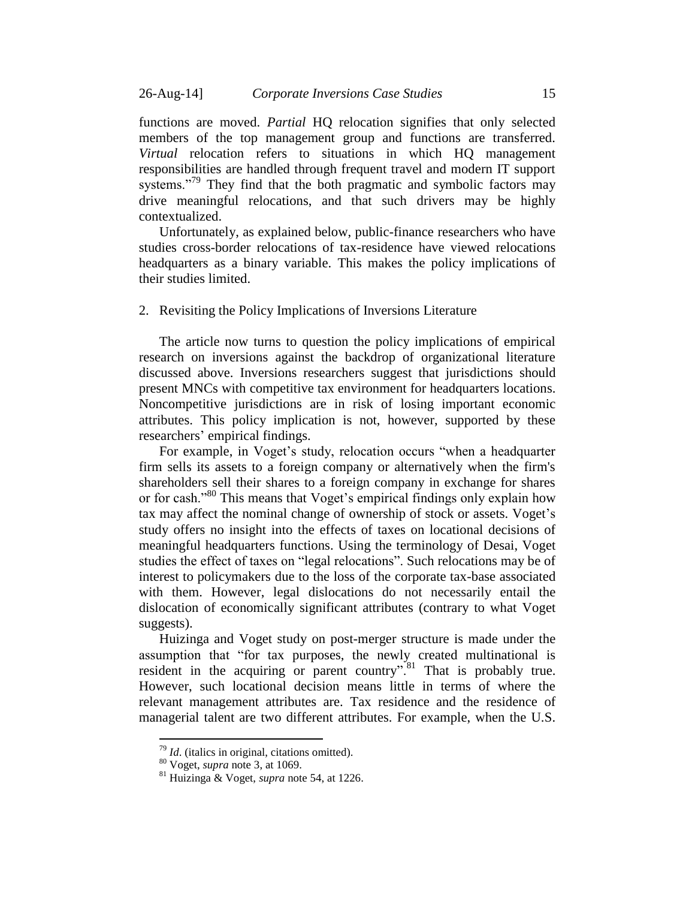functions are moved. *Partial* HQ relocation signifies that only selected members of the top management group and functions are transferred. *Virtual* relocation refers to situations in which HQ management responsibilities are handled through frequent travel and modern IT support systems."[79] They find that the both pragmatic and symbolic factors may drive meaningful relocations, and that such drivers may be highly contextualized.

Unfortunately, as explained below, public-finance researchers who have studies cross-border relocations of tax-residence have viewed relocations headquarters as a binary variable. This makes the policy implications of their studies limited.

2. Revisiting the Policy Implications of Inversions Literature

The article now turns to question the policy implications of empirical research on inversions against the backdrop of organizational literature discussed above. Inversions researchers suggest that jurisdictions should present MNCs with competitive tax environment for headquarters locations. Noncompetitive jurisdictions are in risk of losing important economic attributes. This policy implication is not, however, supported by these researchers' empirical findings.

For example, in Voget's study, relocation occurs "when a headquarter firm sells its assets to a foreign company or alternatively when the firm's shareholders sell their shares to a foreign company in exchange for shares or for cash."[80] This means that Voget's empirical findings only explain how tax may affect the nominal change of ownership of stock or assets. Voget's study offers no insight into the effects of taxes on locational decisions of meaningful headquarters functions. Using the terminology of Desai, Voget studies the effect of taxes on "legal relocations". Such relocations may be of interest to policymakers due to the loss of the corporate tax-base associated with them. However, legal dislocations do not necessarily entail the dislocation of economically significant attributes (contrary to what Voget suggests).

Huizinga and Voget study on post-merger structure is made under the assumption that "for tax purposes, the newly created multinational is resident in the acquiring or parent country".[81] That is probably true. However, such locational decision means little in terms of where the relevant management attributes are. Tax residence and the residence of managerial talent are two different attributes. For example, when the U.S.

---

[79] *Id*. (italics in original, citations omitted).

[80] Voget, *supra* note 3, at 1069.

[81] Huizinga & Voget, *supra* note 54, at 1226.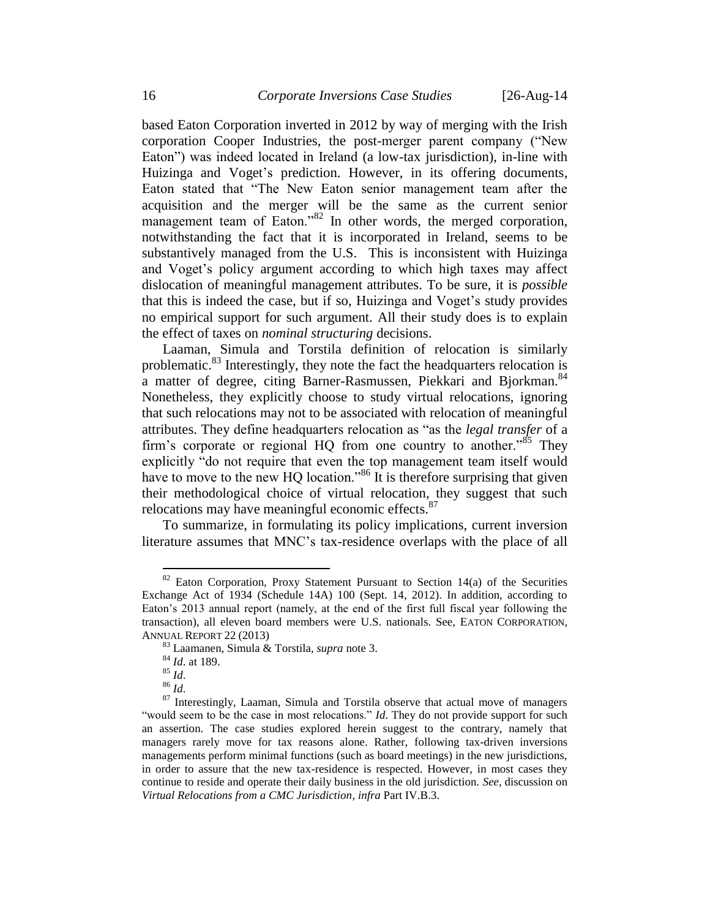based Eaton Corporation inverted in 2012 by way of merging with the Irish corporation Cooper Industries, the post-merger parent company ("New Eaton") was indeed located in Ireland (a low-tax jurisdiction), in-line with Huizinga and Voget's prediction. However, in its offering documents, Eaton stated that "The New Eaton senior management team after the acquisition and the merger will be the same as the current senior management team of Eaton."[82] In other words, the merged corporation, notwithstanding the fact that it is incorporated in Ireland, seems to be substantively managed from the U.S. This is inconsistent with Huizinga and Voget's policy argument according to which high taxes may affect dislocation of meaningful management attributes. To be sure, it is *possible* that this is indeed the case, but if so, Huizinga and Voget's study provides no empirical support for such argument. All their study does is to explain the effect of taxes on *nominal structuring* decisions.

Laaman, Simula and Torstila definition of relocation is similarly problematic.[83] Interestingly, they note the fact the headquarters relocation is a matter of degree, citing Barner-Rasmussen, Piekkari and Bjorkman.[84] Nonetheless, they explicitly choose to study virtual relocations, ignoring that such relocations may not to be associated with relocation of meaningful attributes. They define headquarters relocation as "as the *legal transfer* of a firm's corporate or regional HQ from one country to another."[85] They explicitly "do not require that even the top management team itself would have to move to the new HQ location."[86] It is therefore surprising that given their methodological choice of virtual relocation, they suggest that such relocations may have meaningful economic effects.[87]

To summarize, in formulating its policy implications, current inversion literature assumes that MNC's tax-residence overlaps with the place of all

---

[82] Eaton Corporation, Proxy Statement Pursuant to Section 14(a) of the Securities Exchange Act of 1934 (Schedule 14A) 100 (Sept. 14, 2012). In addition, according to Eaton's 2013 annual report (namely, at the end of the first full fiscal year following the transaction), all eleven board members were U.S. nationals. See, EATON CORPORATION, ANNUAL REPORT 22 (2013)

[83] Laamanen, Simula & Torstila, *supra* note 3.

[84] *Id*. at 189.

[85] *Id*.

[86] *Id*.

[87] Interestingly, Laaman, Simula and Torstila observe that actual move of managers "would seem to be the case in most relocations." *Id*. They do not provide support for such an assertion. The case studies explored herein suggest to the contrary, namely that managers rarely move for tax reasons alone. Rather, following tax-driven inversions managements perform minimal functions (such as board meetings) in the new jurisdictions, in order to assure that the new tax-residence is respected. However, in most cases they continue to reside and operate their daily business in the old jurisdiction. *See*, discussion on *Virtual Relocations from a CMC Jurisdiction*, *infra* Part IV.B.3.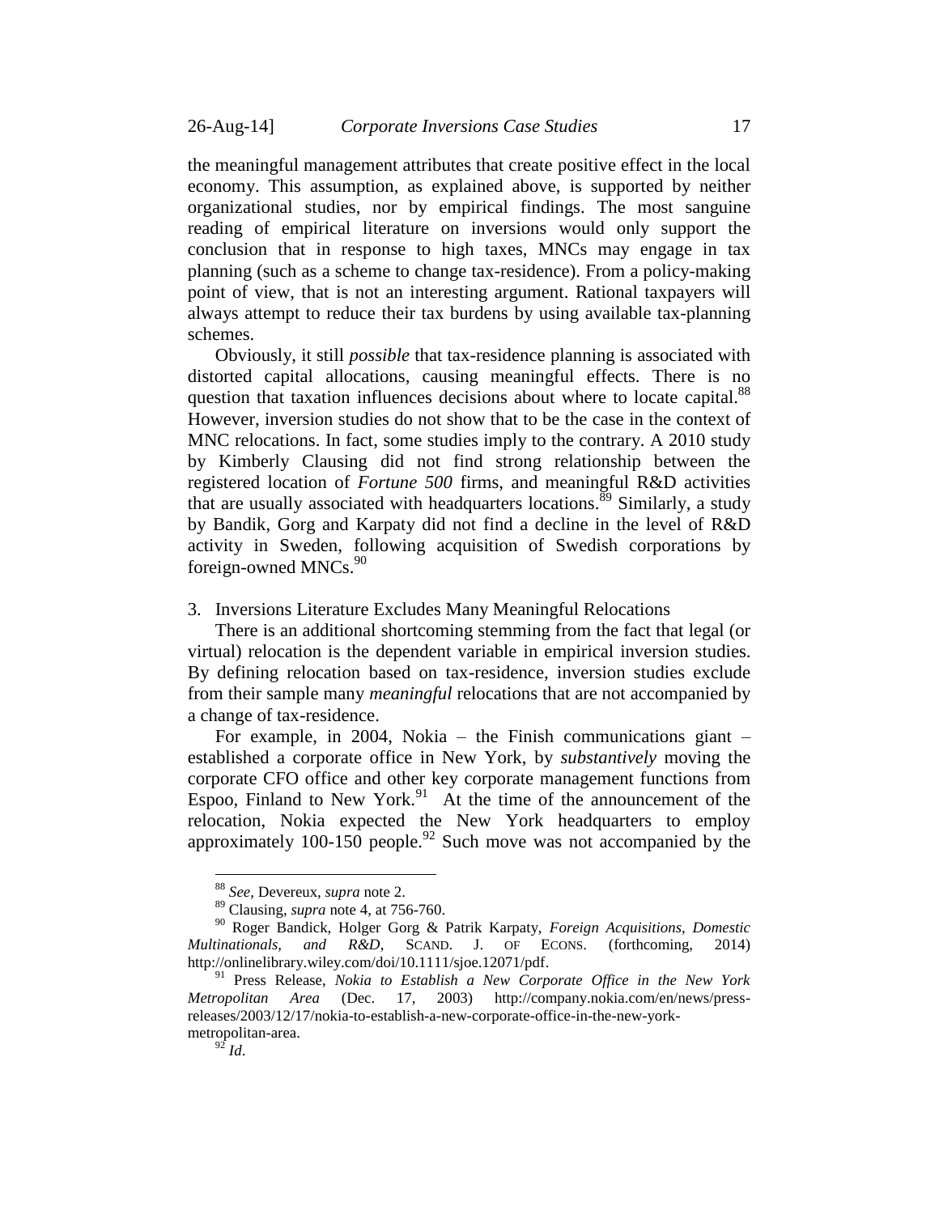the meaningful management attributes that create positive effect in the local economy. This assumption, as explained above, is supported by neither organizational studies, nor by empirical findings. The most sanguine reading of empirical literature on inversions would only support the conclusion that in response to high taxes, MNCs may engage in tax planning (such as a scheme to change tax-residence). From a policy-making point of view, that is not an interesting argument. Rational taxpayers will always attempt to reduce their tax burdens by using available tax-planning schemes.

Obviously, it still *possible* that tax-residence planning is associated with distorted capital allocations, causing meaningful effects. There is no question that taxation influences decisions about where to locate capital.[88] However, inversion studies do not show that to be the case in the context of MNC relocations. In fact, some studies imply to the contrary. A 2010 study by Kimberly Clausing did not find strong relationship between the registered location of *Fortune 500* firms, and meaningful R&D activities that are usually associated with headquarters locations.[89] Similarly, a study by Bandik, Gorg and Karpaty did not find a decline in the level of R&D activity in Sweden, following acquisition of Swedish corporations by foreign-owned MNCs.[90]

### 3. Inversions Literature Excludes Many Meaningful Relocations

There is an additional shortcoming stemming from the fact that legal (or virtual) relocation is the dependent variable in empirical inversion studies. By defining relocation based on tax-residence, inversion studies exclude from their sample many *meaningful* relocations that are not accompanied by a change of tax-residence.

For example, in 2004, Nokia – the Finish communications giant – established a corporate office in New York, by *substantively* moving the corporate CFO office and other key corporate management functions from Espoo, Finland to New York.[91] At the time of the announcement of the relocation, Nokia expected the New York headquarters to employ approximately 100-150 people.[92] Such move was not accompanied by the

---

[88] *See*, Devereux, *supra* note 2.

[89] Clausing, *supra* note 4, at 756-760.

[90] Roger Bandick, Holger Gorg & Patrik Karpaty, *Foreign Acquisitions, Domestic Multinationals, and R&D*, SCAND. J. OF ECONS. (forthcoming, 2014) http://onlinelibrary.wiley.com/doi/10.1111/sjoe.12071/pdf.

[91] Press Release, *Nokia to Establish a New Corporate Office in the New York Metropolitan Area* (Dec. 17, 2003) http://company.nokia.com/en/news/press-releases/2003/12/17/nokia-to-establish-a-new-corporate-office-in-the-new-york-metropolitan-area.

[92] *Id*.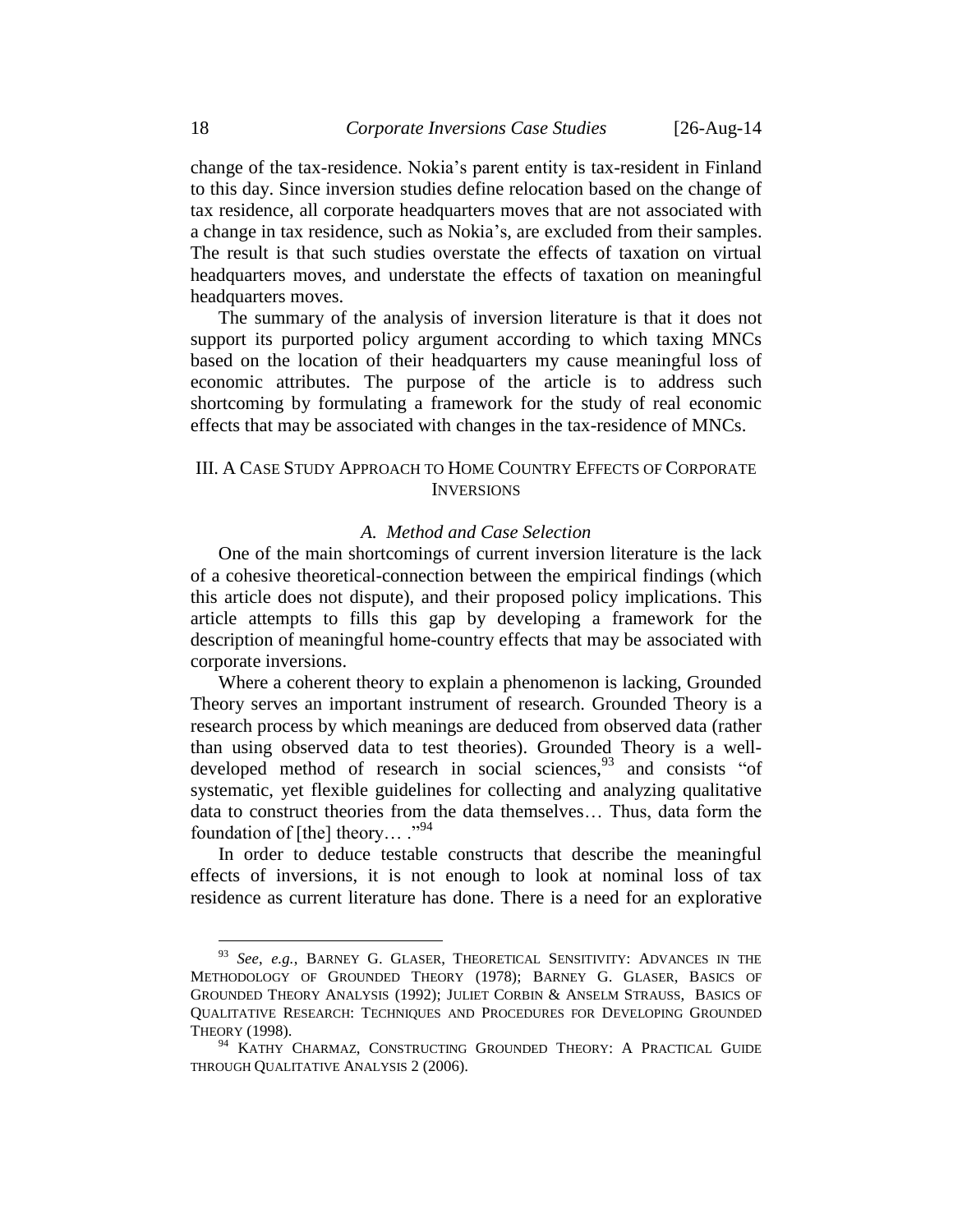change of the tax-residence. Nokia's parent entity is tax-resident in Finland to this day. Since inversion studies define relocation based on the change of tax residence, all corporate headquarters moves that are not associated with a change in tax residence, such as Nokia's, are excluded from their samples. The result is that such studies overstate the effects of taxation on virtual headquarters moves, and understate the effects of taxation on meaningful headquarters moves.

The summary of the analysis of inversion literature is that it does not support its purported policy argument according to which taxing MNCs based on the location of their headquarters my cause meaningful loss of economic attributes. The purpose of the article is to address such shortcoming by formulating a framework for the study of real economic effects that may be associated with changes in the tax-residence of MNCs.

## III. A Case Study Approach to Home Country Effects of Corporate Inversions

### *A. Method and Case Selection*

One of the main shortcomings of current inversion literature is the lack of a cohesive theoretical-connection between the empirical findings (which this article does not dispute), and their proposed policy implications. This article attempts to fills this gap by developing a framework for the description of meaningful home-country effects that may be associated with corporate inversions.

Where a coherent theory to explain a phenomenon is lacking, Grounded Theory serves an important instrument of research. Grounded Theory is a research process by which meanings are deduced from observed data (rather than using observed data to test theories). Grounded Theory is a well-developed method of research in social sciences,[93] and consists "of systematic, yet flexible guidelines for collecting and analyzing qualitative data to construct theories from the data themselves… Thus, data form the foundation of [the] theory… ."[94]

In order to deduce testable constructs that describe the meaningful effects of inversions, it is not enough to look at nominal loss of tax residence as current literature has done. There is a need for an explorative

---

[93] *See, e.g.*, Barney G. Glaser, Theoretical Sensitivity: Advances in the Methodology of Grounded Theory (1978); Barney G. Glaser, Basics of Grounded Theory Analysis (1992); Juliet Corbin & Anselm Strauss, Basics of Qualitative Research: Techniques and Procedures for Developing Grounded Theory (1998).

[94] Kathy Charmaz, Constructing Grounded Theory: A Practical Guide through Qualitative Analysis 2 (2006).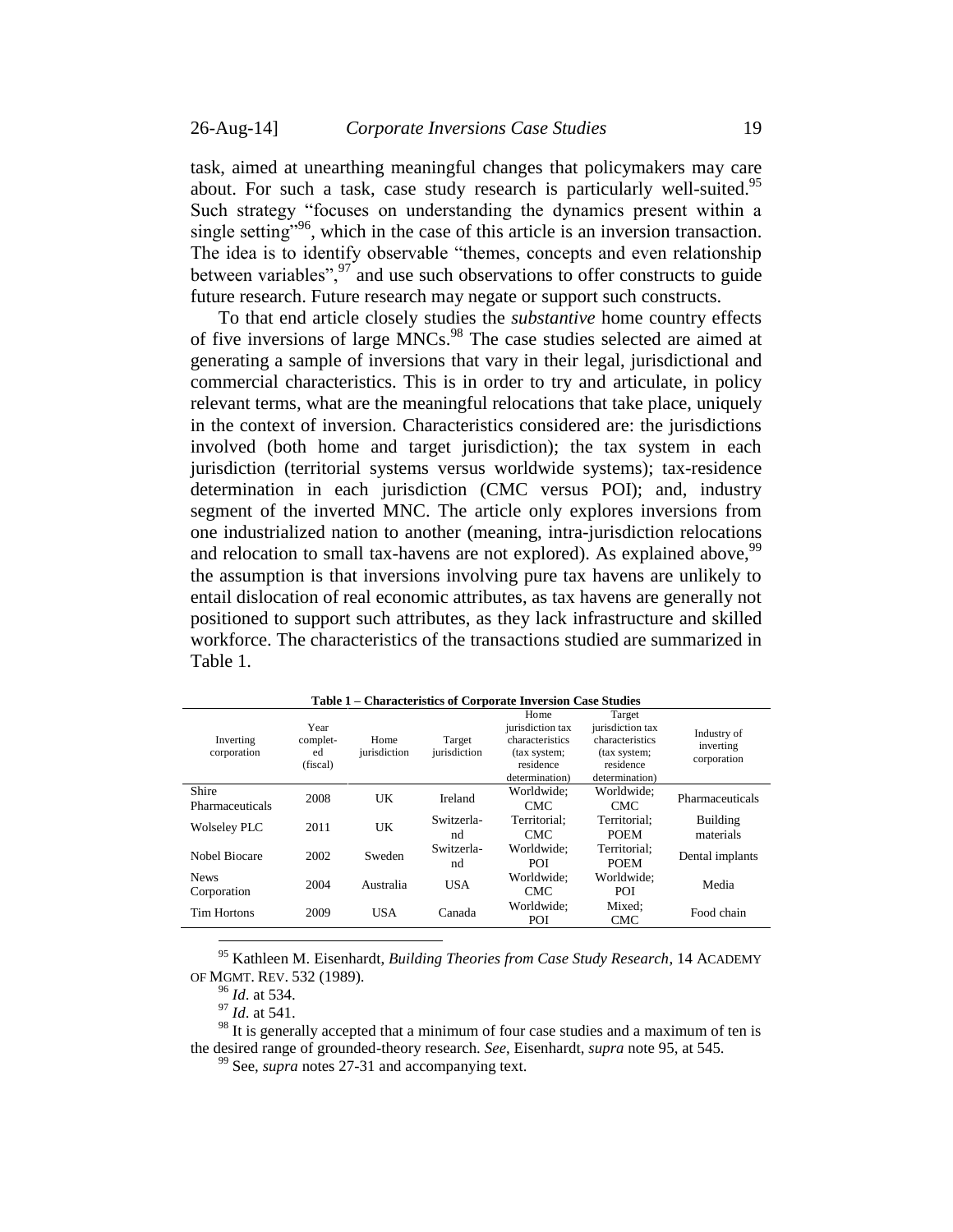task, aimed at unearthing meaningful changes that policymakers may care about. For such a task, case study research is particularly well-suited.[95] Such strategy "focuses on understanding the dynamics present within a single setting"[96], which in the case of this article is an inversion transaction. The idea is to identify observable "themes, concepts and even relationship between variables",[97] and use such observations to offer constructs to guide future research. Future research may negate or support such constructs.

To that end article closely studies the *substantive* home country effects of five inversions of large MNCs.[98] The case studies selected are aimed at generating a sample of inversions that vary in their legal, jurisdictional and commercial characteristics. This is in order to try and articulate, in policy relevant terms, what are the meaningful relocations that take place, uniquely in the context of inversion. Characteristics considered are: the jurisdictions involved (both home and target jurisdiction); the tax system in each jurisdiction (territorial systems versus worldwide systems); tax-residence determination in each jurisdiction (CMC versus POI); and, industry segment of the inverted MNC. The article only explores inversions from one industrialized nation to another (meaning, intra-jurisdiction relocations and relocation to small tax-havens are not explored). As explained above,[99] the assumption is that inversions involving pure tax havens are unlikely to entail dislocation of real economic attributes, as tax havens are generally not positioned to support such attributes, as they lack infrastructure and skilled workforce. The characteristics of the transactions studied are summarized in Table 1.

**Table 1 – Characteristics of Corporate Inversion Case Studies**

| Inverting corporation | Year completed (fiscal) | Home jurisdiction | Target jurisdiction | Home jurisdiction tax characteristics (tax system; residence determination) | Target jurisdiction tax characteristics (tax system; residence determination) | Industry of inverting corporation |
|---|---|---|---|---|---|---|
| Shire Pharmaceuticals | 2008 | UK | Ireland | Worldwide; CMC | Worldwide; CMC | Pharmaceuticals |
| Wolseley PLC | 2011 | UK | Switzerland | Territorial; CMC | Territorial; POEM | Building materials |
| Nobel Biocare | 2002 | Sweden | Switzerland | Worldwide; POI | Territorial; POEM | Dental implants |
| News Corporation | 2004 | Australia | USA | Worldwide; CMC | Worldwide; POI | Media |
| Tim Hortons | 2009 | USA | Canada | Worldwide; POI | Mixed; CMC | Food chain |

---

[95] Kathleen M. Eisenhardt, *Building Theories from Case Study Research*, 14 ACADEMY OF MGMT. REV. 532 (1989).

[96] *Id.* at 534.

[97] *Id.* at 541.

[98] It is generally accepted that a minimum of four case studies and a maximum of ten is the desired range of grounded-theory research. *See*, Eisenhardt, *supra* note 95, at 545.

[99] See, *supra* notes 27-31 and accompanying text.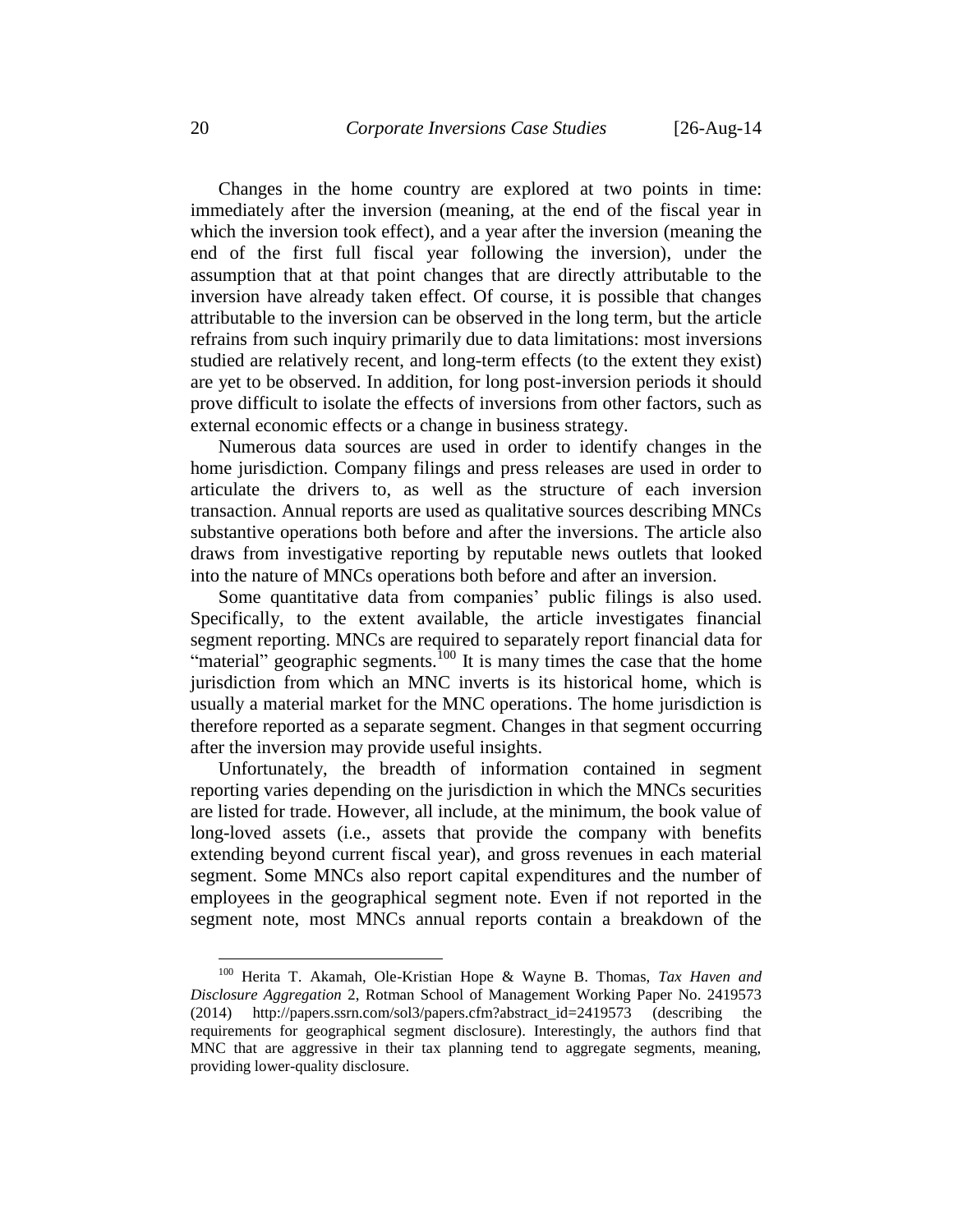Changes in the home country are explored at two points in time: immediately after the inversion (meaning, at the end of the fiscal year in which the inversion took effect), and a year after the inversion (meaning the end of the first full fiscal year following the inversion), under the assumption that at that point changes that are directly attributable to the inversion have already taken effect. Of course, it is possible that changes attributable to the inversion can be observed in the long term, but the article refrains from such inquiry primarily due to data limitations: most inversions studied are relatively recent, and long-term effects (to the extent they exist) are yet to be observed. In addition, for long post-inversion periods it should prove difficult to isolate the effects of inversions from other factors, such as external economic effects or a change in business strategy.

Numerous data sources are used in order to identify changes in the home jurisdiction. Company filings and press releases are used in order to articulate the drivers to, as well as the structure of each inversion transaction. Annual reports are used as qualitative sources describing MNCs substantive operations both before and after the inversions. The article also draws from investigative reporting by reputable news outlets that looked into the nature of MNCs operations both before and after an inversion.

Some quantitative data from companies' public filings is also used. Specifically, to the extent available, the article investigates financial segment reporting. MNCs are required to separately report financial data for "material" geographic segments.[100] It is many times the case that the home jurisdiction from which an MNC inverts is its historical home, which is usually a material market for the MNC operations. The home jurisdiction is therefore reported as a separate segment. Changes in that segment occurring after the inversion may provide useful insights.

Unfortunately, the breadth of information contained in segment reporting varies depending on the jurisdiction in which the MNCs securities are listed for trade. However, all include, at the minimum, the book value of long-loved assets (i.e., assets that provide the company with benefits extending beyond current fiscal year), and gross revenues in each material segment. Some MNCs also report capital expenditures and the number of employees in the geographical segment note. Even if not reported in the segment note, most MNCs annual reports contain a breakdown of the

---

[100] Herita T. Akamah, Ole-Kristian Hope & Wayne B. Thomas, *Tax Haven and Disclosure Aggregation* 2, Rotman School of Management Working Paper No. 2419573 (2014) http://papers.ssrn.com/sol3/papers.cfm?abstract_id=2419573 (describing the requirements for geographical segment disclosure). Interestingly, the authors find that MNC that are aggressive in their tax planning tend to aggregate segments, meaning, providing lower-quality disclosure.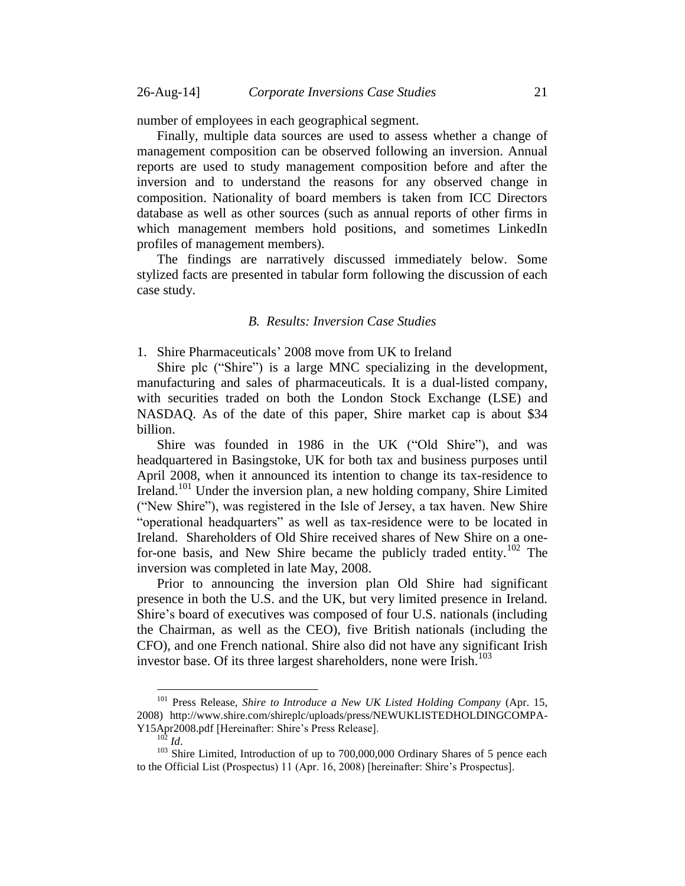number of employees in each geographical segment.

Finally, multiple data sources are used to assess whether a change of management composition can be observed following an inversion. Annual reports are used to study management composition before and after the inversion and to understand the reasons for any observed change in composition. Nationality of board members is taken from ICC Directors database as well as other sources (such as annual reports of other firms in which management members hold positions, and sometimes LinkedIn profiles of management members).

The findings are narratively discussed immediately below. Some stylized facts are presented in tabular form following the discussion of each case study.

### *B. Results: Inversion Case Studies*

1. Shire Pharmaceuticals' 2008 move from UK to Ireland

Shire plc ("Shire") is a large MNC specializing in the development, manufacturing and sales of pharmaceuticals. It is a dual-listed company, with securities traded on both the London Stock Exchange (LSE) and NASDAQ. As of the date of this paper, Shire market cap is about $34 billion.

Shire was founded in 1986 in the UK ("Old Shire"), and was headquartered in Basingstoke, UK for both tax and business purposes until April 2008, when it announced its intention to change its tax-residence to Ireland.[101] Under the inversion plan, a new holding company, Shire Limited ("New Shire"), was registered in the Isle of Jersey, a tax haven. New Shire "operational headquarters" as well as tax-residence were to be located in Ireland. Shareholders of Old Shire received shares of New Shire on a one-for-one basis, and New Shire became the publicly traded entity.[102] The inversion was completed in late May, 2008.

Prior to announcing the inversion plan Old Shire had significant presence in both the U.S. and the UK, but very limited presence in Ireland. Shire's board of executives was composed of four U.S. nationals (including the Chairman, as well as the CEO), five British nationals (including the CFO), and one French national. Shire also did not have any significant Irish investor base. Of its three largest shareholders, none were Irish.[103]

---

[101] Press Release, *Shire to Introduce a New UK Listed Holding Company* (Apr. 15, 2008) http://www.shire.com/shireplc/uploads/press/NEWUKLISTEDHOLDINGCOMPA-Y15Apr2008.pdf [Hereinafter: Shire's Press Release].

[102] *Id*.

[103] Shire Limited, Introduction of up to 700,000,000 Ordinary Shares of 5 pence each to the Official List (Prospectus) 11 (Apr. 16, 2008) [hereinafter: Shire's Prospectus].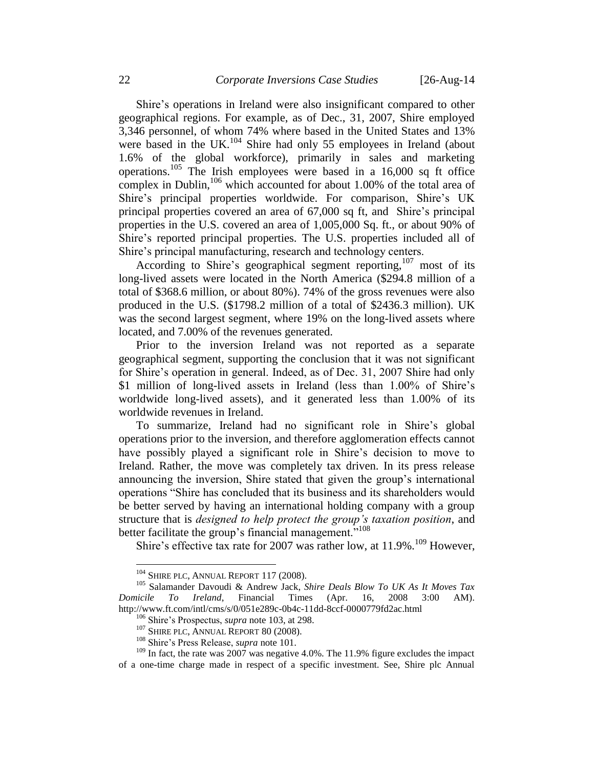Shire's operations in Ireland were also insignificant compared to other geographical regions. For example, as of Dec., 31, 2007, Shire employed 3,346 personnel, of whom 74% where based in the United States and 13% were based in the UK.[104] Shire had only 55 employees in Ireland (about 1.6% of the global workforce), primarily in sales and marketing operations.[105] The Irish employees were based in a 16,000 sq ft office complex in Dublin,[106] which accounted for about 1.00% of the total area of Shire's principal properties worldwide. For comparison, Shire's UK principal properties covered an area of 67,000 sq ft, and Shire's principal properties in the U.S. covered an area of 1,005,000 Sq. ft., or about 90% of Shire's reported principal properties. The U.S. properties included all of Shire's principal manufacturing, research and technology centers.

According to Shire's geographical segment reporting,[107] most of its long-lived assets were located in the North America ($294.8 million of a total of $368.6 million, or about 80%). 74% of the gross revenues were also produced in the U.S. ($1798.2 million of a total of $2436.3 million). UK was the second largest segment, where 19% on the long-lived assets where located, and 7.00% of the revenues generated.

Prior to the inversion Ireland was not reported as a separate geographical segment, supporting the conclusion that it was not significant for Shire's operation in general. Indeed, as of Dec. 31, 2007 Shire had only $1 million of long-lived assets in Ireland (less than 1.00% of Shire's worldwide long-lived assets), and it generated less than 1.00% of its worldwide revenues in Ireland.

To summarize, Ireland had no significant role in Shire's global operations prior to the inversion, and therefore agglomeration effects cannot have possibly played a significant role in Shire's decision to move to Ireland. Rather, the move was completely tax driven. In its press release announcing the inversion, Shire stated that given the group's international operations "Shire has concluded that its business and its shareholders would be better served by having an international holding company with a group structure that is *designed to help protect the group's taxation position*, and better facilitate the group's financial management."[108]

Shire's effective tax rate for 2007 was rather low, at 11.9%.[109] However,

---

[104] SHIRE PLC, ANNUAL REPORT 117 (2008).

[105] Salamander Davoudi & Andrew Jack, *Shire Deals Blow To UK As It Moves Tax Domicile To Ireland*, Financial Times (Apr. 16, 2008 3:00 AM). http://www.ft.com/intl/cms/s/0/051e289c-0b4c-11dd-8ccf-0000779fd2ac.html

[106] Shire's Prospectus, *supra* note 103, at 298.

[107] SHIRE PLC, ANNUAL REPORT 80 (2008).

[108] Shire's Press Release, *supra* note 101.

[109] In fact, the rate was 2007 was negative 4.0%. The 11.9% figure excludes the impact of a one-time charge made in respect of a specific investment. See, Shire plc Annual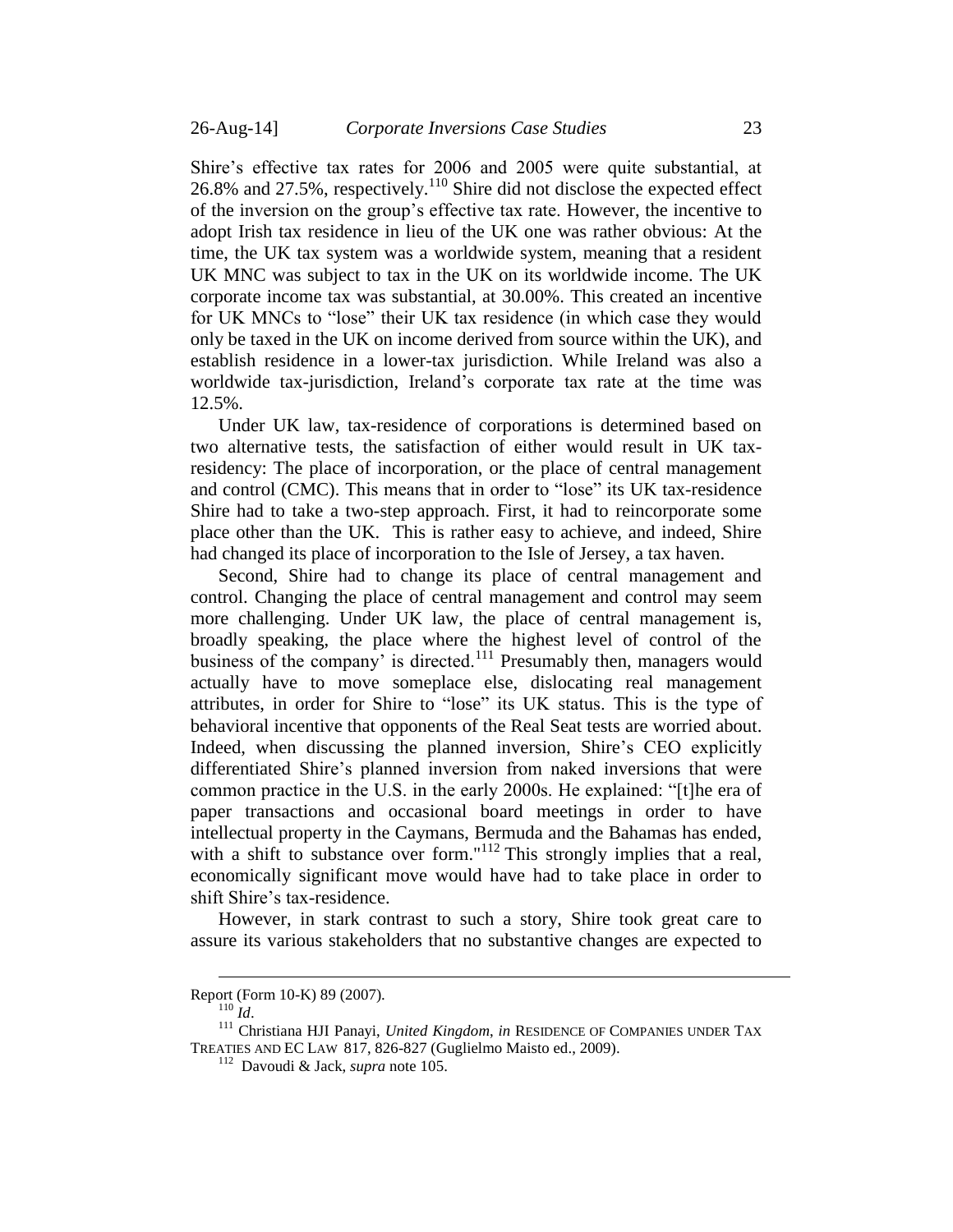Shire's effective tax rates for 2006 and 2005 were quite substantial, at 26.8% and 27.5%, respectively.[110] Shire did not disclose the expected effect of the inversion on the group's effective tax rate. However, the incentive to adopt Irish tax residence in lieu of the UK one was rather obvious: At the time, the UK tax system was a worldwide system, meaning that a resident UK MNC was subject to tax in the UK on its worldwide income. The UK corporate income tax was substantial, at 30.00%. This created an incentive for UK MNCs to "lose" their UK tax residence (in which case they would only be taxed in the UK on income derived from source within the UK), and establish residence in a lower-tax jurisdiction. While Ireland was also a worldwide tax-jurisdiction, Ireland's corporate tax rate at the time was 12.5%.

Under UK law, tax-residence of corporations is determined based on two alternative tests, the satisfaction of either would result in UK tax-residency: The place of incorporation, or the place of central management and control (CMC). This means that in order to "lose" its UK tax-residence Shire had to take a two-step approach. First, it had to reincorporate some place other than the UK. This is rather easy to achieve, and indeed, Shire had changed its place of incorporation to the Isle of Jersey, a tax haven.

Second, Shire had to change its place of central management and control. Changing the place of central management and control may seem more challenging. Under UK law, the place of central management is, broadly speaking, the place where the highest level of control of the business of the company' is directed.[111] Presumably then, managers would actually have to move someplace else, dislocating real management attributes, in order for Shire to "lose" its UK status. This is the type of behavioral incentive that opponents of the Real Seat tests are worried about. Indeed, when discussing the planned inversion, Shire's CEO explicitly differentiated Shire's planned inversion from naked inversions that were common practice in the U.S. in the early 2000s. He explained: "[t]he era of paper transactions and occasional board meetings in order to have intellectual property in the Caymans, Bermuda and the Bahamas has ended, with a shift to substance over form."[112] This strongly implies that a real, economically significant move would have had to take place in order to shift Shire's tax-residence.

However, in stark contrast to such a story, Shire took great care to assure its various stakeholders that no substantive changes are expected to

---

Report (Form 10-K) 89 (2007).

[110] *Id*.

[111] Christiana HJI Panayi, *United Kingdom*, *in* RESIDENCE OF COMPANIES UNDER TAX TREATIES AND EC LAW 817, 826-827 (Guglielmo Maisto ed., 2009).

[112] Davoudi & Jack, *supra* note 105.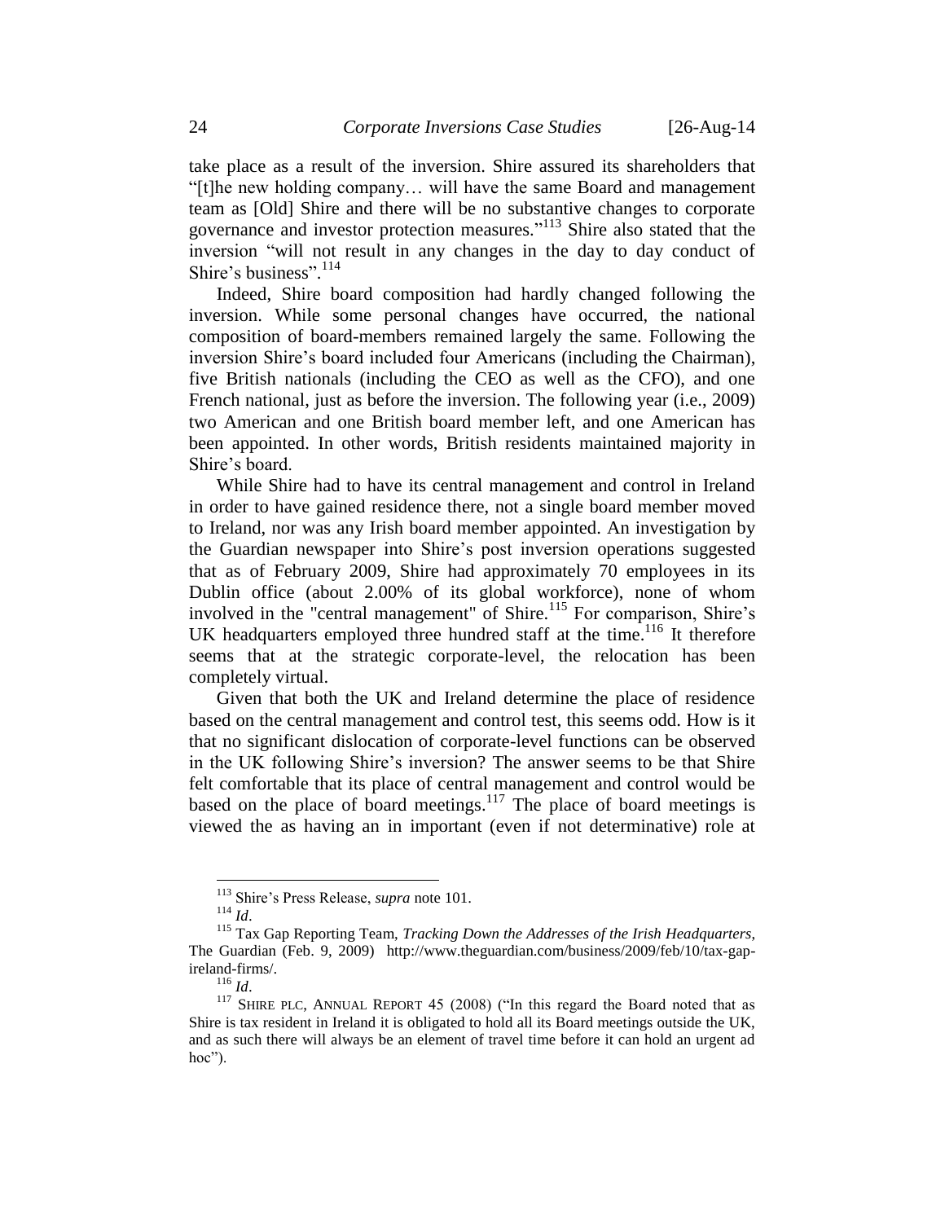take place as a result of the inversion. Shire assured its shareholders that "[t]he new holding company… will have the same Board and management team as [Old] Shire and there will be no substantive changes to corporate governance and investor protection measures."[113] Shire also stated that the inversion "will not result in any changes in the day to day conduct of Shire's business".[114]

Indeed, Shire board composition had hardly changed following the inversion. While some personal changes have occurred, the national composition of board-members remained largely the same. Following the inversion Shire's board included four Americans (including the Chairman), five British nationals (including the CEO as well as the CFO), and one French national, just as before the inversion. The following year (i.e., 2009) two American and one British board member left, and one American has been appointed. In other words, British residents maintained majority in Shire's board.

While Shire had to have its central management and control in Ireland in order to have gained residence there, not a single board member moved to Ireland, nor was any Irish board member appointed. An investigation by the Guardian newspaper into Shire's post inversion operations suggested that as of February 2009, Shire had approximately 70 employees in its Dublin office (about 2.00% of its global workforce), none of whom involved in the "central management" of Shire.[115] For comparison, Shire's UK headquarters employed three hundred staff at the time.[116] It therefore seems that at the strategic corporate-level, the relocation has been completely virtual.

Given that both the UK and Ireland determine the place of residence based on the central management and control test, this seems odd. How is it that no significant dislocation of corporate-level functions can be observed in the UK following Shire's inversion? The answer seems to be that Shire felt comfortable that its place of central management and control would be based on the place of board meetings.[117] The place of board meetings is viewed the as having an in important (even if not determinative) role at

---

[113] Shire's Press Release, *supra* note 101.

[114] *Id*.

[115] Tax Gap Reporting Team, *Tracking Down the Addresses of the Irish Headquarters*, The Guardian (Feb. 9, 2009) http://www.theguardian.com/business/2009/feb/10/tax-gap-ireland-firms/.

[116] *Id*.

[117] SHIRE PLC, ANNUAL REPORT 45 (2008) ("In this regard the Board noted that as Shire is tax resident in Ireland it is obligated to hold all its Board meetings outside the UK, and as such there will always be an element of travel time before it can hold an urgent ad hoc").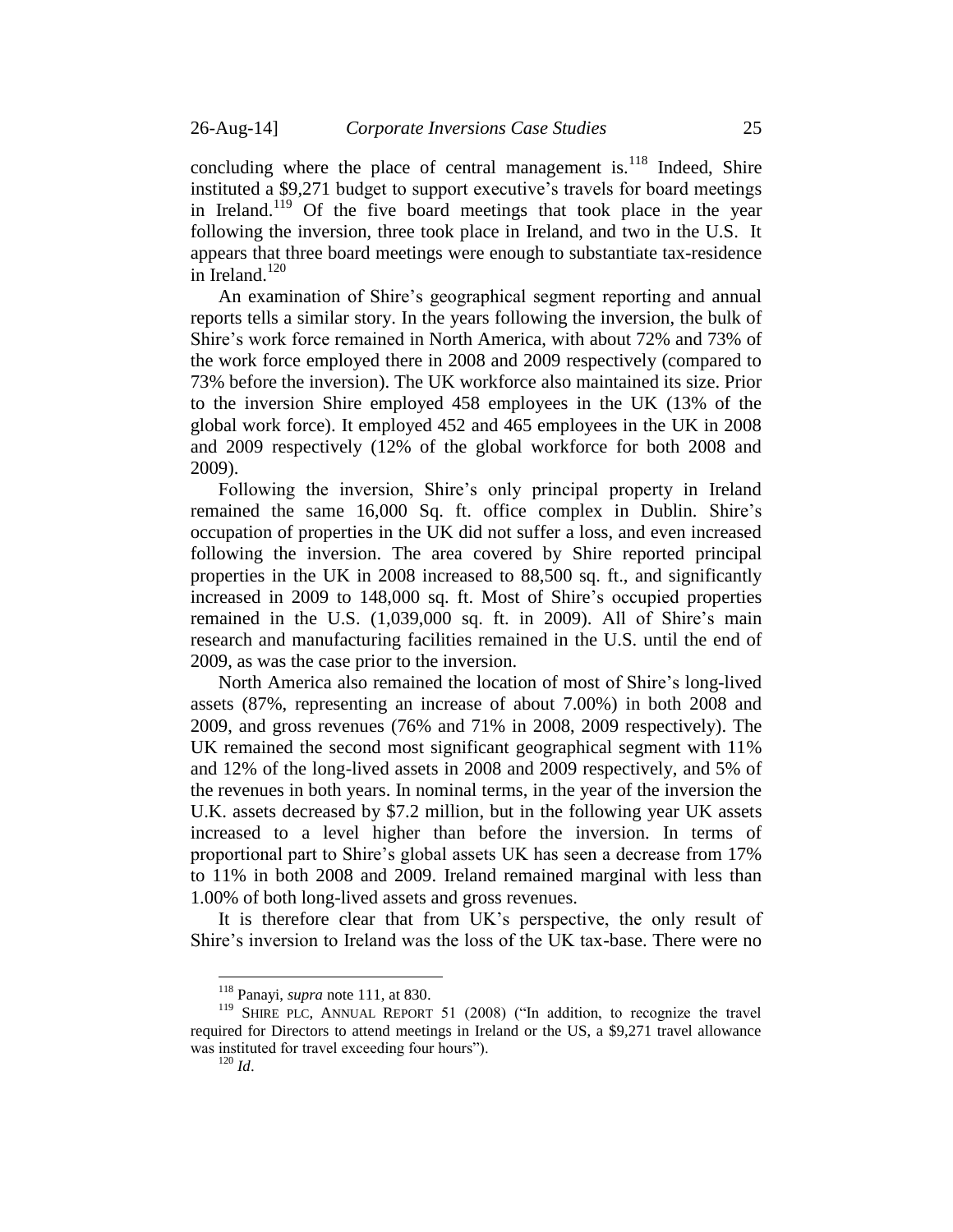concluding where the place of central management is.[118] Indeed, Shire instituted a \$9,271 budget to support executive's travels for board meetings in Ireland.[119] Of the five board meetings that took place in the year following the inversion, three took place in Ireland, and two in the U.S. It appears that three board meetings were enough to substantiate tax-residence in Ireland.[120]

An examination of Shire's geographical segment reporting and annual reports tells a similar story. In the years following the inversion, the bulk of Shire's work force remained in North America, with about 72% and 73% of the work force employed there in 2008 and 2009 respectively (compared to 73% before the inversion). The UK workforce also maintained its size. Prior to the inversion Shire employed 458 employees in the UK (13% of the global work force). It employed 452 and 465 employees in the UK in 2008 and 2009 respectively (12% of the global workforce for both 2008 and 2009).

Following the inversion, Shire's only principal property in Ireland remained the same 16,000 Sq. ft. office complex in Dublin. Shire's occupation of properties in the UK did not suffer a loss, and even increased following the inversion. The area covered by Shire reported principal properties in the UK in 2008 increased to 88,500 sq. ft., and significantly increased in 2009 to 148,000 sq. ft. Most of Shire's occupied properties remained in the U.S. (1,039,000 sq. ft. in 2009). All of Shire's main research and manufacturing facilities remained in the U.S. until the end of 2009, as was the case prior to the inversion.

North America also remained the location of most of Shire's long-lived assets (87%, representing an increase of about 7.00%) in both 2008 and 2009, and gross revenues (76% and 71% in 2008, 2009 respectively). The UK remained the second most significant geographical segment with 11% and 12% of the long-lived assets in 2008 and 2009 respectively, and 5% of the revenues in both years. In nominal terms, in the year of the inversion the U.K. assets decreased by \$7.2 million, but in the following year UK assets increased to a level higher than before the inversion. In terms of proportional part to Shire's global assets UK has seen a decrease from 17% to 11% in both 2008 and 2009. Ireland remained marginal with less than 1.00% of both long-lived assets and gross revenues.

It is therefore clear that from UK's perspective, the only result of Shire's inversion to Ireland was the loss of the UK tax-base. There were no

---

[118] Panayi, *supra* note 111, at 830.

[119] SHIRE PLC, ANNUAL REPORT 51 (2008) ("In addition, to recognize the travel required for Directors to attend meetings in Ireland or the US, a \$9,271 travel allowance was instituted for travel exceeding four hours").

[120] *Id*.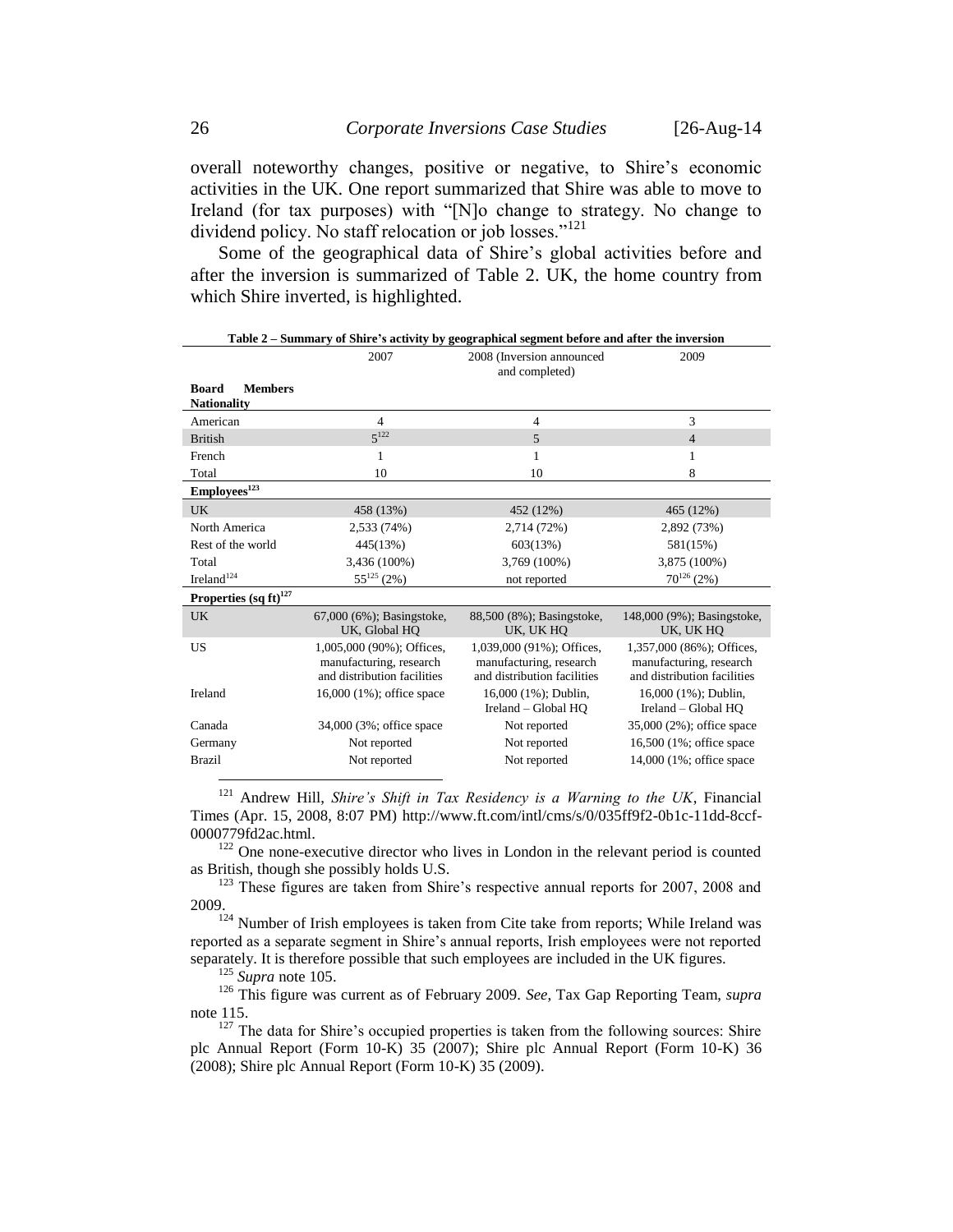overall noteworthy changes, positive or negative, to Shire's economic activities in the UK. One report summarized that Shire was able to move to Ireland (for tax purposes) with "[N]o change to strategy. No change to dividend policy. No staff relocation or job losses."[121]

Some of the geographical data of Shire's global activities before and after the inversion is summarized of Table 2. UK, the home country from which Shire inverted, is highlighted.

**Table 2 – Summary of Shire's activity by geographical segment before and after the inversion**

| | 2007 | 2008 (Inversion announced and completed) | 2009 |
|---|---|---|---|
| **Board Members Nationality** | | | |
| American | 4 | 4 | 3 |
| British | 5[122] | 5 | 4 |
| French | 1 | 1 | 1 |
| Total | 10 | 10 | 8 |
| **Employees[123]** | | | |
| UK | 458 (13%) | 452 (12%) | 465 (12%) |
| North America | 2,533 (74%) | 2,714 (72%) | 2,892 (73%) |
| Rest of the world | 445(13%) | 603(13%) | 581(15%) |
| Total | 3,436 (100%) | 3,769 (100%) | 3,875 (100%) |
| Ireland[124] | 55[125] (2%) | not reported | 70[126] (2%) |
| **Properties (sq ft)[127]** | | | |
| UK | 67,000 (6%); Basingstoke, UK, Global HQ | 88,500 (8%); Basingstoke, UK, UK HQ | 148,000 (9%); Basingstoke, UK, UK HQ |
| US | 1,005,000 (90%); Offices, manufacturing, research and distribution facilities | 1,039,000 (91%); Offices, manufacturing, research and distribution facilities | 1,357,000 (86%); Offices, manufacturing, research and distribution facilities |
| Ireland | 16,000 (1%); office space | 16,000 (1%); Dublin, Ireland – Global HQ | 16,000 (1%); Dublin, Ireland – Global HQ |
| Canada | 34,000 (3%; office space | Not reported | 35,000 (2%); office space |
| Germany | Not reported | Not reported | 16,500 (1%; office space |
| Brazil | Not reported | Not reported | 14,000 (1%; office space |

---

[121] Andrew Hill, *Shire's Shift in Tax Residency is a Warning to the UK*, Financial Times (Apr. 15, 2008, 8:07 PM) http://www.ft.com/intl/cms/s/0/035ff9f2-0b1c-11dd-8ccf-0000779fd2ac.html.

[122] One none-executive director who lives in London in the relevant period is counted as British, though she possibly holds U.S.

[123] These figures are taken from Shire's respective annual reports for 2007, 2008 and 2009.

[124] Number of Irish employees is taken from Cite take from reports; While Ireland was reported as a separate segment in Shire's annual reports, Irish employees were not reported separately. It is therefore possible that such employees are included in the UK figures.

[125] *Supra* note 105.

[126] This figure was current as of February 2009. *See*, Tax Gap Reporting Team, *supra* note 115.

[127] The data for Shire's occupied properties is taken from the following sources: Shire plc Annual Report (Form 10-K) 35 (2007); Shire plc Annual Report (Form 10-K) 36 (2008); Shire plc Annual Report (Form 10-K) 35 (2009).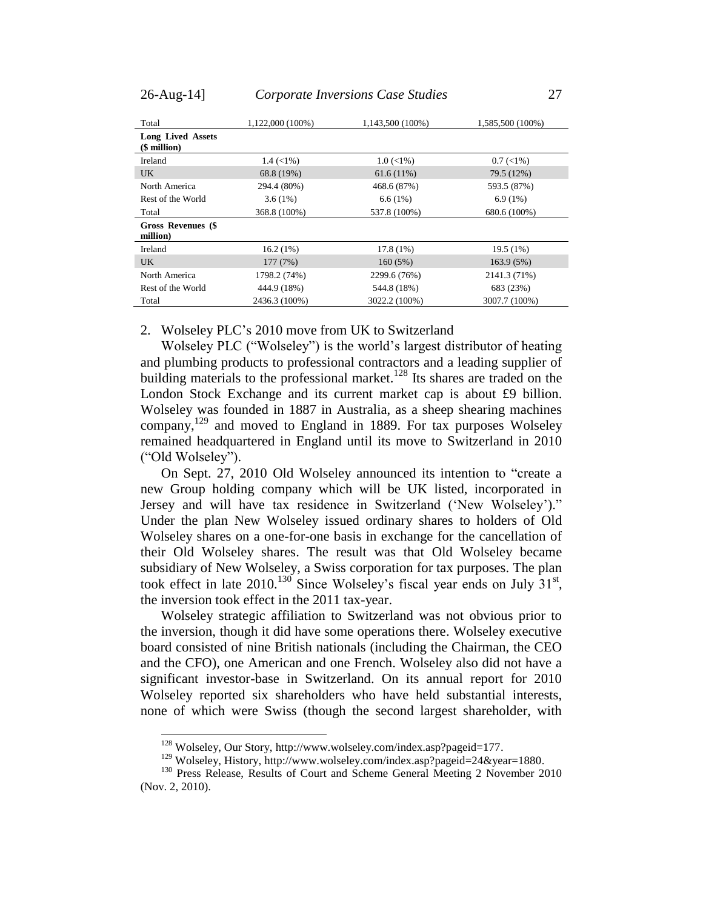| Total | 1,122,000 (100%) | 1,143,500 (100%) | 1,585,500 (100%) |
|---|---|---|---|
| **Long Lived Assets ($ million)** | | | |
| Ireland | 1.4 (<1%) | 1.0 (<1%) | 0.7 (<1%) |
| UK | 68.8 (19%) | 61.6 (11%) | 79.5 (12%) |
| North America | 294.4 (80%) | 468.6 (87%) | 593.5 (87%) |
| Rest of the World | 3.6 (1%) | 6.6 (1%) | 6.9 (1%) |
| Total | 368.8 (100%) | 537.8 (100%) | 680.6 (100%) |
| **Gross Revenues ($ million)** | | | |
| Ireland | 16.2 (1%) | 17.8 (1%) | 19.5 (1%) |
| UK | 177 (7%) | 160 (5%) | 163.9 (5%) |
| North America | 1798.2 (74%) | 2299.6 (76%) | 2141.3 (71%) |
| Rest of the World | 444.9 (18%) | 544.8 (18%) | 683 (23%) |
| Total | 2436.3 (100%) | 3022.2 (100%) | 3007.7 (100%) |

2. Wolseley PLC's 2010 move from UK to Switzerland

Wolseley PLC ("Wolseley") is the world's largest distributor of heating and plumbing products to professional contractors and a leading supplier of building materials to the professional market.[128] Its shares are traded on the London Stock Exchange and its current market cap is about £9 billion. Wolseley was founded in 1887 in Australia, as a sheep shearing machines company,[129] and moved to England in 1889. For tax purposes Wolseley remained headquartered in England until its move to Switzerland in 2010 ("Old Wolseley").

On Sept. 27, 2010 Old Wolseley announced its intention to "create a new Group holding company which will be UK listed, incorporated in Jersey and will have tax residence in Switzerland ('New Wolseley')." Under the plan New Wolseley issued ordinary shares to holders of Old Wolseley shares on a one-for-one basis in exchange for the cancellation of their Old Wolseley shares. The result was that Old Wolseley became subsidiary of New Wolseley, a Swiss corporation for tax purposes. The plan took effect in late 2010.[130] Since Wolseley's fiscal year ends on July 31st, the inversion took effect in the 2011 tax-year.

Wolseley strategic affiliation to Switzerland was not obvious prior to the inversion, though it did have some operations there. Wolseley executive board consisted of nine British nationals (including the Chairman, the CEO and the CFO), one American and one French. Wolseley also did not have a significant investor-base in Switzerland. On its annual report for 2010 Wolseley reported six shareholders who have held substantial interests, none of which were Swiss (though the second largest shareholder, with

[128] Wolseley, Our Story, http://www.wolseley.com/index.asp?pageid=177.

[129] Wolseley, History, http://www.wolseley.com/index.asp?pageid=24&year=1880.

[130] Press Release, Results of Court and Scheme General Meeting 2 November 2010 (Nov. 2, 2010).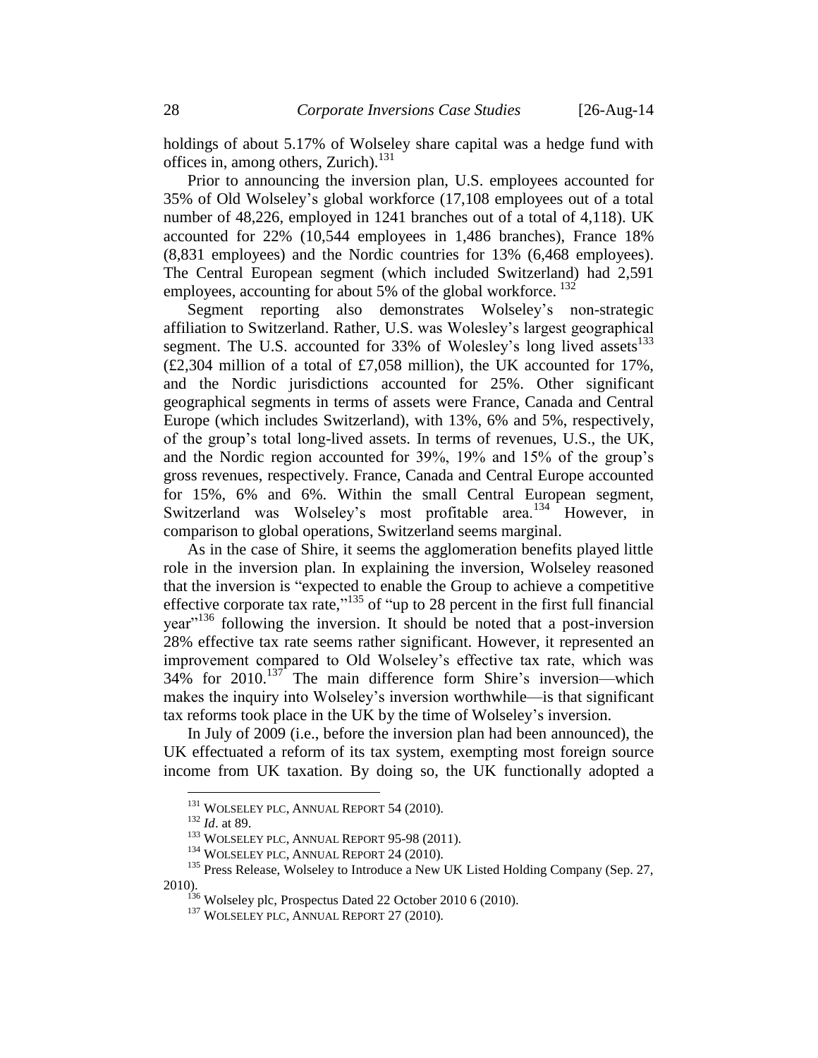holdings of about 5.17% of Wolseley share capital was a hedge fund with offices in, among others, Zurich).[131]

Prior to announcing the inversion plan, U.S. employees accounted for 35% of Old Wolseley's global workforce (17,108 employees out of a total number of 48,226, employed in 1241 branches out of a total of 4,118). UK accounted for 22% (10,544 employees in 1,486 branches), France 18% (8,831 employees) and the Nordic countries for 13% (6,468 employees). The Central European segment (which included Switzerland) had 2,591 employees, accounting for about 5% of the global workforce.[132]

Segment reporting also demonstrates Wolseley's non-strategic affiliation to Switzerland. Rather, U.S. was Wolesley's largest geographical segment. The U.S. accounted for 33% of Wolesley's long lived assets[133] (£2,304 million of a total of £7,058 million), the UK accounted for 17%, and the Nordic jurisdictions accounted for 25%. Other significant geographical segments in terms of assets were France, Canada and Central Europe (which includes Switzerland), with 13%, 6% and 5%, respectively, of the group's total long-lived assets. In terms of revenues, U.S., the UK, and the Nordic region accounted for 39%, 19% and 15% of the group's gross revenues, respectively. France, Canada and Central Europe accounted for 15%, 6% and 6%. Within the small Central European segment, Switzerland was Wolseley's most profitable area.[134] However, in comparison to global operations, Switzerland seems marginal.

As in the case of Shire, it seems the agglomeration benefits played little role in the inversion plan. In explaining the inversion, Wolseley reasoned that the inversion is "expected to enable the Group to achieve a competitive effective corporate tax rate,"[135] of "up to 28 percent in the first full financial year"[136] following the inversion. It should be noted that a post-inversion 28% effective tax rate seems rather significant. However, it represented an improvement compared to Old Wolseley's effective tax rate, which was 34% for 2010.[137] The main difference form Shire's inversion—which makes the inquiry into Wolseley's inversion worthwhile—is that significant tax reforms took place in the UK by the time of Wolseley's inversion.

In July of 2009 (i.e., before the inversion plan had been announced), the UK effectuated a reform of its tax system, exempting most foreign source income from UK taxation. By doing so, the UK functionally adopted a

---

[131] WOLSELEY PLC, ANNUAL REPORT 54 (2010).

[132] *Id*. at 89.

[133] WOLSELEY PLC, ANNUAL REPORT 95-98 (2011).

[134] WOLSELEY PLC, ANNUAL REPORT 24 (2010).

[135] Press Release, Wolseley to Introduce a New UK Listed Holding Company (Sep. 27, 2010).

[136] Wolseley plc, Prospectus Dated 22 October 2010 6 (2010).

[137] WOLSELEY PLC, ANNUAL REPORT 27 (2010).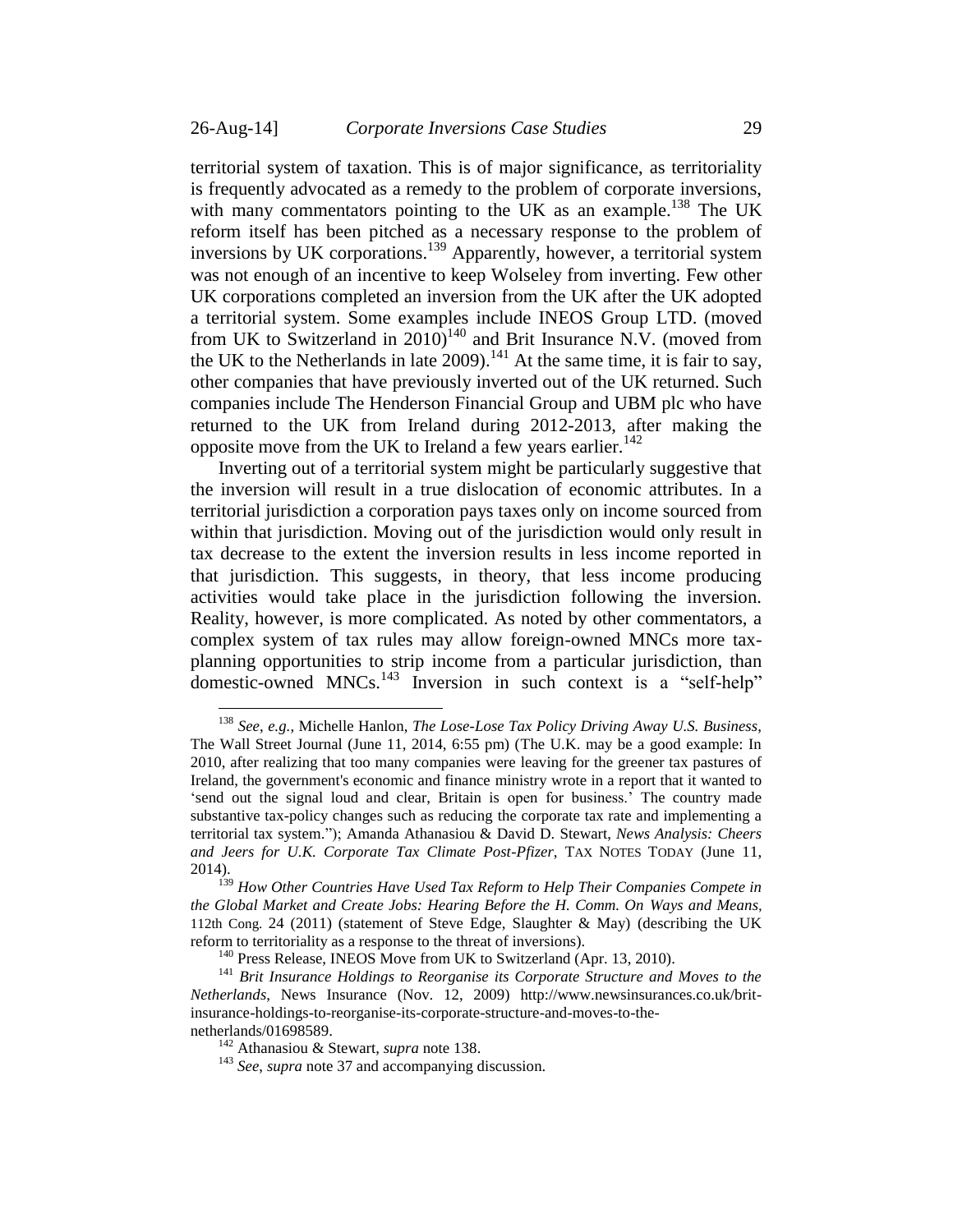territorial system of taxation. This is of major significance, as territoriality is frequently advocated as a remedy to the problem of corporate inversions, with many commentators pointing to the UK as an example.[138] The UK reform itself has been pitched as a necessary response to the problem of inversions by UK corporations.[139] Apparently, however, a territorial system was not enough of an incentive to keep Wolseley from inverting. Few other UK corporations completed an inversion from the UK after the UK adopted a territorial system. Some examples include INEOS Group LTD. (moved from UK to Switzerland in 2010)[140] and Brit Insurance N.V. (moved from the UK to the Netherlands in late 2009).[141] At the same time, it is fair to say, other companies that have previously inverted out of the UK returned. Such companies include The Henderson Financial Group and UBM plc who have returned to the UK from Ireland during 2012-2013, after making the opposite move from the UK to Ireland a few years earlier.[142]

Inverting out of a territorial system might be particularly suggestive that the inversion will result in a true dislocation of economic attributes. In a territorial jurisdiction a corporation pays taxes only on income sourced from within that jurisdiction. Moving out of the jurisdiction would only result in tax decrease to the extent the inversion results in less income reported in that jurisdiction. This suggests, in theory, that less income producing activities would take place in the jurisdiction following the inversion. Reality, however, is more complicated. As noted by other commentators, a complex system of tax rules may allow foreign-owned MNCs more tax-planning opportunities to strip income from a particular jurisdiction, than domestic-owned MNCs.[143] Inversion in such context is a "self-help"

---

[138] *See*, *e.g.*, Michelle Hanlon, *The Lose-Lose Tax Policy Driving Away U.S. Business*, The Wall Street Journal (June 11, 2014, 6:55 pm) (The U.K. may be a good example: In 2010, after realizing that too many companies were leaving for the greener tax pastures of Ireland, the government's economic and finance ministry wrote in a report that it wanted to 'send out the signal loud and clear, Britain is open for business.' The country made substantive tax-policy changes such as reducing the corporate tax rate and implementing a territorial tax system."); Amanda Athanasiou & David D. Stewart, *News Analysis: Cheers and Jeers for U.K. Corporate Tax Climate Post-Pfizer*, TAX NOTES TODAY (June 11, 2014).

[139] *How Other Countries Have Used Tax Reform to Help Their Companies Compete in the Global Market and Create Jobs: Hearing Before the H. Comm. On Ways and Means*, 112th Cong. 24 (2011) (statement of Steve Edge, Slaughter & May) (describing the UK reform to territoriality as a response to the threat of inversions).

[140] Press Release, INEOS Move from UK to Switzerland (Apr. 13, 2010).

[141] *Brit Insurance Holdings to Reorganise its Corporate Structure and Moves to the Netherlands*, News Insurance (Nov. 12, 2009) http://www.newsinsurances.co.uk/brit-insurance-holdings-to-reorganise-its-corporate-structure-and-moves-to-the-netherlands/01698589.

[142] Athanasiou & Stewart, *supra* note 138.

[143] *See*, *supra* note 37 and accompanying discussion.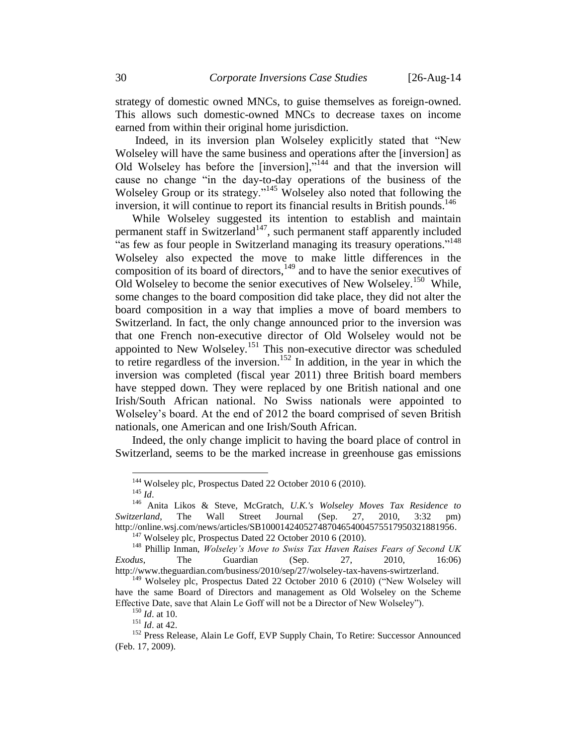strategy of domestic owned MNCs, to guise themselves as foreign-owned. This allows such domestic-owned MNCs to decrease taxes on income earned from within their original home jurisdiction.

Indeed, in its inversion plan Wolseley explicitly stated that "New Wolseley will have the same business and operations after the [inversion] as Old Wolseley has before the [inversion],"[144] and that the inversion will cause no change "in the day-to-day operations of the business of the Wolseley Group or its strategy."[145] Wolseley also noted that following the inversion, it will continue to report its financial results in British pounds.[146]

While Wolseley suggested its intention to establish and maintain permanent staff in Switzerland[147], such permanent staff apparently included "as few as four people in Switzerland managing its treasury operations."[148] Wolseley also expected the move to make little differences in the composition of its board of directors,[149] and to have the senior executives of Old Wolseley to become the senior executives of New Wolseley.[150] While, some changes to the board composition did take place, they did not alter the board composition in a way that implies a move of board members to Switzerland. In fact, the only change announced prior to the inversion was that one French non-executive director of Old Wolseley would not be appointed to New Wolseley.[151] This non-executive director was scheduled to retire regardless of the inversion.[152] In addition, in the year in which the inversion was completed (fiscal year 2011) three British board members have stepped down. They were replaced by one British national and one Irish/South African national. No Swiss nationals were appointed to Wolseley's board. At the end of 2012 the board comprised of seven British nationals, one American and one Irish/South African.

Indeed, the only change implicit to having the board place of control in Switzerland, seems to be the marked increase in greenhouse gas emissions

---

[144] Wolseley plc, Prospectus Dated 22 October 2010 6 (2010).

[145] *Id*.

[146] Anita Likos & Steve, McGratch, *U.K.'s Wolseley Moves Tax Residence to Switzerland*, The Wall Street Journal (Sep. 27, 2010, 3:32 pm) http://online.wsj.com/news/articles/SB10001424052748704654004575517950321881956.

[147] Wolseley plc, Prospectus Dated 22 October 2010 6 (2010).

[148] Phillip Inman, *Wolseley's Move to Swiss Tax Haven Raises Fears of Second UK Exodus*, The Guardian (Sep. 27, 2010, 16:06) http://www.theguardian.com/business/2010/sep/27/wolseley-tax-havens-swirtzerland.

[149] Wolseley plc, Prospectus Dated 22 October 2010 6 (2010) ("New Wolseley will have the same Board of Directors and management as Old Wolseley on the Scheme Effective Date, save that Alain Le Goff will not be a Director of New Wolseley").

[150] *Id*. at 10.

[151] *Id*. at 42.

[152] Press Release, Alain Le Goff, EVP Supply Chain, To Retire: Successor Announced (Feb. 17, 2009).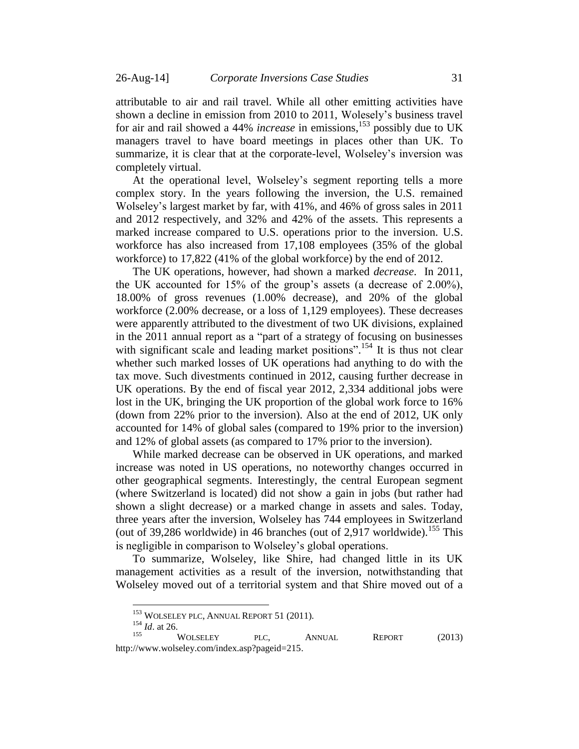attributable to air and rail travel. While all other emitting activities have shown a decline in emission from 2010 to 2011, Wolesely's business travel for air and rail showed a 44% *increase* in emissions,[153] possibly due to UK managers travel to have board meetings in places other than UK. To summarize, it is clear that at the corporate-level, Wolseley's inversion was completely virtual.

At the operational level, Wolseley's segment reporting tells a more complex story. In the years following the inversion, the U.S. remained Wolseley's largest market by far, with 41%, and 46% of gross sales in 2011 and 2012 respectively, and 32% and 42% of the assets. This represents a marked increase compared to U.S. operations prior to the inversion. U.S. workforce has also increased from 17,108 employees (35% of the global workforce) to 17,822 (41% of the global workforce) by the end of 2012.

The UK operations, however, had shown a marked *decrease*. In 2011, the UK accounted for 15% of the group's assets (a decrease of 2.00%), 18.00% of gross revenues (1.00% decrease), and 20% of the global workforce (2.00% decrease, or a loss of 1,129 employees). These decreases were apparently attributed to the divestment of two UK divisions, explained in the 2011 annual report as a "part of a strategy of focusing on businesses with significant scale and leading market positions".[154] It is thus not clear whether such marked losses of UK operations had anything to do with the tax move. Such divestments continued in 2012, causing further decrease in UK operations. By the end of fiscal year 2012, 2,334 additional jobs were lost in the UK, bringing the UK proportion of the global work force to 16% (down from 22% prior to the inversion). Also at the end of 2012, UK only accounted for 14% of global sales (compared to 19% prior to the inversion) and 12% of global assets (as compared to 17% prior to the inversion).

While marked decrease can be observed in UK operations, and marked increase was noted in US operations, no noteworthy changes occurred in other geographical segments. Interestingly, the central European segment (where Switzerland is located) did not show a gain in jobs (but rather had shown a slight decrease) or a marked change in assets and sales. Today, three years after the inversion, Wolseley has 744 employees in Switzerland (out of 39,286 worldwide) in 46 branches (out of 2,917 worldwide).[155] This is negligible in comparison to Wolseley's global operations.

To summarize, Wolseley, like Shire, had changed little in its UK management activities as a result of the inversion, notwithstanding that Wolseley moved out of a territorial system and that Shire moved out of a

---

[153] WOLSELEY PLC, ANNUAL REPORT 51 (2011).

[154] *Id*. at 26.

[155] WOLSELEY PLC, ANNUAL REPORT (2013) http://www.wolseley.com/index.asp?pageid=215.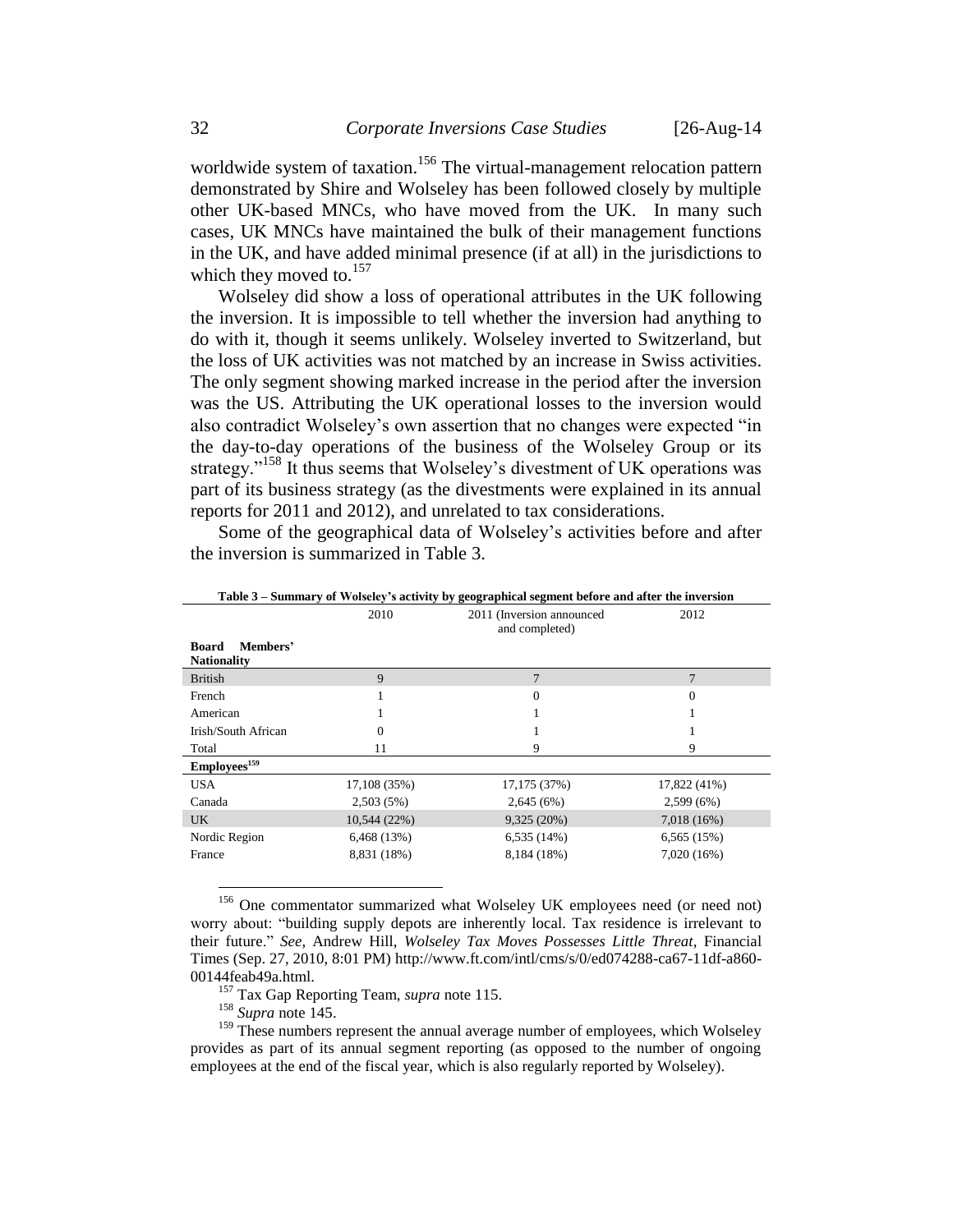worldwide system of taxation.[156] The virtual-management relocation pattern demonstrated by Shire and Wolseley has been followed closely by multiple other UK-based MNCs, who have moved from the UK. In many such cases, UK MNCs have maintained the bulk of their management functions in the UK, and have added minimal presence (if at all) in the jurisdictions to which they moved to.[157]

Wolseley did show a loss of operational attributes in the UK following the inversion. It is impossible to tell whether the inversion had anything to do with it, though it seems unlikely. Wolseley inverted to Switzerland, but the loss of UK activities was not matched by an increase in Swiss activities. The only segment showing marked increase in the period after the inversion was the US. Attributing the UK operational losses to the inversion would also contradict Wolseley's own assertion that no changes were expected "in the day-to-day operations of the business of the Wolseley Group or its strategy."[158] It thus seems that Wolseley's divestment of UK operations was part of its business strategy (as the divestments were explained in its annual reports for 2011 and 2012), and unrelated to tax considerations.

Some of the geographical data of Wolseley's activities before and after the inversion is summarized in Table 3.

**Table 3 – Summary of Wolseley's activity by geographical segment before and after the inversion**

| | 2010 | 2011 (Inversion announced and completed) | 2012 |
|---|---|---|---|
| **Board Members' Nationality** | | | |
| British | 9 | 7 | 7 |
| French | 1 | 0 | 0 |
| American | 1 | 1 | 1 |
| Irish/South African | 0 | 1 | 1 |
| Total | 11 | 9 | 9 |
| **Employees**[159] | | | |
| USA | 17,108 (35%) | 17,175 (37%) | 17,822 (41%) |
| Canada | 2,503 (5%) | 2,645 (6%) | 2,599 (6%) |
| UK | 10,544 (22%) | 9,325 (20%) | 7,018 (16%) |
| Nordic Region | 6,468 (13%) | 6,535 (14%) | 6,565 (15%) |
| France | 8,831 (18%) | 8,184 (18%) | 7,020 (16%) |

---

[156] One commentator summarized what Wolseley UK employees need (or need not) worry about: "building supply depots are inherently local. Tax residence is irrelevant to their future." *See*, Andrew Hill, *Wolseley Tax Moves Possesses Little Threat*, Financial Times (Sep. 27, 2010, 8:01 PM) http://www.ft.com/intl/cms/s/0/ed074288-ca67-11df-a860-00144feab49a.html.

[157] Tax Gap Reporting Team, *supra* note 115.

[158] *Supra* note 145.

[159] These numbers represent the annual average number of employees, which Wolseley provides as part of its annual segment reporting (as opposed to the number of ongoing employees at the end of the fiscal year, which is also regularly reported by Wolseley).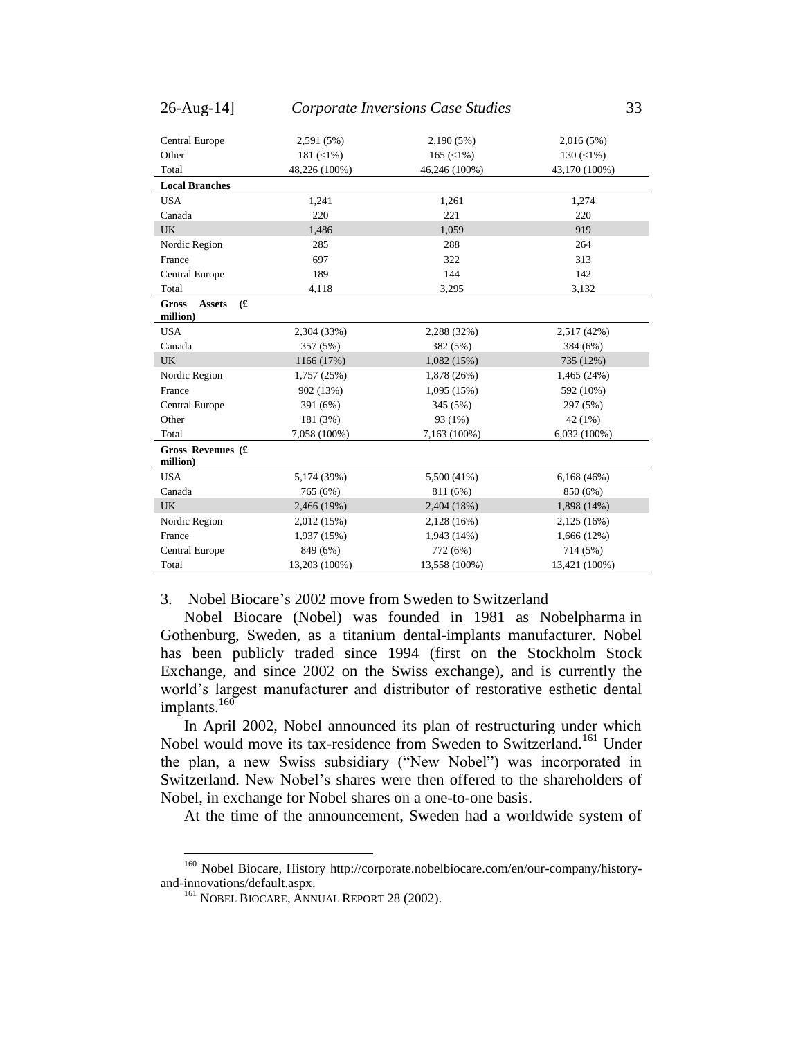| | | | |
|---|---|---|---|
| Central Europe | 2,591 (5%) | 2,190 (5%) | 2,016 (5%) |
| Other | 181 (<1%) | 165 (<1%) | 130 (<1%) |
| Total | 48,226 (100%) | 46,246 (100%) | 43,170 (100%) |
| **Local Branches** | | | |
| USA | 1,241 | 1,261 | 1,274 |
| Canada | 220 | 221 | 220 |
| UK | 1,486 | 1,059 | 919 |
| Nordic Region | 285 | 288 | 264 |
| France | 697 | 322 | 313 |
| Central Europe | 189 | 144 | 142 |
| Total | 4,118 | 3,295 | 3,132 |
| **Gross Assets (£ million)** | | | |
| USA | 2,304 (33%) | 2,288 (32%) | 2,517 (42%) |
| Canada | 357 (5%) | 382 (5%) | 384 (6%) |
| UK | 1166 (17%) | 1,082 (15%) | 735 (12%) |
| Nordic Region | 1,757 (25%) | 1,878 (26%) | 1,465 (24%) |
| France | 902 (13%) | 1,095 (15%) | 592 (10%) |
| Central Europe | 391 (6%) | 345 (5%) | 297 (5%) |
| Other | 181 (3%) | 93 (1%) | 42 (1%) |
| Total | 7,058 (100%) | 7,163 (100%) | 6,032 (100%) |
| **Gross Revenues (£ million)** | | | |
| USA | 5,174 (39%) | 5,500 (41%) | 6,168 (46%) |
| Canada | 765 (6%) | 811 (6%) | 850 (6%) |
| UK | 2,466 (19%) | 2,404 (18%) | 1,898 (14%) |
| Nordic Region | 2,012 (15%) | 2,128 (16%) | 2,125 (16%) |
| France | 1,937 (15%) | 1,943 (14%) | 1,666 (12%) |
| Central Europe | 849 (6%) | 772 (6%) | 714 (5%) |
| Total | 13,203 (100%) | 13,558 (100%) | 13,421 (100%) |

### 3. Nobel Biocare's 2002 move from Sweden to Switzerland

Nobel Biocare (Nobel) was founded in 1981 as Nobelpharma in Gothenburg, Sweden, as a titanium dental-implants manufacturer. Nobel has been publicly traded since 1994 (first on the Stockholm Stock Exchange, and since 2002 on the Swiss exchange), and is currently the world's largest manufacturer and distributor of restorative esthetic dental implants.[160]

In April 2002, Nobel announced its plan of restructuring under which Nobel would move its tax-residence from Sweden to Switzerland.[161] Under the plan, a new Swiss subsidiary ("New Nobel") was incorporated in Switzerland. New Nobel's shares were then offered to the shareholders of Nobel, in exchange for Nobel shares on a one-to-one basis.

At the time of the announcement, Sweden had a worldwide system of

---

[160] Nobel Biocare, History http://corporate.nobelbiocare.com/en/our-company/history-and-innovations/default.aspx.

[161] NOBEL BIOCARE, ANNUAL REPORT 28 (2002).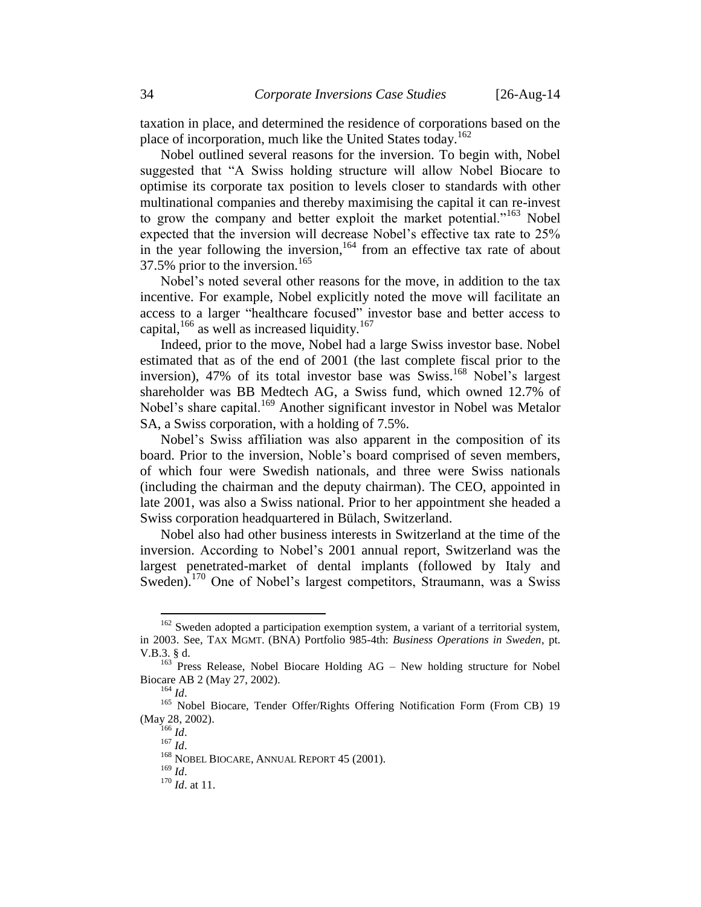taxation in place, and determined the residence of corporations based on the place of incorporation, much like the United States today.[162]

Nobel outlined several reasons for the inversion. To begin with, Nobel suggested that "A Swiss holding structure will allow Nobel Biocare to optimise its corporate tax position to levels closer to standards with other multinational companies and thereby maximising the capital it can re-invest to grow the company and better exploit the market potential."[163] Nobel expected that the inversion will decrease Nobel's effective tax rate to 25% in the year following the inversion,[164] from an effective tax rate of about 37.5% prior to the inversion.[165]

Nobel's noted several other reasons for the move, in addition to the tax incentive. For example, Nobel explicitly noted the move will facilitate an access to a larger "healthcare focused" investor base and better access to capital,[166] as well as increased liquidity.[167]

Indeed, prior to the move, Nobel had a large Swiss investor base. Nobel estimated that as of the end of 2001 (the last complete fiscal prior to the inversion), 47% of its total investor base was Swiss.[168] Nobel's largest shareholder was BB Medtech AG, a Swiss fund, which owned 12.7% of Nobel's share capital.[169] Another significant investor in Nobel was Metalor SA, a Swiss corporation, with a holding of 7.5%.

Nobel's Swiss affiliation was also apparent in the composition of its board. Prior to the inversion, Noble's board comprised of seven members, of which four were Swedish nationals, and three were Swiss nationals (including the chairman and the deputy chairman). The CEO, appointed in late 2001, was also a Swiss national. Prior to her appointment she headed a Swiss corporation headquartered in Bülach, Switzerland.

Nobel also had other business interests in Switzerland at the time of the inversion. According to Nobel's 2001 annual report, Switzerland was the largest penetrated-market of dental implants (followed by Italy and Sweden).[170] One of Nobel's largest competitors, Straumann, was a Swiss

---

[162] Sweden adopted a participation exemption system, a variant of a territorial system, in 2003. See, TAX MGMT. (BNA) Portfolio 985-4th: *Business Operations in Sweden*, pt. V.B.3. § d.

[163] Press Release, Nobel Biocare Holding AG – New holding structure for Nobel Biocare AB 2 (May 27, 2002).

[164] *Id*.

[165] Nobel Biocare, Tender Offer/Rights Offering Notification Form (From CB) 19 (May 28, 2002).

[166] *Id*.

[167] *Id*.

[168] NOBEL BIOCARE, ANNUAL REPORT 45 (2001).

[169] *Id*.

[170] *Id*. at 11.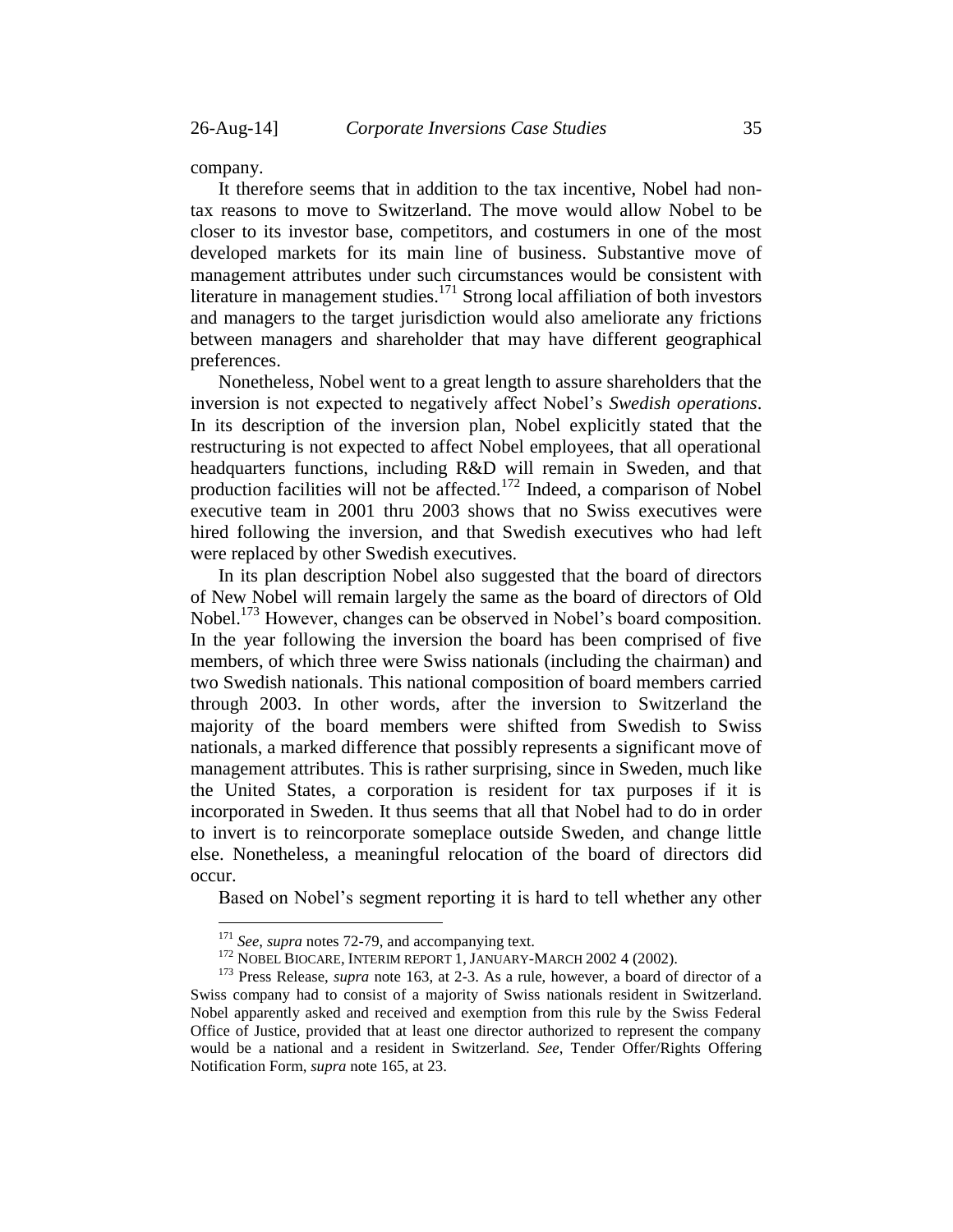company.

It therefore seems that in addition to the tax incentive, Nobel had non-tax reasons to move to Switzerland. The move would allow Nobel to be closer to its investor base, competitors, and costumers in one of the most developed markets for its main line of business. Substantive move of management attributes under such circumstances would be consistent with literature in management studies.[171] Strong local affiliation of both investors and managers to the target jurisdiction would also ameliorate any frictions between managers and shareholder that may have different geographical preferences.

Nonetheless, Nobel went to a great length to assure shareholders that the inversion is not expected to negatively affect Nobel's *Swedish operations*. In its description of the inversion plan, Nobel explicitly stated that the restructuring is not expected to affect Nobel employees, that all operational headquarters functions, including R&D will remain in Sweden, and that production facilities will not be affected.[172] Indeed, a comparison of Nobel executive team in 2001 thru 2003 shows that no Swiss executives were hired following the inversion, and that Swedish executives who had left were replaced by other Swedish executives.

In its plan description Nobel also suggested that the board of directors of New Nobel will remain largely the same as the board of directors of Old Nobel.[173] However, changes can be observed in Nobel's board composition. In the year following the inversion the board has been comprised of five members, of which three were Swiss nationals (including the chairman) and two Swedish nationals. This national composition of board members carried through 2003. In other words, after the inversion to Switzerland the majority of the board members were shifted from Swedish to Swiss nationals, a marked difference that possibly represents a significant move of management attributes. This is rather surprising, since in Sweden, much like the United States, a corporation is resident for tax purposes if it is incorporated in Sweden. It thus seems that all that Nobel had to do in order to invert is to reincorporate someplace outside Sweden, and change little else. Nonetheless, a meaningful relocation of the board of directors did occur.

Based on Nobel's segment reporting it is hard to tell whether any other

---

[171] *See*, *supra* notes 72-79, and accompanying text.

[172] NOBEL BIOCARE, INTERIM REPORT 1, JANUARY-MARCH 2002 4 (2002).

[173] Press Release, *supra* note 163, at 2-3. As a rule, however, a board of director of a Swiss company had to consist of a majority of Swiss nationals resident in Switzerland. Nobel apparently asked and received and exemption from this rule by the Swiss Federal Office of Justice, provided that at least one director authorized to represent the company would be a national and a resident in Switzerland. *See*, Tender Offer/Rights Offering Notification Form, *supra* note 165, at 23.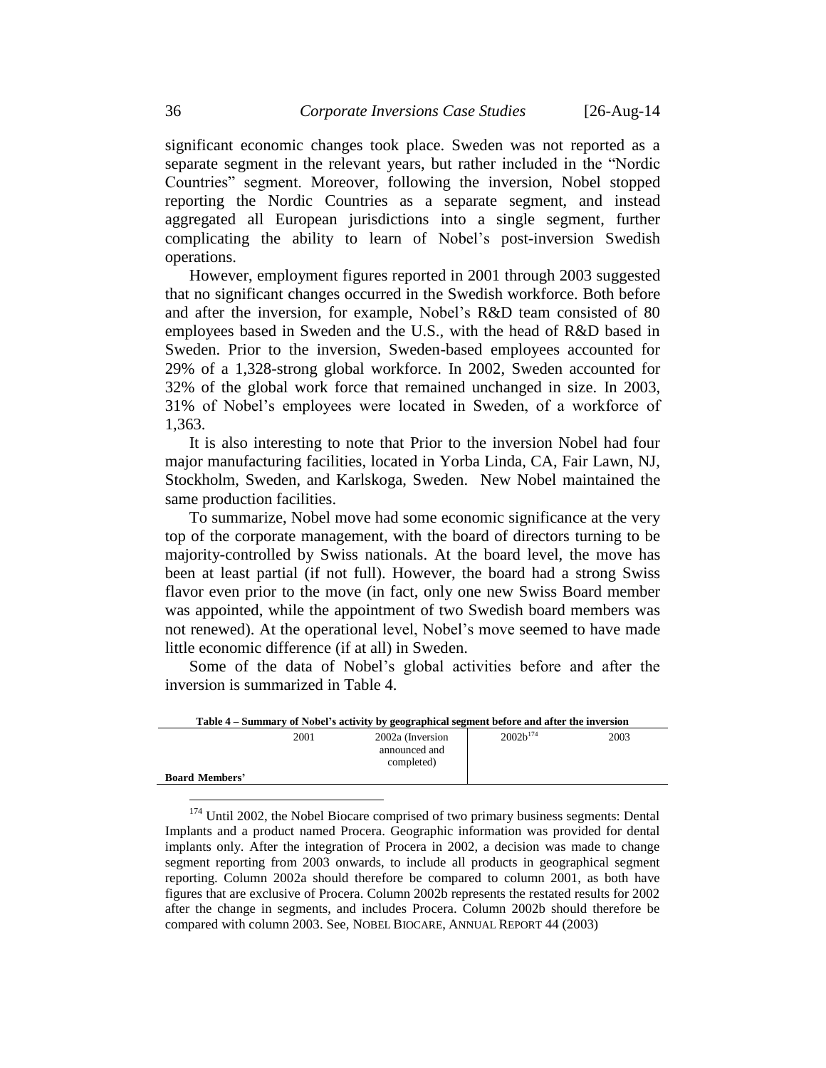significant economic changes took place. Sweden was not reported as a separate segment in the relevant years, but rather included in the "Nordic Countries" segment. Moreover, following the inversion, Nobel stopped reporting the Nordic Countries as a separate segment, and instead aggregated all European jurisdictions into a single segment, further complicating the ability to learn of Nobel's post-inversion Swedish operations.

However, employment figures reported in 2001 through 2003 suggested that no significant changes occurred in the Swedish workforce. Both before and after the inversion, for example, Nobel's R&D team consisted of 80 employees based in Sweden and the U.S., with the head of R&D based in Sweden. Prior to the inversion, Sweden-based employees accounted for 29% of a 1,328-strong global workforce. In 2002, Sweden accounted for 32% of the global work force that remained unchanged in size. In 2003, 31% of Nobel's employees were located in Sweden, of a workforce of 1,363.

It is also interesting to note that Prior to the inversion Nobel had four major manufacturing facilities, located in Yorba Linda, CA, Fair Lawn, NJ, Stockholm, Sweden, and Karlskoga, Sweden. New Nobel maintained the same production facilities.

To summarize, Nobel move had some economic significance at the very top of the corporate management, with the board of directors turning to be majority-controlled by Swiss nationals. At the board level, the move has been at least partial (if not full). However, the board had a strong Swiss flavor even prior to the move (in fact, only one new Swiss Board member was appointed, while the appointment of two Swedish board members was not renewed). At the operational level, Nobel's move seemed to have made little economic difference (if at all) in Sweden.

Some of the data of Nobel's global activities before and after the inversion is summarized in Table 4.

**Table 4 – Summary of Nobel's activity by geographical segment before and after the inversion**

| | 2001 | 2002a (Inversion announced and completed) | 2002b[174] | 2003 |
|---|---|---|---|---|
| **Board Members'** | | | | |

[174] Until 2002, the Nobel Biocare comprised of two primary business segments: Dental Implants and a product named Procera. Geographic information was provided for dental implants only. After the integration of Procera in 2002, a decision was made to change segment reporting from 2003 onwards, to include all products in geographical segment reporting. Column 2002a should therefore be compared to column 2001, as both have figures that are exclusive of Procera. Column 2002b represents the restated results for 2002 after the change in segments, and includes Procera. Column 2002b should therefore be compared with column 2003. See, NOBEL BIOCARE, ANNUAL REPORT 44 (2003)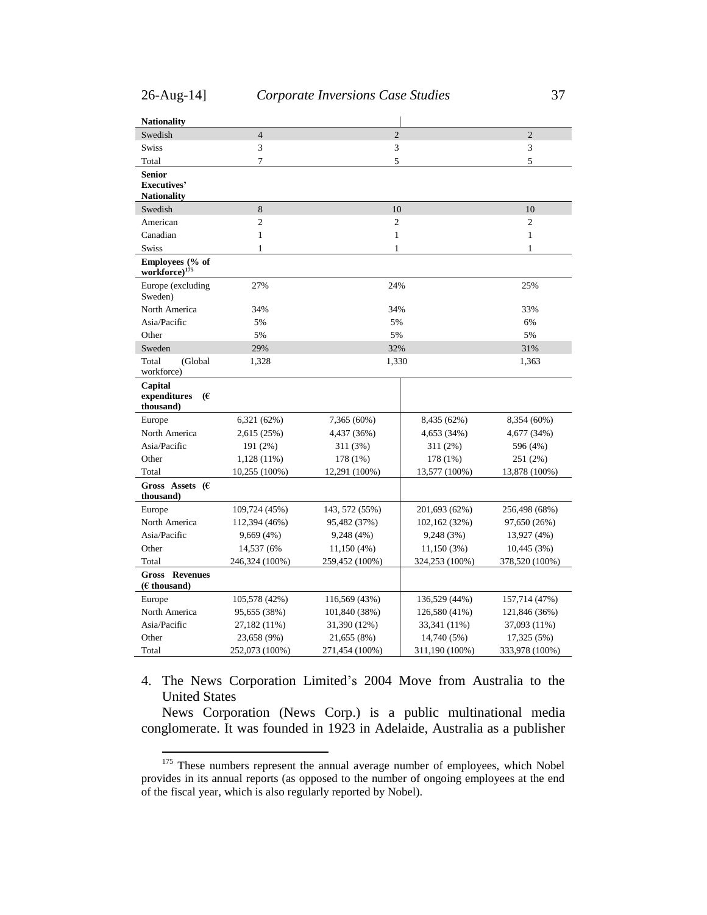| | | | | |
|---|---|---|---|---|
| **Nationality** | | | | |
| Swedish | 4 | 2 | | 2 |
| Swiss | 3 | 3 | | 3 |
| Total | 7 | 5 | | 5 |
| **Senior Executives' Nationality** | | | | |
| Swedish | 8 | 10 | | 10 |
| American | 2 | 2 | | 2 |
| Canadian | 1 | 1 | | 1 |
| Swiss | 1 | 1 | | 1 |
| **Employees (% of workforce)[175]** | | | | |
| Europe (excluding Sweden) | 27% | 24% | | 25% |
| North America | 34% | 34% | | 33% |
| Asia/Pacific | 5% | 5% | | 6% |
| Other | 5% | 5% | | 5% |
| Sweden | 29% | 32% | | 31% |
| Total (Global workforce) | 1,328 | 1,330 | | 1,363 |
| **Capital expenditures (€ thousand)** | | | | |
| Europe | 6,321 (62%) | 7,365 (60%) | 8,435 (62%) | 8,354 (60%) |
| North America | 2,615 (25%) | 4,437 (36%) | 4,653 (34%) | 4,677 (34%) |
| Asia/Pacific | 191 (2%) | 311 (3%) | 311 (2%) | 596 (4%) |
| Other | 1,128 (11%) | 178 (1%) | 178 (1%) | 251 (2%) |
| Total | 10,255 (100%) | 12,291 (100%) | 13,577 (100%) | 13,878 (100%) |
| **Gross Assets (€ thousand)** | | | | |
| Europe | 109,724 (45%) | 143, 572 (55%) | 201,693 (62%) | 256,498 (68%) |
| North America | 112,394 (46%) | 95,482 (37%) | 102,162 (32%) | 97,650 (26%) |
| Asia/Pacific | 9,669 (4%) | 9,248 (4%) | 9,248 (3%) | 13,927 (4%) |
| Other | 14,537 (6% | 11,150 (4%) | 11,150 (3%) | 10,445 (3%) |
| Total | 246,324 (100%) | 259,452 (100%) | 324,253 (100%) | 378,520 (100%) |
| **Gross Revenues (€ thousand)** | | | | |
| Europe | 105,578 (42%) | 116,569 (43%) | 136,529 (44%) | 157,714 (47%) |
| North America | 95,655 (38%) | 101,840 (38%) | 126,580 (41%) | 121,846 (36%) |
| Asia/Pacific | 27,182 (11%) | 31,390 (12%) | 33,341 (11%) | 37,093 (11%) |
| Other | 23,658 (9%) | 21,655 (8%) | 14,740 (5%) | 17,325 (5%) |
| Total | 252,073 (100%) | 271,454 (100%) | 311,190 (100%) | 333,978 (100%) |

4. The News Corporation Limited's 2004 Move from Australia to the United States

News Corporation (News Corp.) is a public multinational media conglomerate. It was founded in 1923 in Adelaide, Australia as a publisher

[175] These numbers represent the annual average number of employees, which Nobel provides in its annual reports (as opposed to the number of ongoing employees at the end of the fiscal year, which is also regularly reported by Nobel).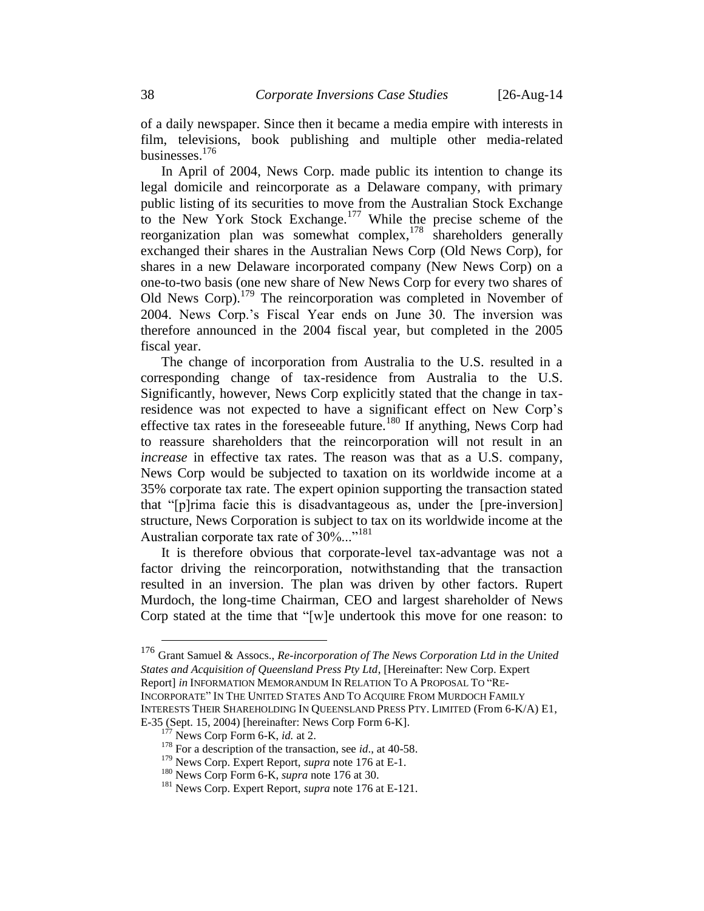of a daily newspaper. Since then it became a media empire with interests in film, televisions, book publishing and multiple other media-related businesses.[176]

In April of 2004, News Corp. made public its intention to change its legal domicile and reincorporate as a Delaware company, with primary public listing of its securities to move from the Australian Stock Exchange to the New York Stock Exchange.[177] While the precise scheme of the reorganization plan was somewhat complex,[178] shareholders generally exchanged their shares in the Australian News Corp (Old News Corp), for shares in a new Delaware incorporated company (New News Corp) on a one-to-two basis (one new share of New News Corp for every two shares of Old News Corp).[179] The reincorporation was completed in November of 2004. News Corp.'s Fiscal Year ends on June 30. The inversion was therefore announced in the 2004 fiscal year, but completed in the 2005 fiscal year.

The change of incorporation from Australia to the U.S. resulted in a corresponding change of tax-residence from Australia to the U.S. Significantly, however, News Corp explicitly stated that the change in tax-residence was not expected to have a significant effect on New Corp's effective tax rates in the foreseeable future.[180] If anything, News Corp had to reassure shareholders that the reincorporation will not result in an *increase* in effective tax rates. The reason was that as a U.S. company, News Corp would be subjected to taxation on its worldwide income at a 35% corporate tax rate. The expert opinion supporting the transaction stated that "[p]rima facie this is disadvantageous as, under the [pre-inversion] structure, News Corporation is subject to tax on its worldwide income at the Australian corporate tax rate of 30%..."[181]

It is therefore obvious that corporate-level tax-advantage was not a factor driving the reincorporation, notwithstanding that the transaction resulted in an inversion. The plan was driven by other factors. Rupert Murdoch, the long-time Chairman, CEO and largest shareholder of News Corp stated at the time that "[w]e undertook this move for one reason: to

---

[176] Grant Samuel & Assocs., *Re-incorporation of The News Corporation Ltd in the United States and Acquisition of Queensland Press Pty Ltd*, [Hereinafter: New Corp. Expert Report] *in* INFORMATION MEMORANDUM IN RELATION TO A PROPOSAL TO "RE-INCORPORATE" IN THE UNITED STATES AND TO ACQUIRE FROM MURDOCH FAMILY INTERESTS THEIR SHAREHOLDING IN QUEENSLAND PRESS PTY. LIMITED (From 6-K/A) E1, E-35 (Sept. 15, 2004) [hereinafter: News Corp Form 6-K].

[177] News Corp Form 6-K, *id.* at 2.

[178] For a description of the transaction, see *id*., at 40-58.

[179] News Corp. Expert Report, *supra* note 176 at E-1.

[180] News Corp Form 6-K, *supra* note 176 at 30.

[181] News Corp. Expert Report, *supra* note 176 at E-121.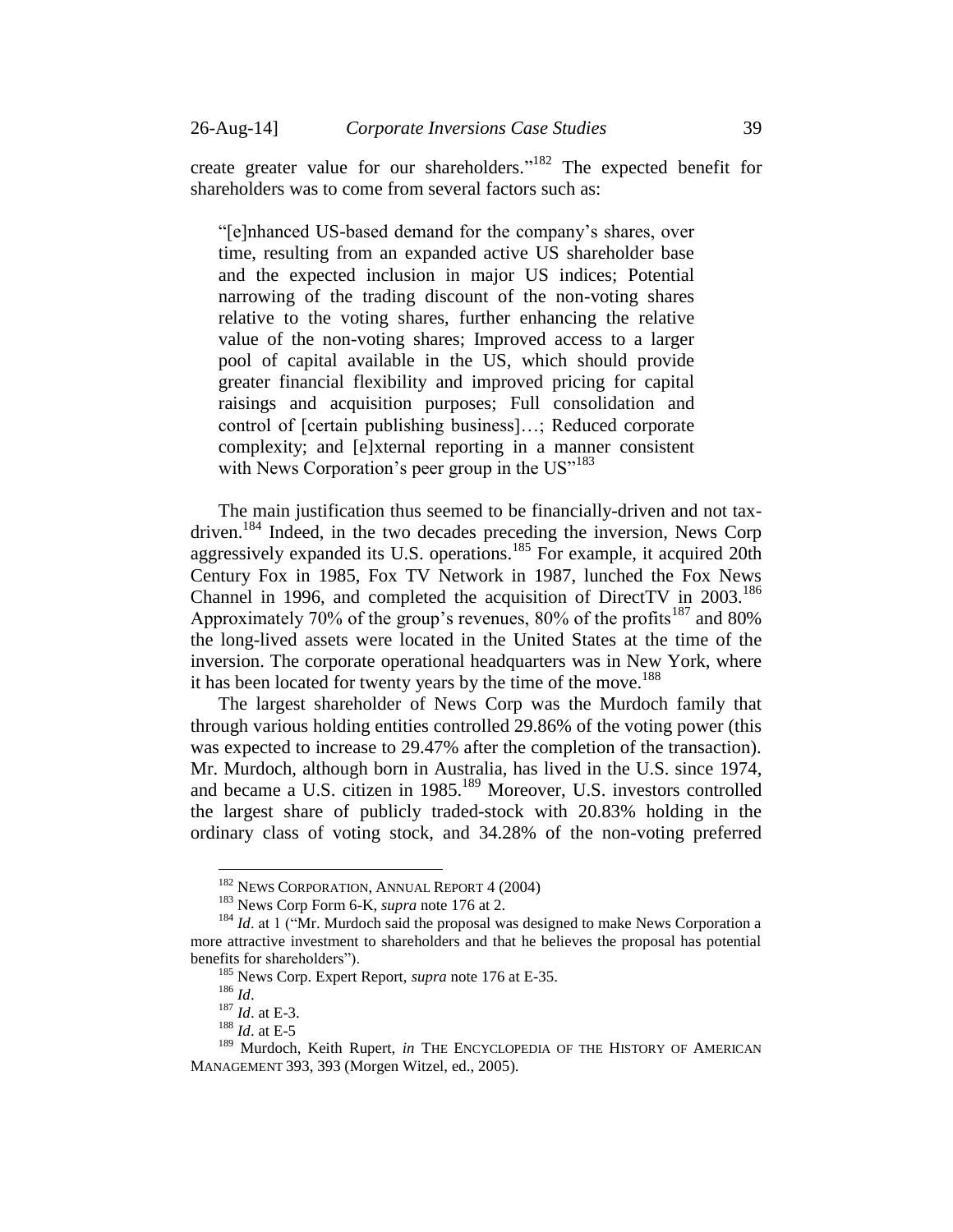create greater value for our shareholders."[182] The expected benefit for shareholders was to come from several factors such as:

> "[e]nhanced US-based demand for the company's shares, over time, resulting from an expanded active US shareholder base and the expected inclusion in major US indices; Potential narrowing of the trading discount of the non-voting shares relative to the voting shares, further enhancing the relative value of the non-voting shares; Improved access to a larger pool of capital available in the US, which should provide greater financial flexibility and improved pricing for capital raisings and acquisition purposes; Full consolidation and control of [certain publishing business]…; Reduced corporate complexity; and [e]xternal reporting in a manner consistent with News Corporation's peer group in the US"[183]

The main justification thus seemed to be financially-driven and not tax-driven.[184] Indeed, in the two decades preceding the inversion, News Corp aggressively expanded its U.S. operations.[185] For example, it acquired 20th Century Fox in 1985, Fox TV Network in 1987, lunched the Fox News Channel in 1996, and completed the acquisition of DirectTV in 2003.[186] Approximately 70% of the group's revenues, 80% of the profits[187] and 80% the long-lived assets were located in the United States at the time of the inversion. The corporate operational headquarters was in New York, where it has been located for twenty years by the time of the move.[188]

The largest shareholder of News Corp was the Murdoch family that through various holding entities controlled 29.86% of the voting power (this was expected to increase to 29.47% after the completion of the transaction). Mr. Murdoch, although born in Australia, has lived in the U.S. since 1974, and became a U.S. citizen in 1985.[189] Moreover, U.S. investors controlled the largest share of publicly traded-stock with 20.83% holding in the ordinary class of voting stock, and 34.28% of the non-voting preferred

---

[182] NEWS CORPORATION, ANNUAL REPORT 4 (2004)

[183] News Corp Form 6-K, *supra* note 176 at 2.

[184] *Id*. at 1 ("Mr. Murdoch said the proposal was designed to make News Corporation a more attractive investment to shareholders and that he believes the proposal has potential benefits for shareholders").

[185] News Corp. Expert Report, *supra* note 176 at E-35.

[186] *Id*.

[187] *Id*. at E-3.

[188] *Id*. at E-5

[189] Murdoch, Keith Rupert, *in* THE ENCYCLOPEDIA OF THE HISTORY OF AMERICAN MANAGEMENT 393, 393 (Morgen Witzel, ed., 2005).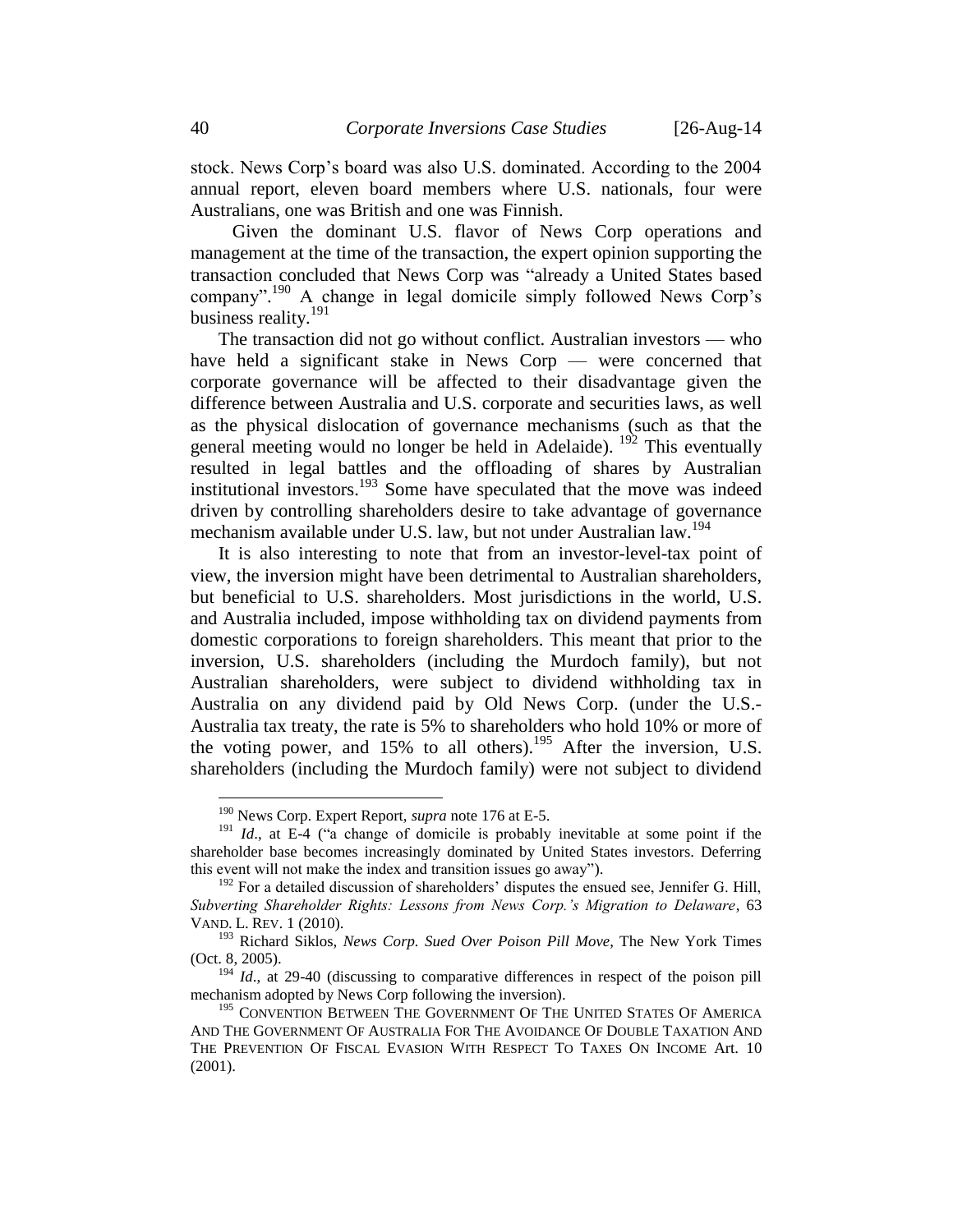stock. News Corp's board was also U.S. dominated. According to the 2004 annual report, eleven board members where U.S. nationals, four were Australians, one was British and one was Finnish.

Given the dominant U.S. flavor of News Corp operations and management at the time of the transaction, the expert opinion supporting the transaction concluded that News Corp was "already a United States based company".[190] A change in legal domicile simply followed News Corp's business reality.[191]

The transaction did not go without conflict. Australian investors — who have held a significant stake in News Corp — were concerned that corporate governance will be affected to their disadvantage given the difference between Australia and U.S. corporate and securities laws, as well as the physical dislocation of governance mechanisms (such as that the general meeting would no longer be held in Adelaide). [192] This eventually resulted in legal battles and the offloading of shares by Australian institutional investors.[193] Some have speculated that the move was indeed driven by controlling shareholders desire to take advantage of governance mechanism available under U.S. law, but not under Australian law.[194]

It is also interesting to note that from an investor-level-tax point of view, the inversion might have been detrimental to Australian shareholders, but beneficial to U.S. shareholders. Most jurisdictions in the world, U.S. and Australia included, impose withholding tax on dividend payments from domestic corporations to foreign shareholders. This meant that prior to the inversion, U.S. shareholders (including the Murdoch family), but not Australian shareholders, were subject to dividend withholding tax in Australia on any dividend paid by Old News Corp. (under the U.S.-Australia tax treaty, the rate is 5% to shareholders who hold 10% or more of the voting power, and 15% to all others).[195] After the inversion, U.S. shareholders (including the Murdoch family) were not subject to dividend

---

[190] News Corp. Expert Report, *supra* note 176 at E-5.

[191] *Id.,* at E-4 ("a change of domicile is probably inevitable at some point if the shareholder base becomes increasingly dominated by United States investors. Deferring this event will not make the index and transition issues go away").

[192] For a detailed discussion of shareholders' disputes the ensued see, Jennifer G. Hill, *Subverting Shareholder Rights: Lessons from News Corp.'s Migration to Delaware*, 63 VAND. L. REV. 1 (2010).

[193] Richard Siklos, *News Corp. Sued Over Poison Pill Move*, The New York Times (Oct. 8, 2005).

[194] *Id.,* at 29-40 (discussing to comparative differences in respect of the poison pill mechanism adopted by News Corp following the inversion).

[195] CONVENTION BETWEEN THE GOVERNMENT OF THE UNITED STATES OF AMERICA AND THE GOVERNMENT OF AUSTRALIA FOR THE AVOIDANCE OF DOUBLE TAXATION AND THE PREVENTION OF FISCAL EVASION WITH RESPECT TO TAXES ON INCOME Art. 10 (2001).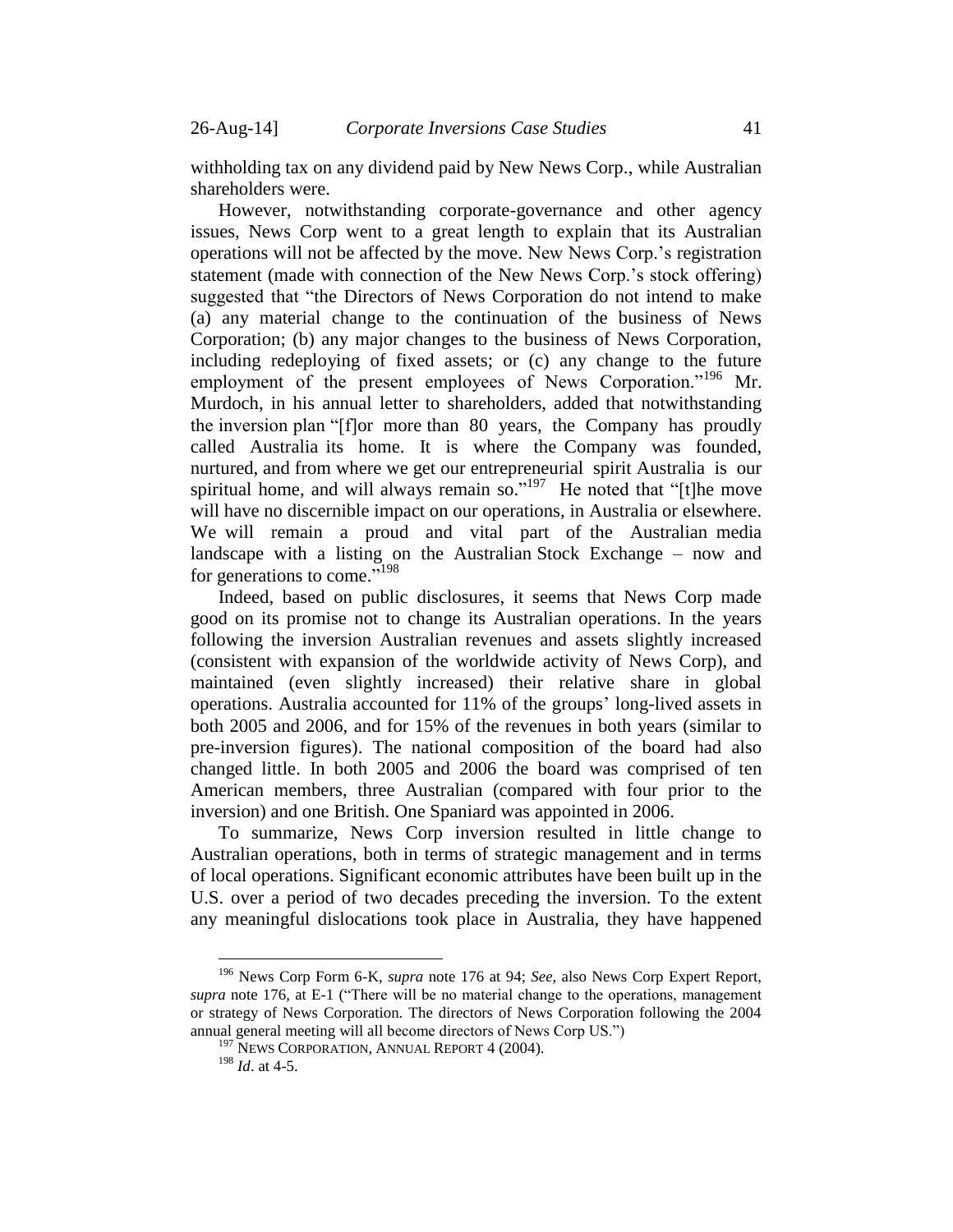withholding tax on any dividend paid by New News Corp., while Australian shareholders were.

However, notwithstanding corporate-governance and other agency issues, News Corp went to a great length to explain that its Australian operations will not be affected by the move. New News Corp.'s registration statement (made with connection of the New News Corp.'s stock offering) suggested that "the Directors of News Corporation do not intend to make (a) any material change to the continuation of the business of News Corporation; (b) any major changes to the business of News Corporation, including redeploying of fixed assets; or (c) any change to the future employment of the present employees of News Corporation."[196] Mr. Murdoch, in his annual letter to shareholders, added that notwithstanding the inversion plan "[f]or more than 80 years, the Company has proudly called Australia its home. It is where the Company was founded, nurtured, and from where we get our entrepreneurial spirit Australia is our spiritual home, and will always remain so."[197] He noted that "[t]he move will have no discernible impact on our operations, in Australia or elsewhere. We will remain a proud and vital part of the Australian media landscape with a listing on the Australian Stock Exchange – now and for generations to come."[198]

Indeed, based on public disclosures, it seems that News Corp made good on its promise not to change its Australian operations. In the years following the inversion Australian revenues and assets slightly increased (consistent with expansion of the worldwide activity of News Corp), and maintained (even slightly increased) their relative share in global operations. Australia accounted for 11% of the groups' long-lived assets in both 2005 and 2006, and for 15% of the revenues in both years (similar to pre-inversion figures). The national composition of the board had also changed little. In both 2005 and 2006 the board was comprised of ten American members, three Australian (compared with four prior to the inversion) and one British. One Spaniard was appointed in 2006.

To summarize, News Corp inversion resulted in little change to Australian operations, both in terms of strategic management and in terms of local operations. Significant economic attributes have been built up in the U.S. over a period of two decades preceding the inversion. To the extent any meaningful dislocations took place in Australia, they have happened

---

[196] News Corp Form 6-K, *supra* note 176 at 94; *See*, also News Corp Expert Report, *supra* note 176, at E-1 ("There will be no material change to the operations, management or strategy of News Corporation. The directors of News Corporation following the 2004 annual general meeting will all become directors of News Corp US.")

[197] NEWS CORPORATION, ANNUAL REPORT 4 (2004).

[198] *Id*. at 4-5.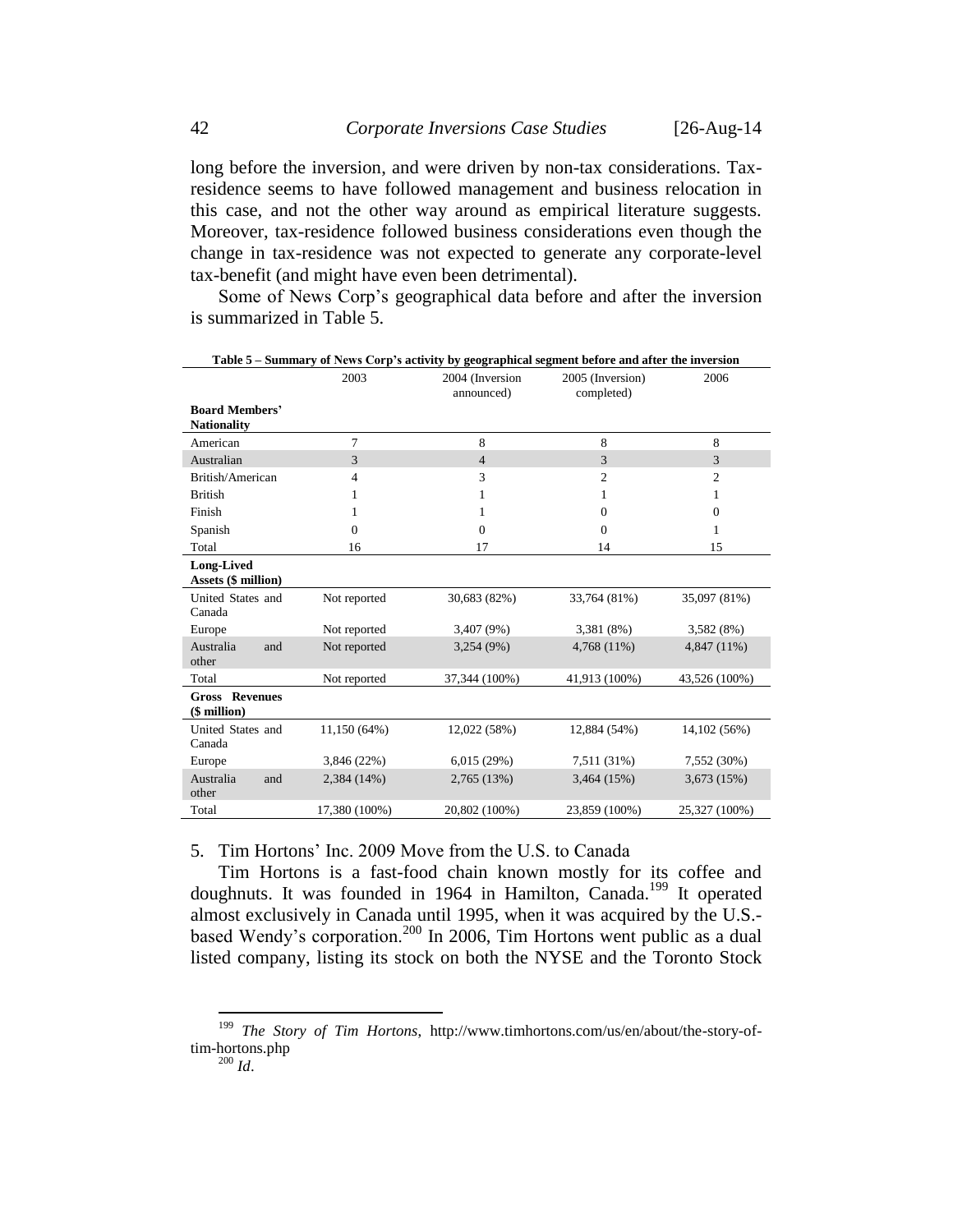long before the inversion, and were driven by non-tax considerations. Tax-residence seems to have followed management and business relocation in this case, and not the other way around as empirical literature suggests. Moreover, tax-residence followed business considerations even though the change in tax-residence was not expected to generate any corporate-level tax-benefit (and might have even been detrimental).

Some of News Corp's geographical data before and after the inversion is summarized in Table 5.

**Table 5 – Summary of News Corp's activity by geographical segment before and after the inversion**

| | 2003 | 2004 (Inversion announced) | 2005 (Inversion completed) | 2006 |
|---|---|---|---|---|
| **Board Members' Nationality** | | | | |
| American | 7 | 8 | 8 | 8 |
| Australian | 3 | 4 | 3 | 3 |
| British/American | 4 | 3 | 2 | 2 |
| British | 1 | 1 | 1 | 1 |
| Finish | 1 | 1 | 0 | 0 |
| Spanish | 0 | 0 | 0 | 1 |
| Total | 16 | 17 | 14 | 15 |
| **Long-Lived Assets ($ million)** | | | | |
| United States and Canada | Not reported | 30,683 (82%) | 33,764 (81%) | 35,097 (81%) |
| Europe | Not reported | 3,407 (9%) | 3,381 (8%) | 3,582 (8%) |
| Australia and other | Not reported | 3,254 (9%) | 4,768 (11%) | 4,847 (11%) |
| Total | Not reported | 37,344 (100%) | 41,913 (100%) | 43,526 (100%) |
| **Gross Revenues ($ million)** | | | | |
| United States and Canada | 11,150 (64%) | 12,022 (58%) | 12,884 (54%) | 14,102 (56%) |
| Europe | 3,846 (22%) | 6,015 (29%) | 7,511 (31%) | 7,552 (30%) |
| Australia and other | 2,384 (14%) | 2,765 (13%) | 3,464 (15%) | 3,673 (15%) |
| Total | 17,380 (100%) | 20,802 (100%) | 23,859 (100%) | 25,327 (100%) |

## 5. Tim Hortons' Inc. 2009 Move from the U.S. to Canada

Tim Hortons is a fast-food chain known mostly for its coffee and doughnuts. It was founded in 1964 in Hamilton, Canada.[199] It operated almost exclusively in Canada until 1995, when it was acquired by the U.S.-based Wendy's corporation.[200] In 2006, Tim Hortons went public as a dual listed company, listing its stock on both the NYSE and the Toronto Stock

---

[199] *The Story of Tim Hortons*, http://www.timhortons.com/us/en/about/the-story-of-tim-hortons.php

[200] *Id*.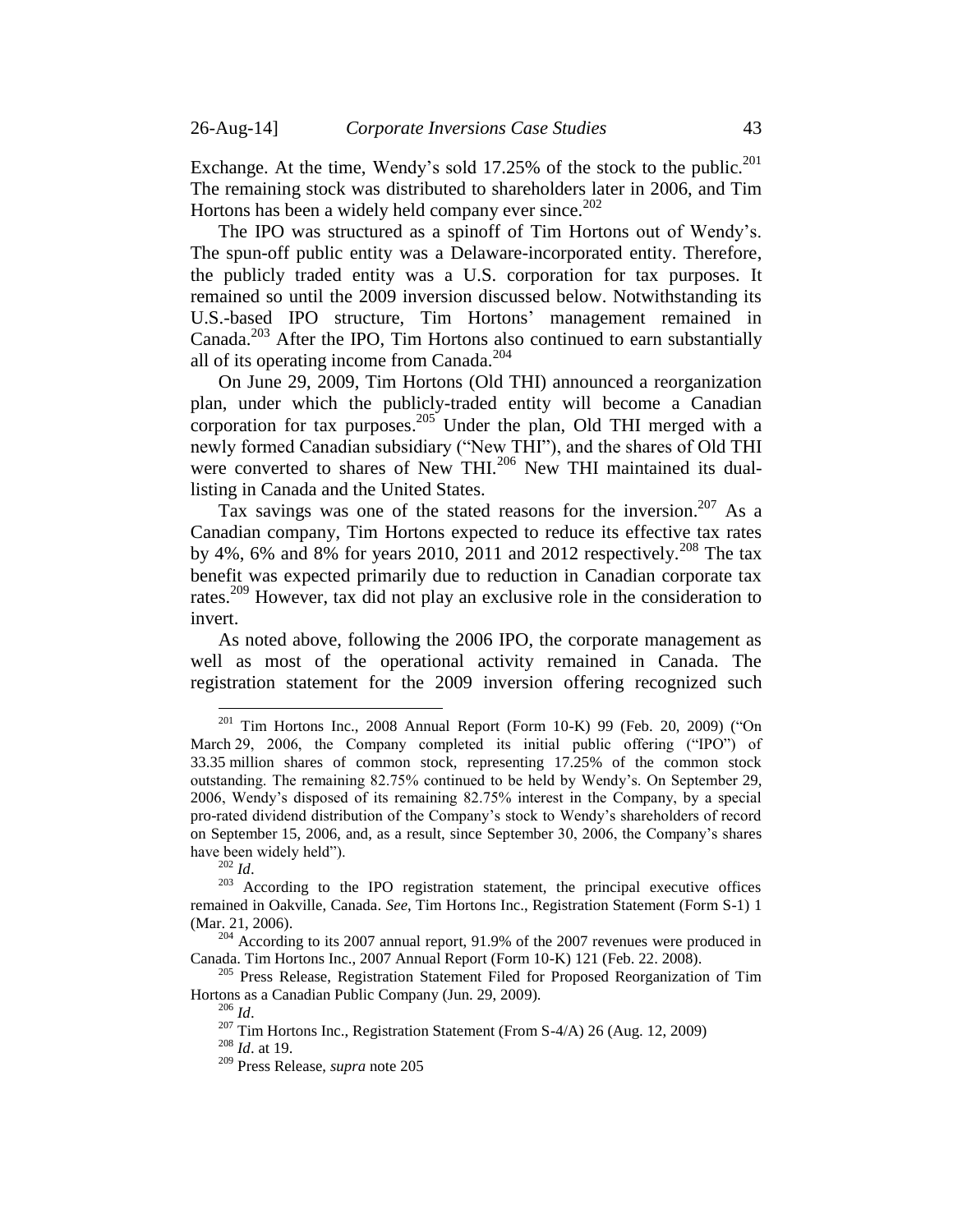Exchange. At the time, Wendy's sold 17.25% of the stock to the public.[201] The remaining stock was distributed to shareholders later in 2006, and Tim Hortons has been a widely held company ever since.[202]

The IPO was structured as a spinoff of Tim Hortons out of Wendy's. The spun-off public entity was a Delaware-incorporated entity. Therefore, the publicly traded entity was a U.S. corporation for tax purposes. It remained so until the 2009 inversion discussed below. Notwithstanding its U.S.-based IPO structure, Tim Hortons' management remained in Canada.[203] After the IPO, Tim Hortons also continued to earn substantially all of its operating income from Canada.[204]

On June 29, 2009, Tim Hortons (Old THI) announced a reorganization plan, under which the publicly-traded entity will become a Canadian corporation for tax purposes.[205] Under the plan, Old THI merged with a newly formed Canadian subsidiary ("New THI"), and the shares of Old THI were converted to shares of New THI.[206] New THI maintained its dual-listing in Canada and the United States.

Tax savings was one of the stated reasons for the inversion.[207] As a Canadian company, Tim Hortons expected to reduce its effective tax rates by 4%, 6% and 8% for years 2010, 2011 and 2012 respectively.[208] The tax benefit was expected primarily due to reduction in Canadian corporate tax rates.[209] However, tax did not play an exclusive role in the consideration to invert.

As noted above, following the 2006 IPO, the corporate management as well as most of the operational activity remained in Canada. The registration statement for the 2009 inversion offering recognized such

---

[201] Tim Hortons Inc., 2008 Annual Report (Form 10-K) 99 (Feb. 20, 2009) ("On March 29, 2006, the Company completed its initial public offering ("IPO") of 33.35 million shares of common stock, representing 17.25% of the common stock outstanding. The remaining 82.75% continued to be held by Wendy's. On September 29, 2006, Wendy's disposed of its remaining 82.75% interest in the Company, by a special pro-rated dividend distribution of the Company's stock to Wendy's shareholders of record on September 15, 2006, and, as a result, since September 30, 2006, the Company's shares have been widely held").

[202] *Id*.

[203] According to the IPO registration statement, the principal executive offices remained in Oakville, Canada. *See*, Tim Hortons Inc., Registration Statement (Form S-1) 1 (Mar. 21, 2006).

[204] According to its 2007 annual report, 91.9% of the 2007 revenues were produced in Canada. Tim Hortons Inc., 2007 Annual Report (Form 10-K) 121 (Feb. 22. 2008).

[205] Press Release, Registration Statement Filed for Proposed Reorganization of Tim Hortons as a Canadian Public Company (Jun. 29, 2009).

[206] *Id*.

[207] Tim Hortons Inc., Registration Statement (From S-4/A) 26 (Aug. 12, 2009)

[208] *Id*. at 19.

[209] Press Release, *supra* note 205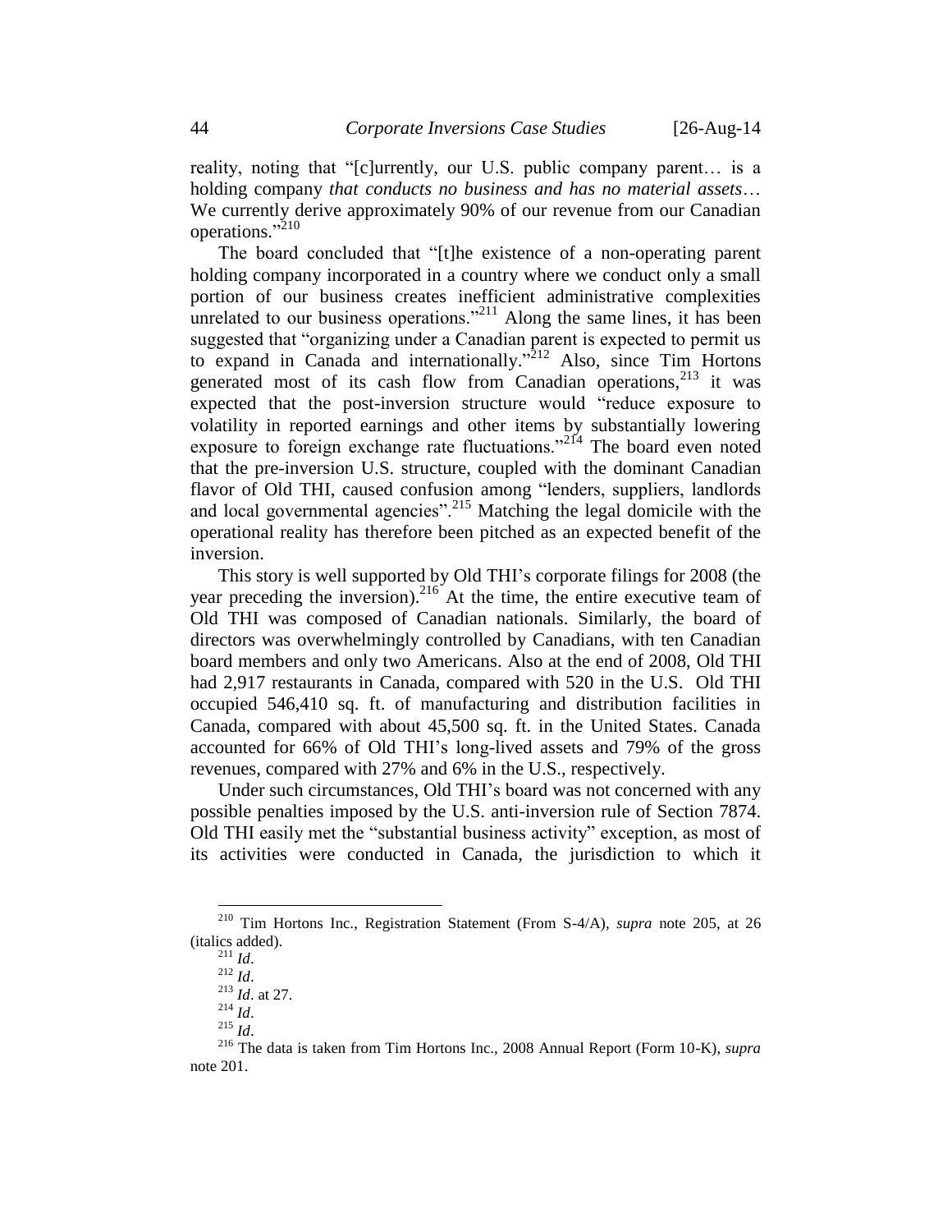reality, noting that "[c]urrently, our U.S. public company parent… is a holding company *that conducts no business and has no material assets*… We currently derive approximately 90% of our revenue from our Canadian operations."[210]

The board concluded that "[t]he existence of a non-operating parent holding company incorporated in a country where we conduct only a small portion of our business creates inefficient administrative complexities unrelated to our business operations."[211] Along the same lines, it has been suggested that "organizing under a Canadian parent is expected to permit us to expand in Canada and internationally."[212] Also, since Tim Hortons generated most of its cash flow from Canadian operations,[213] it was expected that the post-inversion structure would "reduce exposure to volatility in reported earnings and other items by substantially lowering exposure to foreign exchange rate fluctuations."[214] The board even noted that the pre-inversion U.S. structure, coupled with the dominant Canadian flavor of Old THI, caused confusion among "lenders, suppliers, landlords and local governmental agencies".[215] Matching the legal domicile with the operational reality has therefore been pitched as an expected benefit of the inversion.

This story is well supported by Old THI's corporate filings for 2008 (the year preceding the inversion).[216] At the time, the entire executive team of Old THI was composed of Canadian nationals. Similarly, the board of directors was overwhelmingly controlled by Canadians, with ten Canadian board members and only two Americans. Also at the end of 2008, Old THI had 2,917 restaurants in Canada, compared with 520 in the U.S. Old THI occupied 546,410 sq. ft. of manufacturing and distribution facilities in Canada, compared with about 45,500 sq. ft. in the United States. Canada accounted for 66% of Old THI's long-lived assets and 79% of the gross revenues, compared with 27% and 6% in the U.S., respectively.

Under such circumstances, Old THI's board was not concerned with any possible penalties imposed by the U.S. anti-inversion rule of Section 7874. Old THI easily met the "substantial business activity" exception, as most of its activities were conducted in Canada, the jurisdiction to which it

---

[210] Tim Hortons Inc., Registration Statement (From S-4/A), *supra* note 205, at 26 (italics added).

[211] *Id*.

[212] *Id*.

[213] *Id*. at 27.

[214] *Id*.

[215] *Id*.

[216] The data is taken from Tim Hortons Inc., 2008 Annual Report (Form 10-K), *supra* note 201.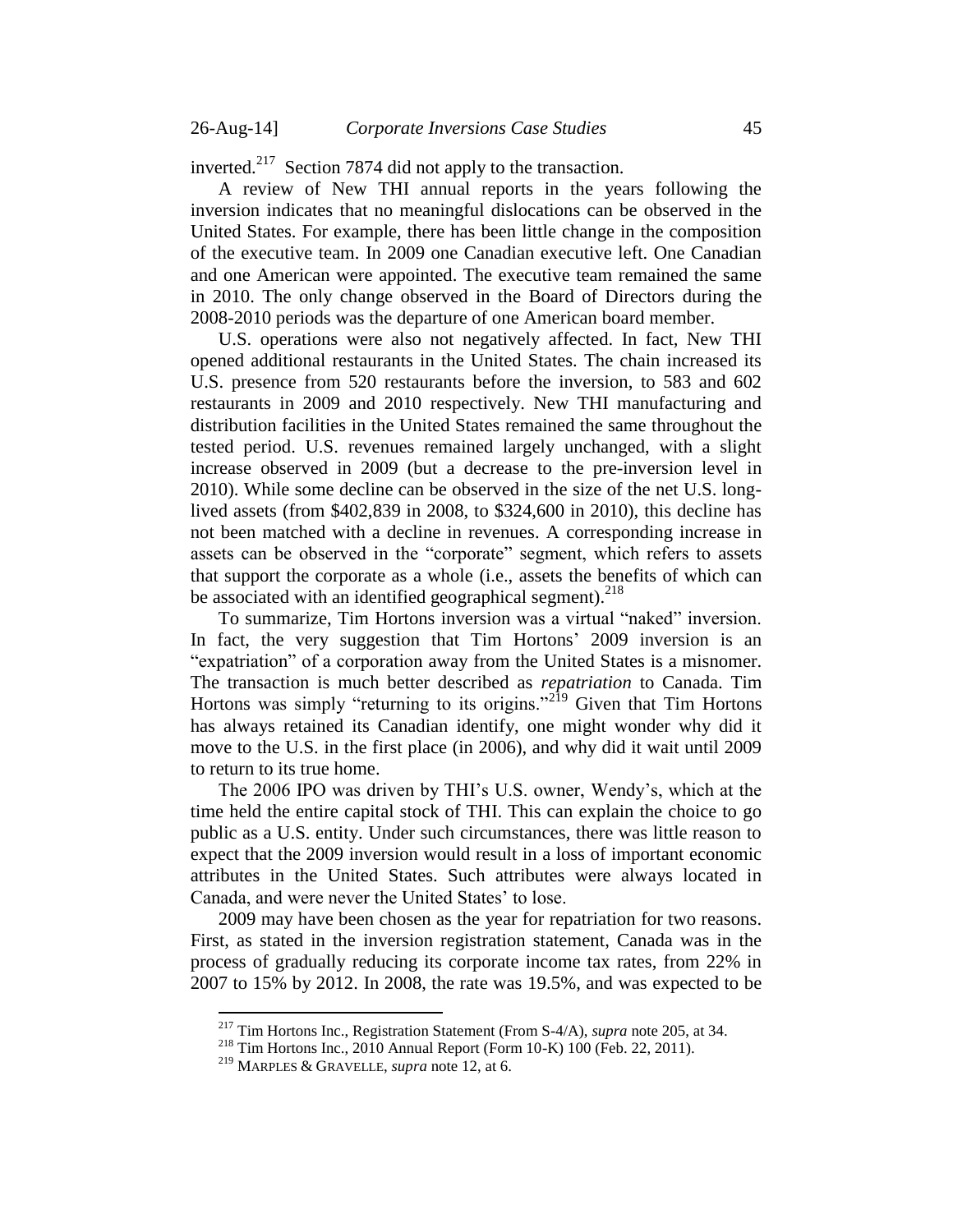inverted.[217] Section 7874 did not apply to the transaction.

A review of New THI annual reports in the years following the inversion indicates that no meaningful dislocations can be observed in the United States. For example, there has been little change in the composition of the executive team. In 2009 one Canadian executive left. One Canadian and one American were appointed. The executive team remained the same in 2010. The only change observed in the Board of Directors during the 2008-2010 periods was the departure of one American board member.

U.S. operations were also not negatively affected. In fact, New THI opened additional restaurants in the United States. The chain increased its U.S. presence from 520 restaurants before the inversion, to 583 and 602 restaurants in 2009 and 2010 respectively. New THI manufacturing and distribution facilities in the United States remained the same throughout the tested period. U.S. revenues remained largely unchanged, with a slight increase observed in 2009 (but a decrease to the pre-inversion level in 2010). While some decline can be observed in the size of the net U.S. long-lived assets (from $402,839 in 2008, to $324,600 in 2010), this decline has not been matched with a decline in revenues. A corresponding increase in assets can be observed in the "corporate" segment, which refers to assets that support the corporate as a whole (i.e., assets the benefits of which can be associated with an identified geographical segment).[218]

To summarize, Tim Hortons inversion was a virtual "naked" inversion. In fact, the very suggestion that Tim Hortons' 2009 inversion is an "expatriation" of a corporation away from the United States is a misnomer. The transaction is much better described as *repatriation* to Canada. Tim Hortons was simply "returning to its origins."[219] Given that Tim Hortons has always retained its Canadian identify, one might wonder why did it move to the U.S. in the first place (in 2006), and why did it wait until 2009 to return to its true home.

The 2006 IPO was driven by THI's U.S. owner, Wendy's, which at the time held the entire capital stock of THI. This can explain the choice to go public as a U.S. entity. Under such circumstances, there was little reason to expect that the 2009 inversion would result in a loss of important economic attributes in the United States. Such attributes were always located in Canada, and were never the United States' to lose.

2009 may have been chosen as the year for repatriation for two reasons. First, as stated in the inversion registration statement, Canada was in the process of gradually reducing its corporate income tax rates, from 22% in 2007 to 15% by 2012. In 2008, the rate was 19.5%, and was expected to be

---

[217] Tim Hortons Inc., Registration Statement (From S-4/A), *supra* note 205, at 34.

[218] Tim Hortons Inc., 2010 Annual Report (Form 10-K) 100 (Feb. 22, 2011).

[219] MARPLES & GRAVELLE, *supra* note 12, at 6.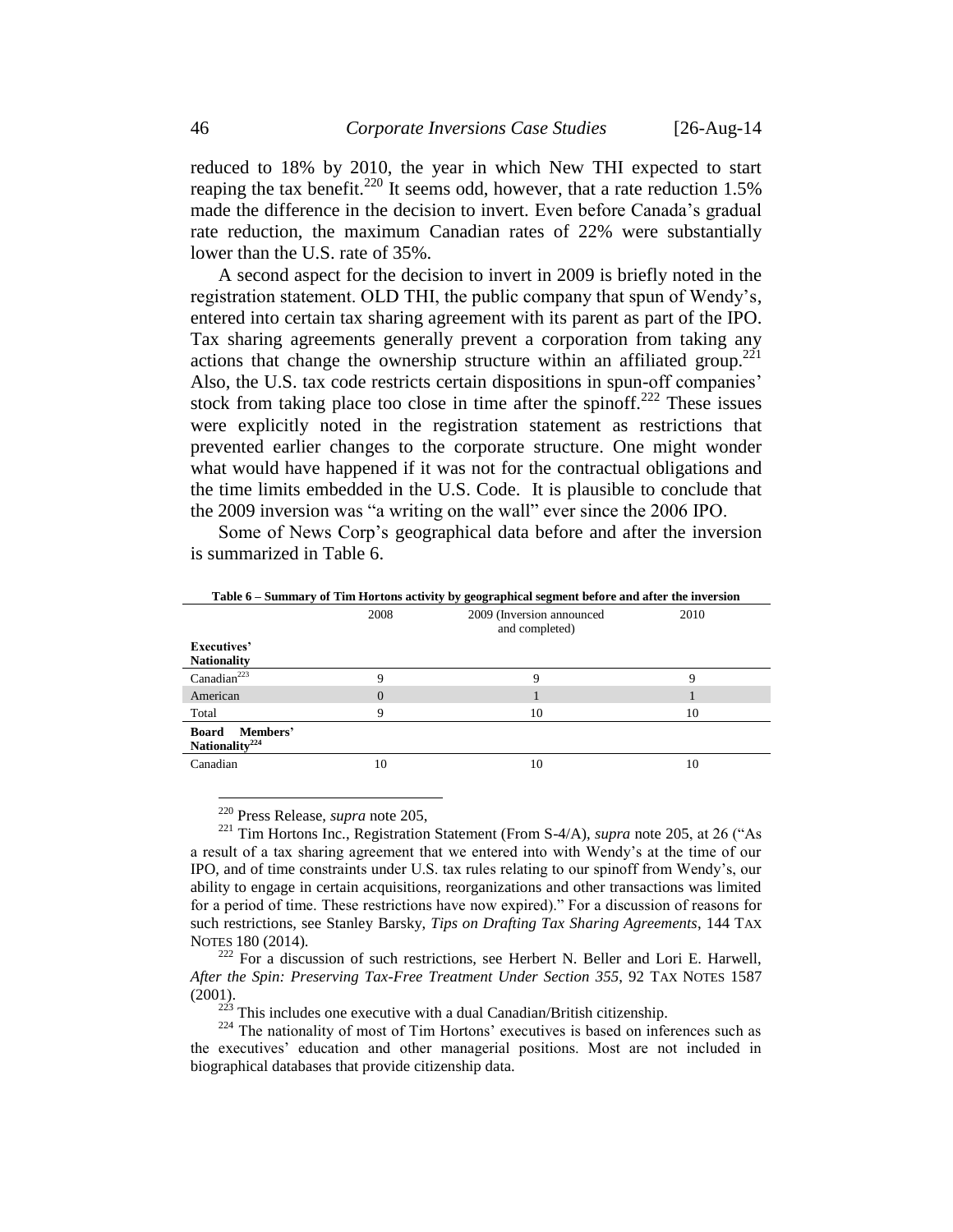reduced to 18% by 2010, the year in which New THI expected to start reaping the tax benefit.[220] It seems odd, however, that a rate reduction 1.5% made the difference in the decision to invert. Even before Canada's gradual rate reduction, the maximum Canadian rates of 22% were substantially lower than the U.S. rate of 35%.

A second aspect for the decision to invert in 2009 is briefly noted in the registration statement. OLD THI, the public company that spun of Wendy's, entered into certain tax sharing agreement with its parent as part of the IPO. Tax sharing agreements generally prevent a corporation from taking any actions that change the ownership structure within an affiliated group.[221] Also, the U.S. tax code restricts certain dispositions in spun-off companies' stock from taking place too close in time after the spinoff.[222] These issues were explicitly noted in the registration statement as restrictions that prevented earlier changes to the corporate structure. One might wonder what would have happened if it was not for the contractual obligations and the time limits embedded in the U.S. Code. It is plausible to conclude that the 2009 inversion was "a writing on the wall" ever since the 2006 IPO.

Some of News Corp's geographical data before and after the inversion is summarized in Table 6.

**Table 6 – Summary of Tim Hortons activity by geographical segment before and after the inversion**

| | 2008 | 2009 (Inversion announced and completed) | 2010 |
|---|---|---|---|
| **Executives' Nationality** | | | |
| Canadian[223] | 9 | 9 | 9 |
| American | 0 | 1 | 1 |
| Total | 9 | 10 | 10 |
| **Board Members' Nationality[224]** | | | |
| Canadian | 10 | 10 | 10 |

[220] Press Release, *supra* note 205,

[221] Tim Hortons Inc., Registration Statement (From S-4/A), *supra* note 205, at 26 ("As a result of a tax sharing agreement that we entered into with Wendy's at the time of our IPO, and of time constraints under U.S. tax rules relating to our spinoff from Wendy's, our ability to engage in certain acquisitions, reorganizations and other transactions was limited for a period of time. These restrictions have now expired)." For a discussion of reasons for such restrictions, see Stanley Barsky, *Tips on Drafting Tax Sharing Agreements*, 144 TAX NOTES 180 (2014).

[222] For a discussion of such restrictions, see Herbert N. Beller and Lori E. Harwell, *After the Spin: Preserving Tax-Free Treatment Under Section 355*, 92 TAX NOTES 1587 (2001).

[223] This includes one executive with a dual Canadian/British citizenship.

[224] The nationality of most of Tim Hortons' executives is based on inferences such as the executives' education and other managerial positions. Most are not included in biographical databases that provide citizenship data.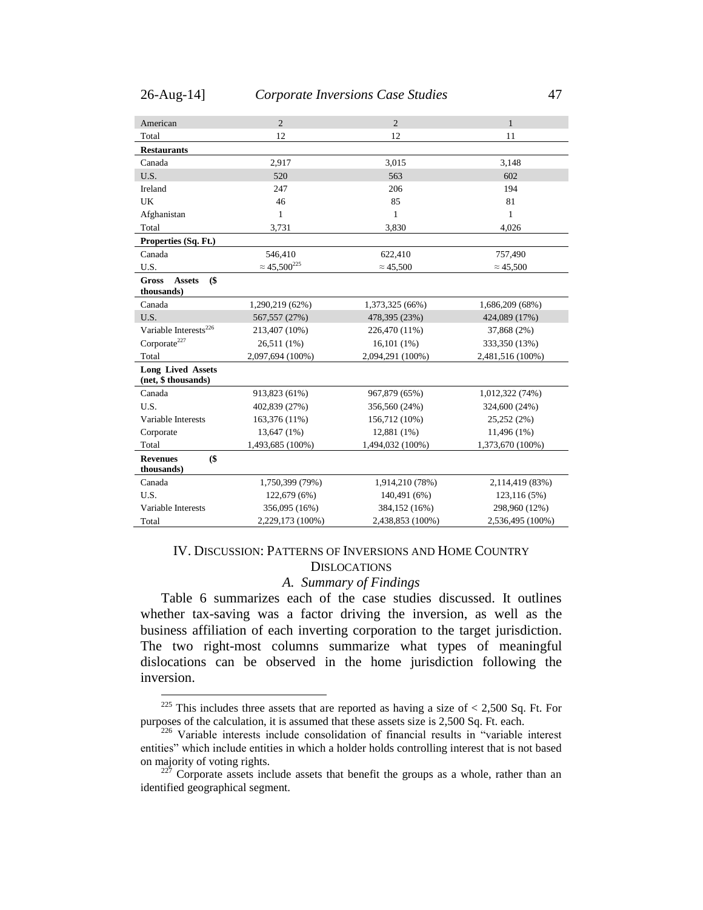| | | | |
|---|---|---|---|
| American | 2 | 2 | 1 |
| Total | 12 | 12 | 11 |
| **Restaurants** | | | |
| Canada | 2,917 | 3,015 | 3,148 |
| U.S. | 520 | 563 | 602 |
| Ireland | 247 | 206 | 194 |
| UK | 46 | 85 | 81 |
| Afghanistan | 1 | 1 | 1 |
| Total | 3,731 | 3,830 | 4,026 |
| **Properties (Sq. Ft.)** | | | |
| Canada | 546,410 | 622,410 | 757,490 |
| U.S. | ≈ 45,500[225] | ≈ 45,500 | ≈ 45,500 |
| **Gross Assets ($ thousands)** | | | |
| Canada | 1,290,219 (62%) | 1,373,325 (66%) | 1,686,209 (68%) |
| U.S. | 567,557 (27%) | 478,395 (23%) | 424,089 (17%) |
| Variable Interests[226] | 213,407 (10%) | 226,470 (11%) | 37,868 (2%) |
| Corporate[227] | 26,511 (1%) | 16,101 (1%) | 333,350 (13%) |
| Total | 2,097,694 (100%) | 2,094,291 (100%) | 2,481,516 (100%) |
| **Long Lived Assets (net, $ thousands)** | | | |
| Canada | 913,823 (61%) | 967,879 (65%) | 1,012,322 (74%) |
| U.S. | 402,839 (27%) | 356,560 (24%) | 324,600 (24%) |
| Variable Interests | 163,376 (11%) | 156,712 (10%) | 25,252 (2%) |
| Corporate | 13,647 (1%) | 12,881 (1%) | 11,496 (1%) |
| Total | 1,493,685 (100%) | 1,494,032 (100%) | 1,373,670 (100%) |
| **Revenues ($ thousands)** | | | |
| Canada | 1,750,399 (79%) | 1,914,210 (78%) | 2,114,419 (83%) |
| U.S. | 122,679 (6%) | 140,491 (6%) | 123,116 (5%) |
| Variable Interests | 356,095 (16%) | 384,152 (16%) | 298,960 (12%) |
| Total | 2,229,173 (100%) | 2,438,853 (100%) | 2,536,495 (100%) |

## IV. Discussion: Patterns of Inversions and Home Country Dislocations

### *A. Summary of Findings*

Table 6 summarizes each of the case studies discussed. It outlines whether tax-saving was a factor driving the inversion, as well as the business affiliation of each inverting corporation to the target jurisdiction. The two right-most columns summarize what types of meaningful dislocations can be observed in the home jurisdiction following the inversion.

---

[225] This includes three assets that are reported as having a size of < 2,500 Sq. Ft. For purposes of the calculation, it is assumed that these assets size is 2,500 Sq. Ft. each.

[226] Variable interests include consolidation of financial results in "variable interest entities" which include entities in which a holder holds controlling interest that is not based on majority of voting rights.

[227] Corporate assets include assets that benefit the groups as a whole, rather than an identified geographical segment.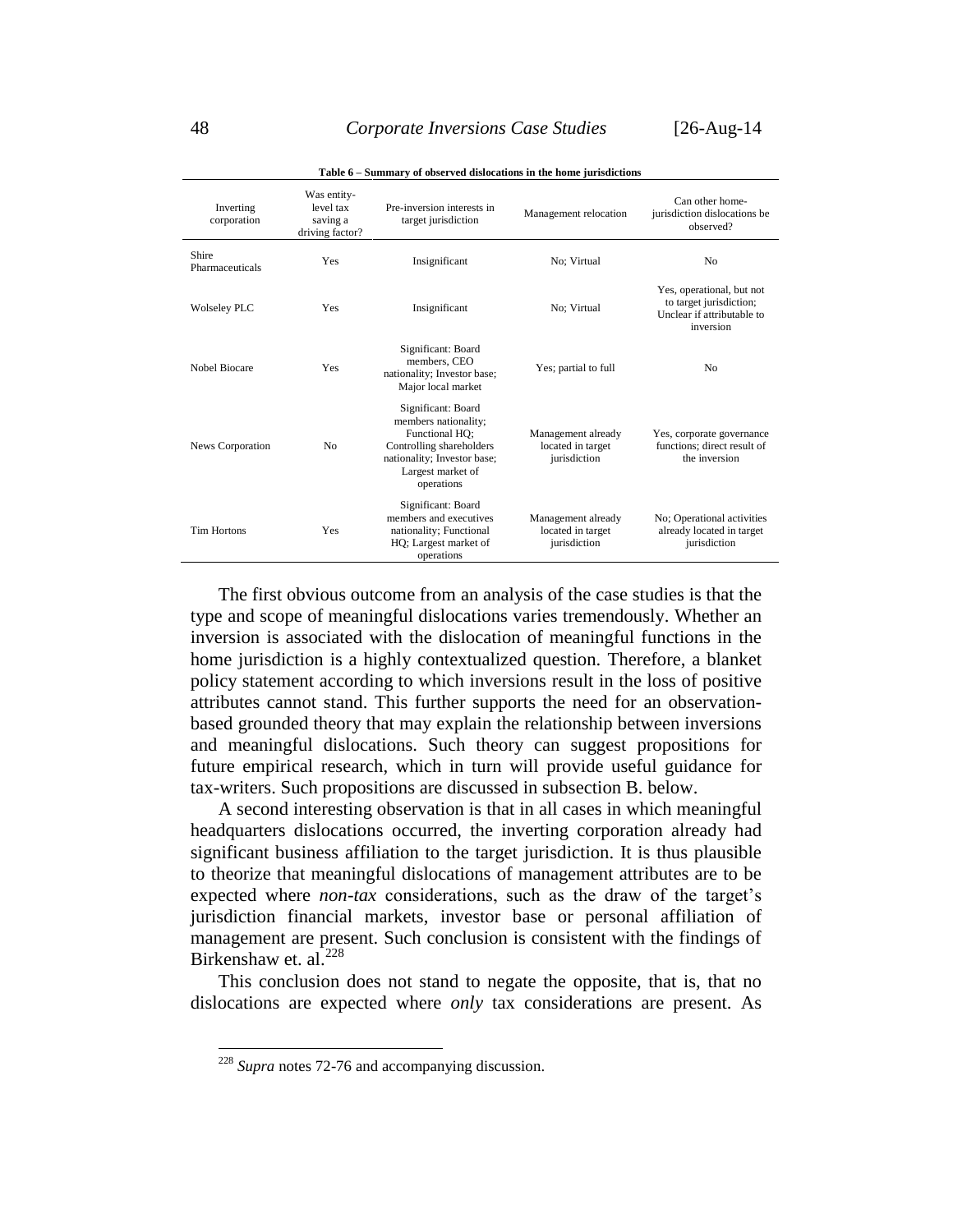**Table 6 – Summary of observed dislocations in the home jurisdictions**

| Inverting corporation | Was entity-level tax saving a driving factor? | Pre-inversion interests in target jurisdiction | Management relocation | Can other home-jurisdiction dislocations be observed? |
|---|---|---|---|---|
| Shire Pharmaceuticals | Yes | Insignificant | No; Virtual | No |
| Wolseley PLC | Yes | Insignificant | No; Virtual | Yes, operational, but not to target jurisdiction; Unclear if attributable to inversion |
| Nobel Biocare | Yes | Significant: Board members, CEO nationality; Investor base; Major local market | Yes; partial to full | No |
| News Corporation | No | Significant: Board members nationality; Functional HQ; Controlling shareholders nationality; Investor base; Largest market of operations | Management already located in target jurisdiction | Yes, corporate governance functions; direct result of the inversion |
| Tim Hortons | Yes | Significant: Board members and executives nationality; Functional HQ; Largest market of operations | Management already located in target jurisdiction | No; Operational activities already located in target jurisdiction |

The first obvious outcome from an analysis of the case studies is that the type and scope of meaningful dislocations varies tremendously. Whether an inversion is associated with the dislocation of meaningful functions in the home jurisdiction is a highly contextualized question. Therefore, a blanket policy statement according to which inversions result in the loss of positive attributes cannot stand. This further supports the need for an observation-based grounded theory that may explain the relationship between inversions and meaningful dislocations. Such theory can suggest propositions for future empirical research, which in turn will provide useful guidance for tax-writers. Such propositions are discussed in subsection B. below.

A second interesting observation is that in all cases in which meaningful headquarters dislocations occurred, the inverting corporation already had significant business affiliation to the target jurisdiction. It is thus plausible to theorize that meaningful dislocations of management attributes are to be expected where *non-tax* considerations, such as the draw of the target's jurisdiction financial markets, investor base or personal affiliation of management are present. Such conclusion is consistent with the findings of Birkenshaw et. al.[228]

This conclusion does not stand to negate the opposite, that is, that no dislocations are expected where *only* tax considerations are present. As

[228] *Supra* notes 72-76 and accompanying discussion.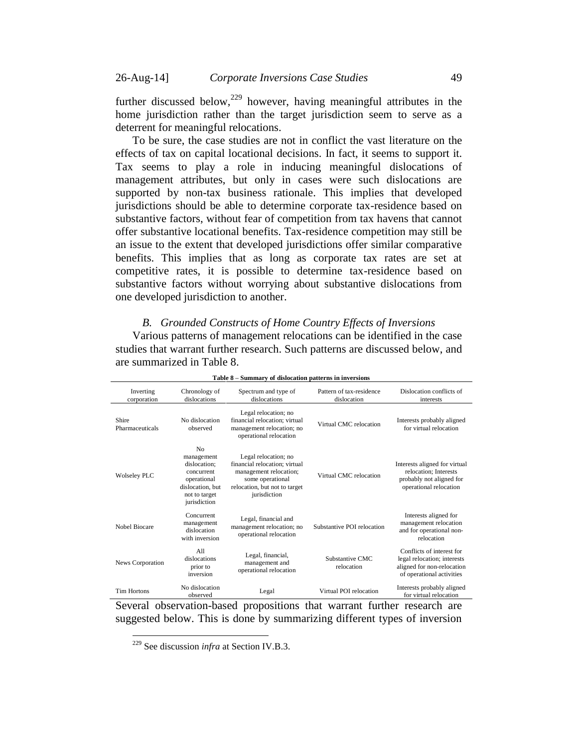further discussed below,[229] however, having meaningful attributes in the home jurisdiction rather than the target jurisdiction seem to serve as a deterrent for meaningful relocations.

To be sure, the case studies are not in conflict the vast literature on the effects of tax on capital locational decisions. In fact, it seems to support it. Tax seems to play a role in inducing meaningful dislocations of management attributes, but only in cases were such dislocations are supported by non-tax business rationale. This implies that developed jurisdictions should be able to determine corporate tax-residence based on substantive factors, without fear of competition from tax havens that cannot offer substantive locational benefits. Tax-residence competition may still be an issue to the extent that developed jurisdictions offer similar comparative benefits. This implies that as long as corporate tax rates are set at competitive rates, it is possible to determine tax-residence based on substantive factors without worrying about substantive dislocations from one developed jurisdiction to another.

### *B. Grounded Constructs of Home Country Effects of Inversions*

Various patterns of management relocations can be identified in the case studies that warrant further research. Such patterns are discussed below, and are summarized in Table 8.

**Table 8 – Summary of dislocation patterns in inversions**

| Inverting corporation | Chronology of dislocations | Spectrum and type of dislocations | Pattern of tax-residence dislocation | Dislocation conflicts of interests |
|---|---|---|---|---|
| Shire Pharmaceuticals | No dislocation observed | Legal relocation; no financial relocation; virtual management relocation; no operational relocation | Virtual CMC relocation | Interests probably aligned for virtual relocation |
| Wolseley PLC | No management dislocation; concurrent operational dislocation, but not to target jurisdiction | Legal relocation; no financial relocation; virtual management relocation; some operational relocation, but not to target jurisdiction | Virtual CMC relocation | Interests aligned for virtual relocation; Interests probably not aligned for operational relocation |
| Nobel Biocare | Concurrent management dislocation with inversion | Legal, financial and management relocation; no operational relocation | Substantive POI relocation | Interests aligned for management relocation and for operational non-relocation |
| News Corporation | All dislocations prior to inversion | Legal, financial, management and operational relocation | Substantive CMC relocation | Conflicts of interest for legal relocation; interests aligned for non-relocation of operational activities |
| Tim Hortons | No dislocation observed | Legal | Virtual POI relocation | Interests probably aligned for virtual relocation |

Several observation-based propositions that warrant further research are suggested below. This is done by summarizing different types of inversion

[229] See discussion *infra* at Section IV.B.3.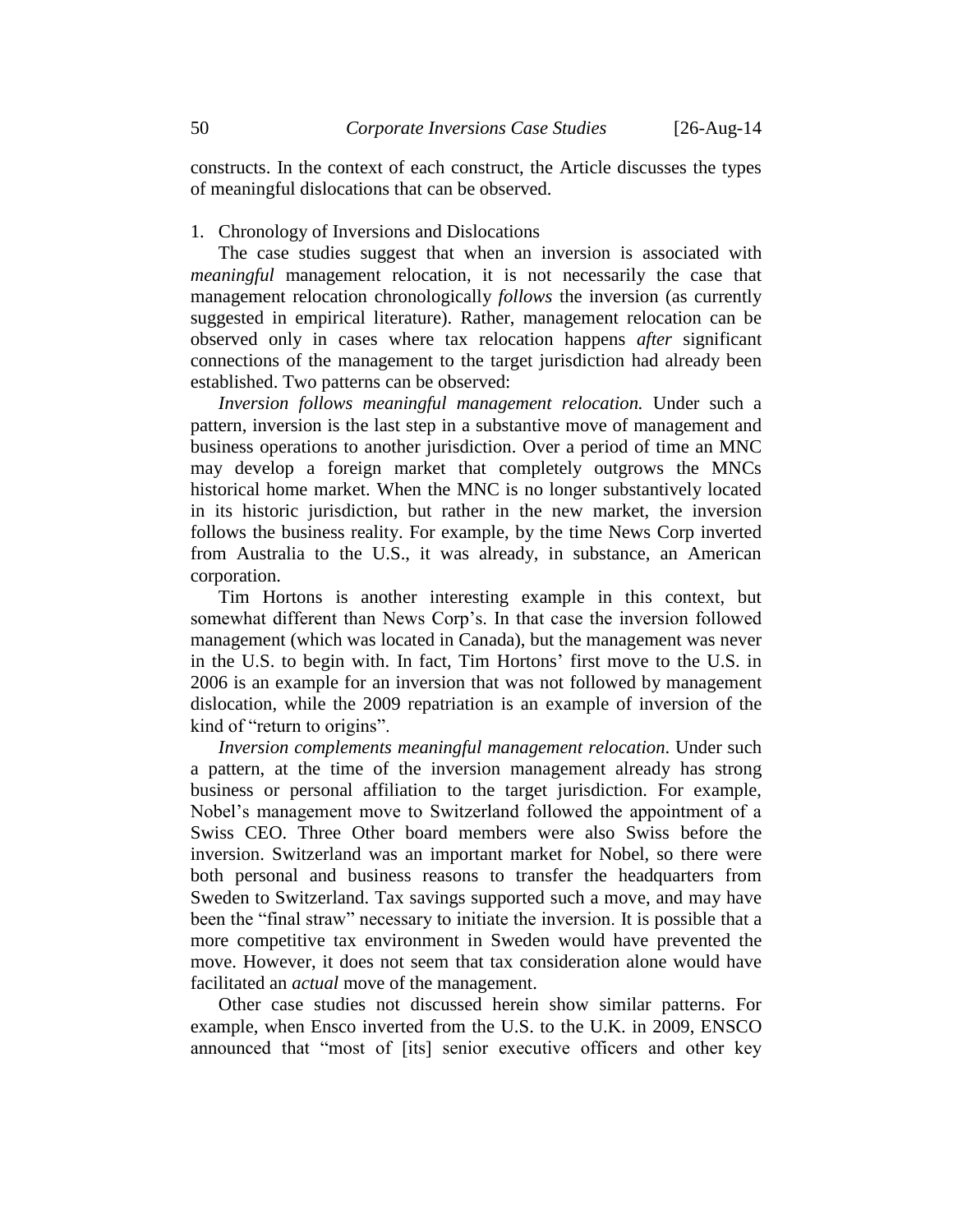constructs. In the context of each construct, the Article discusses the types of meaningful dislocations that can be observed.

1. Chronology of Inversions and Dislocations

The case studies suggest that when an inversion is associated with *meaningful* management relocation, it is not necessarily the case that management relocation chronologically *follows* the inversion (as currently suggested in empirical literature). Rather, management relocation can be observed only in cases where tax relocation happens *after* significant connections of the management to the target jurisdiction had already been established. Two patterns can be observed:

*Inversion follows meaningful management relocation.* Under such a pattern, inversion is the last step in a substantive move of management and business operations to another jurisdiction. Over a period of time an MNC may develop a foreign market that completely outgrows the MNCs historical home market. When the MNC is no longer substantively located in its historic jurisdiction, but rather in the new market, the inversion follows the business reality. For example, by the time News Corp inverted from Australia to the U.S., it was already, in substance, an American corporation.

Tim Hortons is another interesting example in this context, but somewhat different than News Corp's. In that case the inversion followed management (which was located in Canada), but the management was never in the U.S. to begin with. In fact, Tim Hortons' first move to the U.S. in 2006 is an example for an inversion that was not followed by management dislocation, while the 2009 repatriation is an example of inversion of the kind of "return to origins".

*Inversion complements meaningful management relocation*. Under such a pattern, at the time of the inversion management already has strong business or personal affiliation to the target jurisdiction. For example, Nobel's management move to Switzerland followed the appointment of a Swiss CEO. Three Other board members were also Swiss before the inversion. Switzerland was an important market for Nobel, so there were both personal and business reasons to transfer the headquarters from Sweden to Switzerland. Tax savings supported such a move, and may have been the "final straw" necessary to initiate the inversion. It is possible that a more competitive tax environment in Sweden would have prevented the move. However, it does not seem that tax consideration alone would have facilitated an *actual* move of the management.

Other case studies not discussed herein show similar patterns. For example, when Ensco inverted from the U.S. to the U.K. in 2009, ENSCO announced that "most of [its] senior executive officers and other key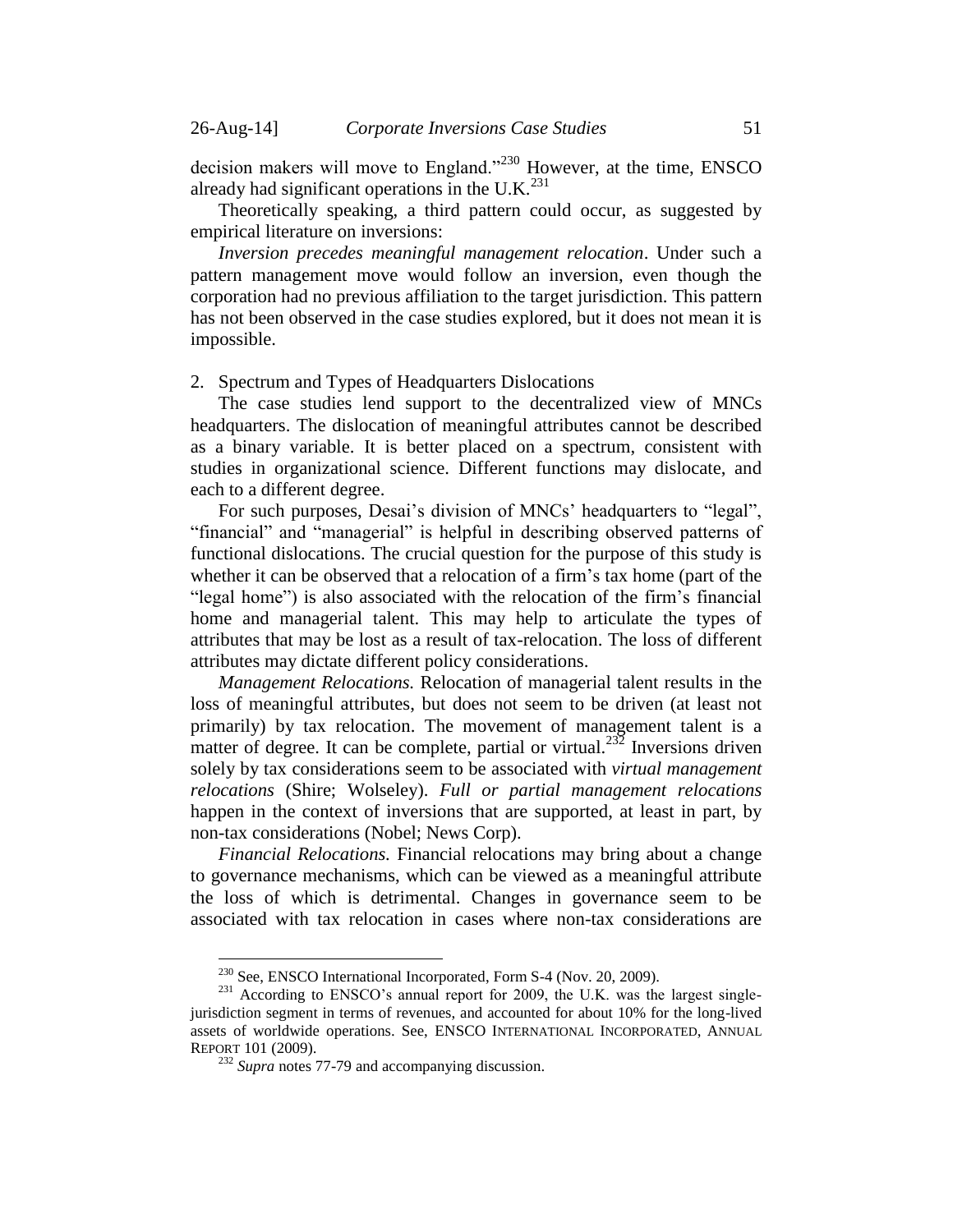decision makers will move to England."[230] However, at the time, ENSCO already had significant operations in the U.K.[231]

Theoretically speaking, a third pattern could occur, as suggested by empirical literature on inversions:

*Inversion precedes meaningful management relocation*. Under such a pattern management move would follow an inversion, even though the corporation had no previous affiliation to the target jurisdiction. This pattern has not been observed in the case studies explored, but it does not mean it is impossible.

2. Spectrum and Types of Headquarters Dislocations

The case studies lend support to the decentralized view of MNCs headquarters. The dislocation of meaningful attributes cannot be described as a binary variable. It is better placed on a spectrum, consistent with studies in organizational science. Different functions may dislocate, and each to a different degree.

For such purposes, Desai's division of MNCs' headquarters to "legal", "financial" and "managerial" is helpful in describing observed patterns of functional dislocations. The crucial question for the purpose of this study is whether it can be observed that a relocation of a firm's tax home (part of the "legal home") is also associated with the relocation of the firm's financial home and managerial talent. This may help to articulate the types of attributes that may be lost as a result of tax-relocation. The loss of different attributes may dictate different policy considerations.

*Management Relocations.* Relocation of managerial talent results in the loss of meaningful attributes, but does not seem to be driven (at least not primarily) by tax relocation. The movement of management talent is a matter of degree. It can be complete, partial or virtual.[232] Inversions driven solely by tax considerations seem to be associated with *virtual management relocations* (Shire; Wolseley). *Full or partial management relocations* happen in the context of inversions that are supported, at least in part, by non-tax considerations (Nobel; News Corp).

*Financial Relocations.* Financial relocations may bring about a change to governance mechanisms, which can be viewed as a meaningful attribute the loss of which is detrimental. Changes in governance seem to be associated with tax relocation in cases where non-tax considerations are

---

[230] See, ENSCO International Incorporated, Form S-4 (Nov. 20, 2009).

[231] According to ENSCO's annual report for 2009, the U.K. was the largest single-jurisdiction segment in terms of revenues, and accounted for about 10% for the long-lived assets of worldwide operations. See, ENSCO INTERNATIONAL INCORPORATED, ANNUAL REPORT 101 (2009).

[232] *Supra* notes 77-79 and accompanying discussion.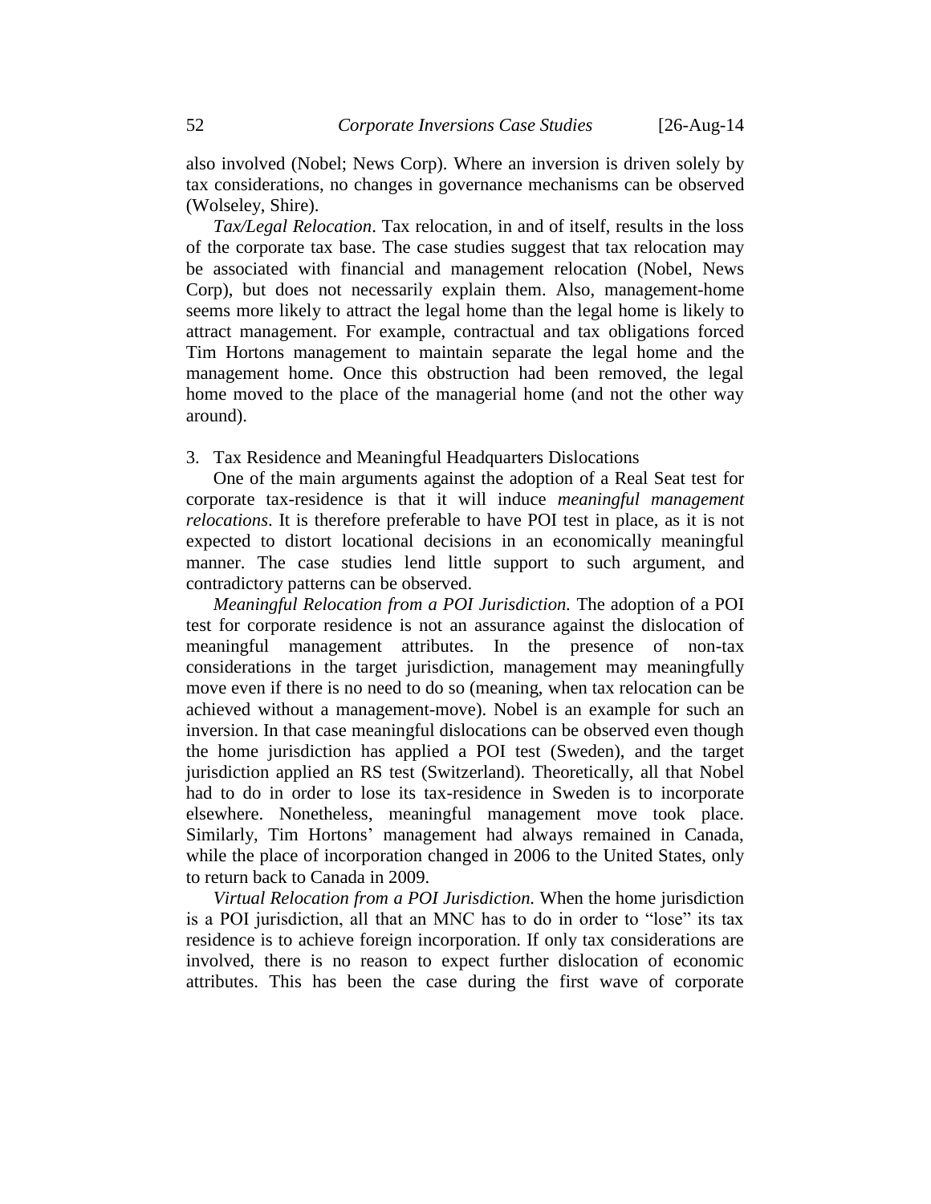also involved (Nobel; News Corp). Where an inversion is driven solely by tax considerations, no changes in governance mechanisms can be observed (Wolseley, Shire).

*Tax/Legal Relocation*. Tax relocation, in and of itself, results in the loss of the corporate tax base. The case studies suggest that tax relocation may be associated with financial and management relocation (Nobel, News Corp), but does not necessarily explain them. Also, management-home seems more likely to attract the legal home than the legal home is likely to attract management. For example, contractual and tax obligations forced Tim Hortons management to maintain separate the legal home and the management home. Once this obstruction had been removed, the legal home moved to the place of the managerial home (and not the other way around).

3. Tax Residence and Meaningful Headquarters Dislocations

One of the main arguments against the adoption of a Real Seat test for corporate tax-residence is that it will induce *meaningful management relocations*. It is therefore preferable to have POI test in place, as it is not expected to distort locational decisions in an economically meaningful manner. The case studies lend little support to such argument, and contradictory patterns can be observed.

*Meaningful Relocation from a POI Jurisdiction.* The adoption of a POI test for corporate residence is not an assurance against the dislocation of meaningful management attributes. In the presence of non-tax considerations in the target jurisdiction, management may meaningfully move even if there is no need to do so (meaning, when tax relocation can be achieved without a management-move). Nobel is an example for such an inversion. In that case meaningful dislocations can be observed even though the home jurisdiction has applied a POI test (Sweden), and the target jurisdiction applied an RS test (Switzerland). Theoretically, all that Nobel had to do in order to lose its tax-residence in Sweden is to incorporate elsewhere. Nonetheless, meaningful management move took place. Similarly, Tim Hortons' management had always remained in Canada, while the place of incorporation changed in 2006 to the United States, only to return back to Canada in 2009.

*Virtual Relocation from a POI Jurisdiction.* When the home jurisdiction is a POI jurisdiction, all that an MNC has to do in order to "lose" its tax residence is to achieve foreign incorporation. If only tax considerations are involved, there is no reason to expect further dislocation of economic attributes. This has been the case during the first wave of corporate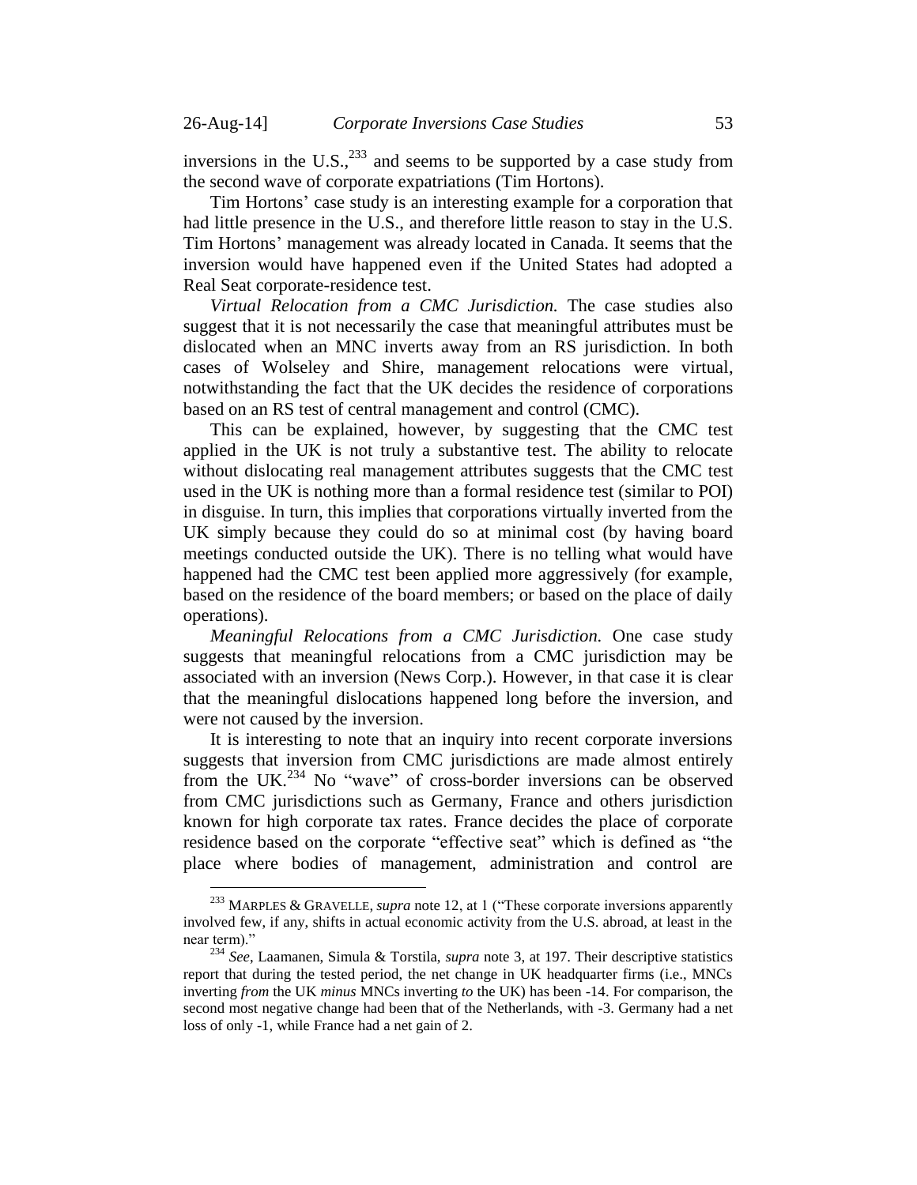inversions in the U.S.,[233] and seems to be supported by a case study from the second wave of corporate expatriations (Tim Hortons).

Tim Hortons' case study is an interesting example for a corporation that had little presence in the U.S., and therefore little reason to stay in the U.S. Tim Hortons' management was already located in Canada. It seems that the inversion would have happened even if the United States had adopted a Real Seat corporate-residence test.

*Virtual Relocation from a CMC Jurisdiction.* The case studies also suggest that it is not necessarily the case that meaningful attributes must be dislocated when an MNC inverts away from an RS jurisdiction. In both cases of Wolseley and Shire, management relocations were virtual, notwithstanding the fact that the UK decides the residence of corporations based on an RS test of central management and control (CMC).

This can be explained, however, by suggesting that the CMC test applied in the UK is not truly a substantive test. The ability to relocate without dislocating real management attributes suggests that the CMC test used in the UK is nothing more than a formal residence test (similar to POI) in disguise. In turn, this implies that corporations virtually inverted from the UK simply because they could do so at minimal cost (by having board meetings conducted outside the UK). There is no telling what would have happened had the CMC test been applied more aggressively (for example, based on the residence of the board members; or based on the place of daily operations).

*Meaningful Relocations from a CMC Jurisdiction.* One case study suggests that meaningful relocations from a CMC jurisdiction may be associated with an inversion (News Corp.). However, in that case it is clear that the meaningful dislocations happened long before the inversion, and were not caused by the inversion.

It is interesting to note that an inquiry into recent corporate inversions suggests that inversion from CMC jurisdictions are made almost entirely from the UK.[234] No "wave" of cross-border inversions can be observed from CMC jurisdictions such as Germany, France and others jurisdiction known for high corporate tax rates. France decides the place of corporate residence based on the corporate "effective seat" which is defined as "the place where bodies of management, administration and control are

---

[233] MARPLES & GRAVELLE, *supra* note 12, at 1 ("These corporate inversions apparently involved few, if any, shifts in actual economic activity from the U.S. abroad, at least in the near term)."

[234] *See*, Laamanen, Simula & Torstila, *supra* note 3, at 197. Their descriptive statistics report that during the tested period, the net change in UK headquarter firms (i.e., MNCs inverting *from* the UK *minus* MNCs inverting *to* the UK) has been -14. For comparison, the second most negative change had been that of the Netherlands, with -3. Germany had a net loss of only -1, while France had a net gain of 2.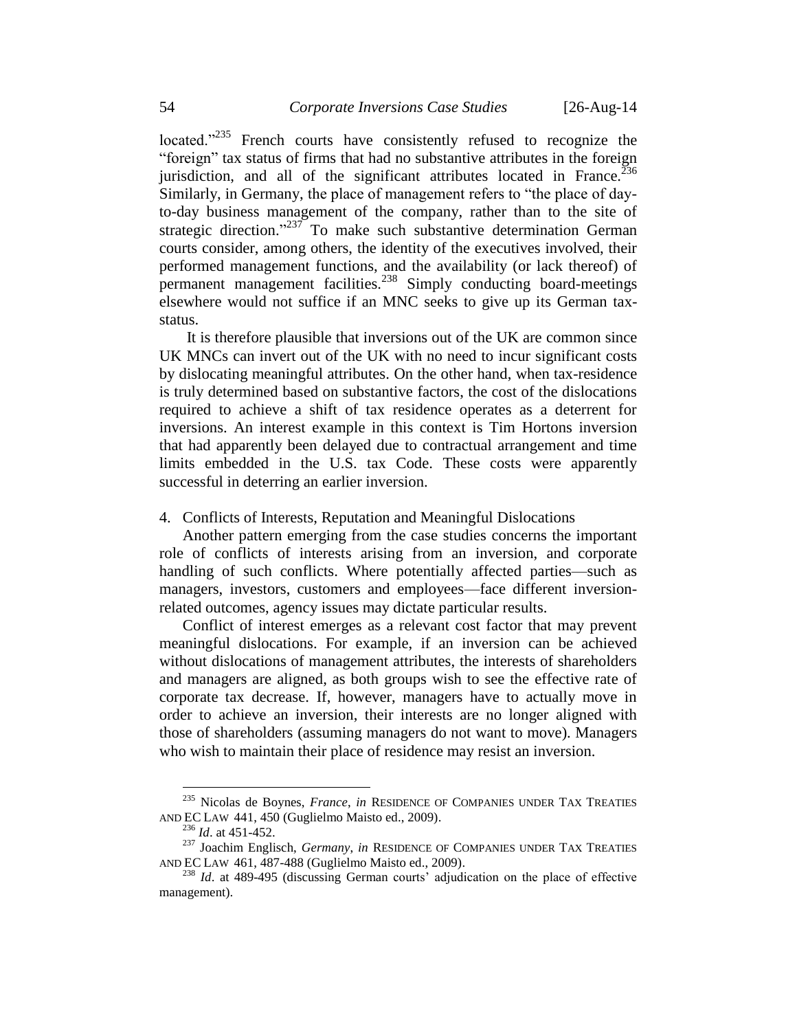located."[235] French courts have consistently refused to recognize the "foreign" tax status of firms that had no substantive attributes in the foreign jurisdiction, and all of the significant attributes located in France.[236] Similarly, in Germany, the place of management refers to "the place of day-to-day business management of the company, rather than to the site of strategic direction."[237] To make such substantive determination German courts consider, among others, the identity of the executives involved, their performed management functions, and the availability (or lack thereof) of permanent management facilities.[238] Simply conducting board-meetings elsewhere would not suffice if an MNC seeks to give up its German tax-status.

It is therefore plausible that inversions out of the UK are common since UK MNCs can invert out of the UK with no need to incur significant costs by dislocating meaningful attributes. On the other hand, when tax-residence is truly determined based on substantive factors, the cost of the dislocations required to achieve a shift of tax residence operates as a deterrent for inversions. An interest example in this context is Tim Hortons inversion that had apparently been delayed due to contractual arrangement and time limits embedded in the U.S. tax Code. These costs were apparently successful in deterring an earlier inversion.

4. Conflicts of Interests, Reputation and Meaningful Dislocations

Another pattern emerging from the case studies concerns the important role of conflicts of interests arising from an inversion, and corporate handling of such conflicts. Where potentially affected parties—such as managers, investors, customers and employees—face different inversion-related outcomes, agency issues may dictate particular results.

Conflict of interest emerges as a relevant cost factor that may prevent meaningful dislocations. For example, if an inversion can be achieved without dislocations of management attributes, the interests of shareholders and managers are aligned, as both groups wish to see the effective rate of corporate tax decrease. If, however, managers have to actually move in order to achieve an inversion, their interests are no longer aligned with those of shareholders (assuming managers do not want to move). Managers who wish to maintain their place of residence may resist an inversion.

---

[235] Nicolas de Boynes, *France*, *in* RESIDENCE OF COMPANIES UNDER TAX TREATIES AND EC LAW 441, 450 (Guglielmo Maisto ed., 2009).

[236] *Id*. at 451-452.

[237] Joachim Englisch, *Germany*, *in* RESIDENCE OF COMPANIES UNDER TAX TREATIES AND EC LAW 461, 487-488 (Guglielmo Maisto ed., 2009).

[238] *Id*. at 489-495 (discussing German courts' adjudication on the place of effective management).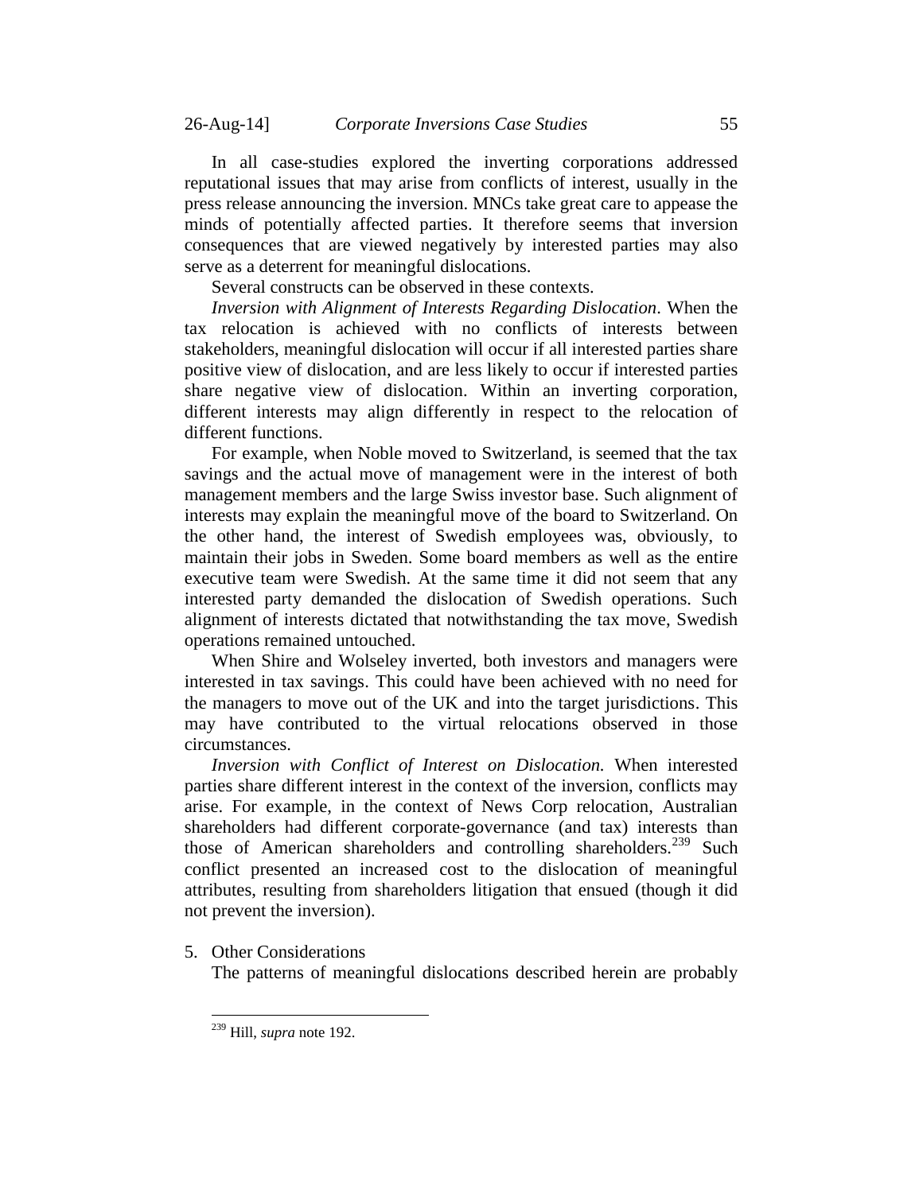In all case-studies explored the inverting corporations addressed reputational issues that may arise from conflicts of interest, usually in the press release announcing the inversion. MNCs take great care to appease the minds of potentially affected parties. It therefore seems that inversion consequences that are viewed negatively by interested parties may also serve as a deterrent for meaningful dislocations.

Several constructs can be observed in these contexts.

*Inversion with Alignment of Interests Regarding Dislocation*. When the tax relocation is achieved with no conflicts of interests between stakeholders, meaningful dislocation will occur if all interested parties share positive view of dislocation, and are less likely to occur if interested parties share negative view of dislocation. Within an inverting corporation, different interests may align differently in respect to the relocation of different functions.

For example, when Noble moved to Switzerland, is seemed that the tax savings and the actual move of management were in the interest of both management members and the large Swiss investor base. Such alignment of interests may explain the meaningful move of the board to Switzerland. On the other hand, the interest of Swedish employees was, obviously, to maintain their jobs in Sweden. Some board members as well as the entire executive team were Swedish. At the same time it did not seem that any interested party demanded the dislocation of Swedish operations. Such alignment of interests dictated that notwithstanding the tax move, Swedish operations remained untouched.

When Shire and Wolseley inverted, both investors and managers were interested in tax savings. This could have been achieved with no need for the managers to move out of the UK and into the target jurisdictions. This may have contributed to the virtual relocations observed in those circumstances.

*Inversion with Conflict of Interest on Dislocation.* When interested parties share different interest in the context of the inversion, conflicts may arise. For example, in the context of News Corp relocation, Australian shareholders had different corporate-governance (and tax) interests than those of American shareholders and controlling shareholders.[239] Such conflict presented an increased cost to the dislocation of meaningful attributes, resulting from shareholders litigation that ensued (though it did not prevent the inversion).

5. Other Considerations

The patterns of meaningful dislocations described herein are probably

[239] Hill, *supra* note 192.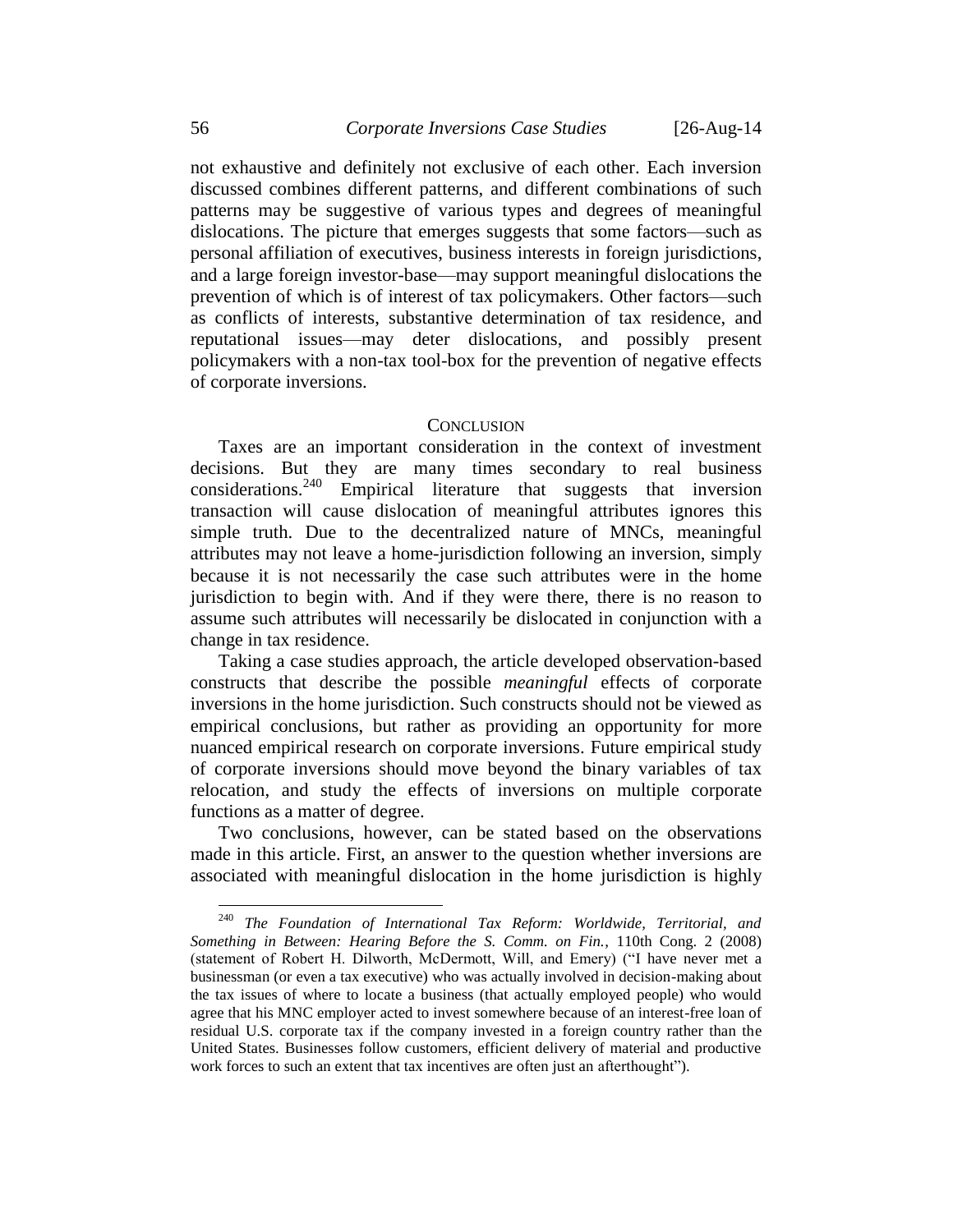not exhaustive and definitely not exclusive of each other. Each inversion discussed combines different patterns, and different combinations of such patterns may be suggestive of various types and degrees of meaningful dislocations. The picture that emerges suggests that some factors—such as personal affiliation of executives, business interests in foreign jurisdictions, and a large foreign investor-base—may support meaningful dislocations the prevention of which is of interest of tax policymakers. Other factors—such as conflicts of interests, substantive determination of tax residence, and reputational issues—may deter dislocations, and possibly present policymakers with a non-tax tool-box for the prevention of negative effects of corporate inversions.

## CONCLUSION

Taxes are an important consideration in the context of investment decisions. But they are many times secondary to real business considerations.[240] Empirical literature that suggests that inversion transaction will cause dislocation of meaningful attributes ignores this simple truth. Due to the decentralized nature of MNCs, meaningful attributes may not leave a home-jurisdiction following an inversion, simply because it is not necessarily the case such attributes were in the home jurisdiction to begin with. And if they were there, there is no reason to assume such attributes will necessarily be dislocated in conjunction with a change in tax residence.

Taking a case studies approach, the article developed observation-based constructs that describe the possible *meaningful* effects of corporate inversions in the home jurisdiction. Such constructs should not be viewed as empirical conclusions, but rather as providing an opportunity for more nuanced empirical research on corporate inversions. Future empirical study of corporate inversions should move beyond the binary variables of tax relocation, and study the effects of inversions on multiple corporate functions as a matter of degree.

Two conclusions, however, can be stated based on the observations made in this article. First, an answer to the question whether inversions are associated with meaningful dislocation in the home jurisdiction is highly

---

[240] *The Foundation of International Tax Reform: Worldwide, Territorial, and Something in Between: Hearing Before the S. Comm. on Fin.*, 110th Cong. 2 (2008) (statement of Robert H. Dilworth, McDermott, Will, and Emery) ("I have never met a businessman (or even a tax executive) who was actually involved in decision-making about the tax issues of where to locate a business (that actually employed people) who would agree that his MNC employer acted to invest somewhere because of an interest-free loan of residual U.S. corporate tax if the company invested in a foreign country rather than the United States. Businesses follow customers, efficient delivery of material and productive work forces to such an extent that tax incentives are often just an afterthought").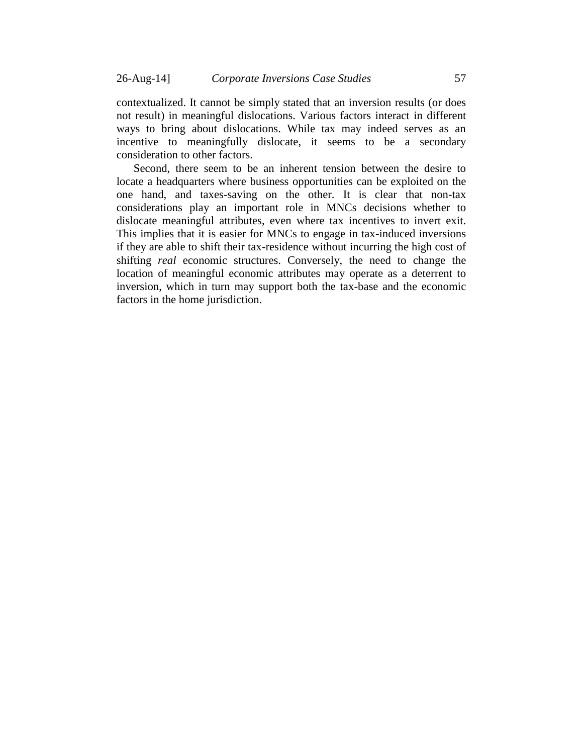contextualized. It cannot be simply stated that an inversion results (or does not result) in meaningful dislocations. Various factors interact in different ways to bring about dislocations. While tax may indeed serves as an incentive to meaningfully dislocate, it seems to be a secondary consideration to other factors.

Second, there seem to be an inherent tension between the desire to locate a headquarters where business opportunities can be exploited on the one hand, and taxes-saving on the other. It is clear that non-tax considerations play an important role in MNCs decisions whether to dislocate meaningful attributes, even where tax incentives to invert exit. This implies that it is easier for MNCs to engage in tax-induced inversions if they are able to shift their tax-residence without incurring the high cost of shifting *real* economic structures. Conversely, the need to change the location of meaningful economic attributes may operate as a deterrent to inversion, which in turn may support both the tax-base and the economic factors in the home jurisdiction.